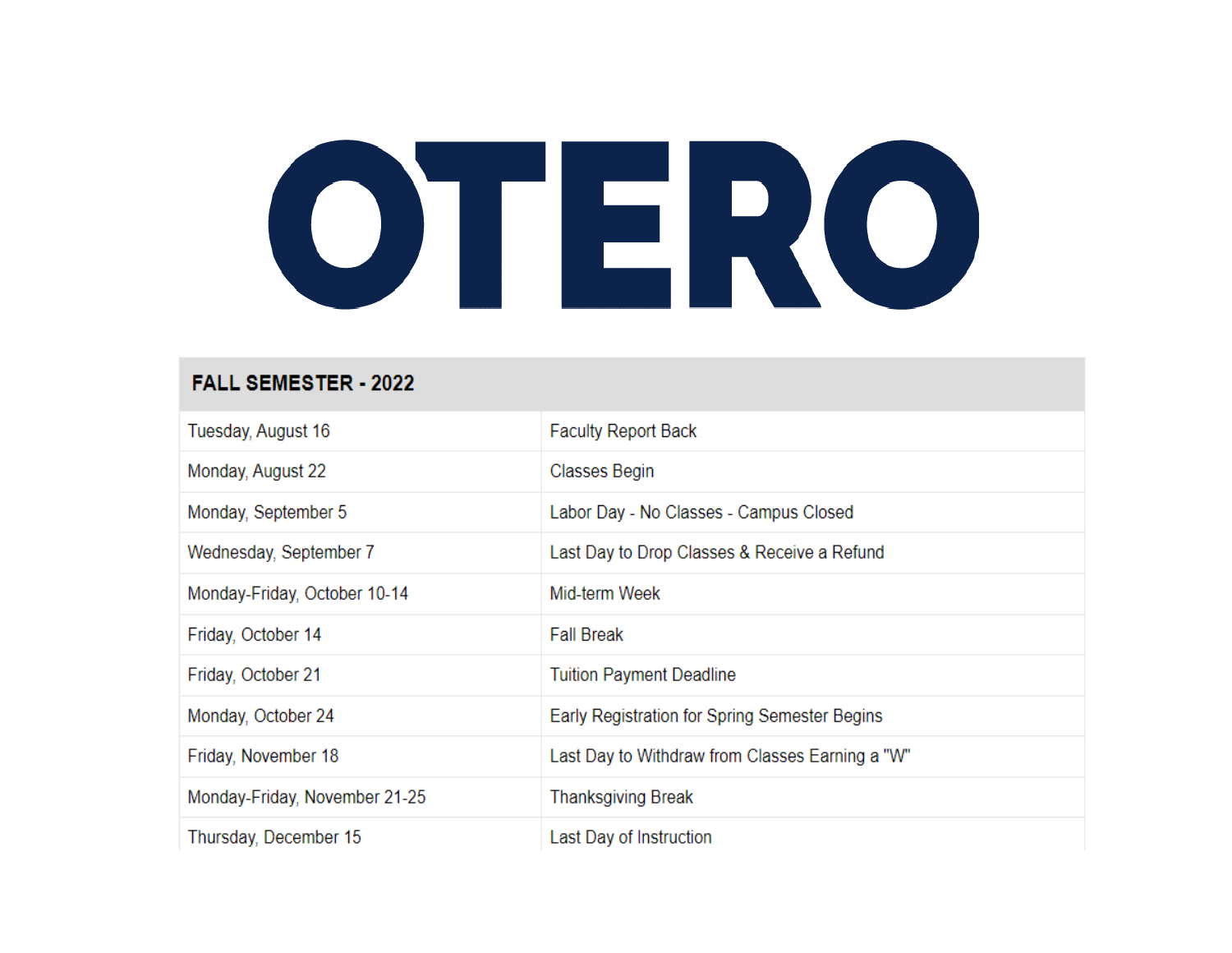# OTERO

| FALL SEMESTER - 2022 | |
|---|---|
| Tuesday, August 16 | Faculty Report Back |
| Monday, August 22 | Classes Begin |
| Monday, September 5 | Labor Day - No Classes - Campus Closed |
| Wednesday, September 7 | Last Day to Drop Classes & Receive a Refund |
| Monday-Friday, October 10-14 | Mid-term Week |
| Friday, October 14 | Fall Break |
| Friday, October 21 | Tuition Payment Deadline |
| Monday, October 24 | Early Registration for Spring Semester Begins |
| Friday, November 18 | Last Day to Withdraw from Classes Earning a "W" |
| Monday-Friday, November 21-25 | Thanksgiving Break |
| Thursday, December 15 | Last Day of Instruction |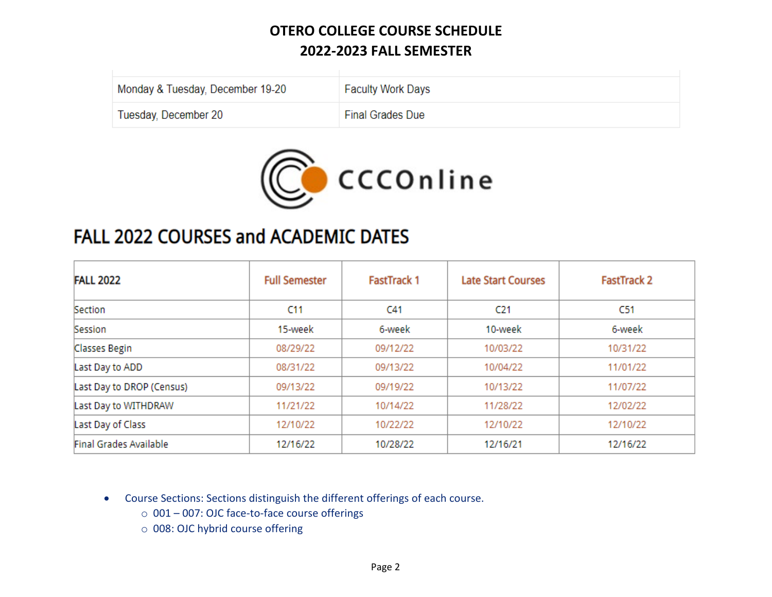# OTERO COLLEGE COURSE SCHEDULE
# 2022-2023 FALL SEMESTER

| | |
|---|---|
| Monday & Tuesday, December 19-20 | Faculty Work Days |
| Tuesday, December 20 | Final Grades Due |

CCCOnline

## FALL 2022 COURSES and ACADEMIC DATES

| FALL 2022 | Full Semester | FastTrack 1 | Late Start Courses | FastTrack 2 |
|---|---|---|---|---|
| Section | C11 | C41 | C21 | C51 |
| Session | 15-week | 6-week | 10-week | 6-week |
| Classes Begin | 08/29/22 | 09/12/22 | 10/03/22 | 10/31/22 |
| Last Day to ADD | 08/31/22 | 09/13/22 | 10/04/22 | 11/01/22 |
| Last Day to DROP (Census) | 09/13/22 | 09/19/22 | 10/13/22 | 11/07/22 |
| Last Day to WITHDRAW | 11/21/22 | 10/14/22 | 11/28/22 | 12/02/22 |
| Last Day of Class | 12/10/22 | 10/22/22 | 12/10/22 | 12/10/22 |
| Final Grades Available | 12/16/22 | 10/28/22 | 12/16/21 | 12/16/22 |

- Course Sections: Sections distinguish the different offerings of each course.
  - 001 – 007: OJC face-to-face course offerings
  - 008: OJC hybrid course offering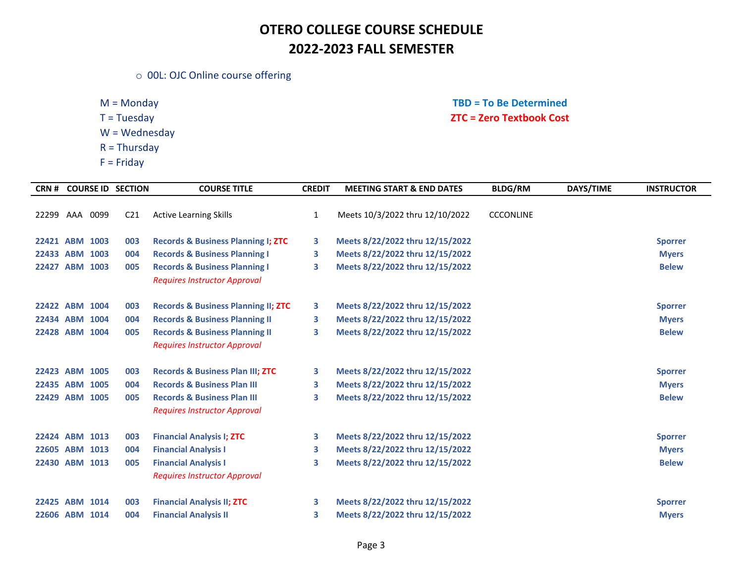# OTERO COLLEGE COURSE SCHEDULE
# 2022-2023 FALL SEMESTER

- 00L: OJC Online course offering

M = Monday
T = Tuesday
W = Wednesday
R = Thursday
F = Friday

**TBD = To Be Determined**
**ZTC = Zero Textbook Cost**

| CRN # | COURSE ID | SECTION | COURSE TITLE | CREDIT | MEETING START & END DATES | BLDG/RM | DAYS/TIME | INSTRUCTOR |
|---|---|---|---|---|---|---|---|---|
| 22299 | AAA 0099 | C21 | Active Learning Skills | 1 | Meets 10/3/2022 thru 12/10/2022 | CCCONLINE | | |
| **22421** | **ABM 1003** | **003** | **Records & Business Planning I; ZTC** | **3** | **Meets 8/22/2022 thru 12/15/2022** | | | **Sporrer** |
| **22433** | **ABM 1003** | **004** | **Records & Business Planning I** | **3** | **Meets 8/22/2022 thru 12/15/2022** | | | **Myers** |
| **22427** | **ABM 1003** | **005** | **Records & Business Planning I** *Requires Instructor Approval* | **3** | **Meets 8/22/2022 thru 12/15/2022** | | | **Belew** |
| **22422** | **ABM 1004** | **003** | **Records & Business Planning II; ZTC** | **3** | **Meets 8/22/2022 thru 12/15/2022** | | | **Sporrer** |
| **22434** | **ABM 1004** | **004** | **Records & Business Planning II** | **3** | **Meets 8/22/2022 thru 12/15/2022** | | | **Myers** |
| **22428** | **ABM 1004** | **005** | **Records & Business Planning II** *Requires Instructor Approval* | **3** | **Meets 8/22/2022 thru 12/15/2022** | | | **Belew** |
| **22423** | **ABM 1005** | **003** | **Records & Business Plan III; ZTC** | **3** | **Meets 8/22/2022 thru 12/15/2022** | | | **Sporrer** |
| **22435** | **ABM 1005** | **004** | **Records & Business Plan III** | **3** | **Meets 8/22/2022 thru 12/15/2022** | | | **Myers** |
| **22429** | **ABM 1005** | **005** | **Records & Business Plan III** *Requires Instructor Approval* | **3** | **Meets 8/22/2022 thru 12/15/2022** | | | **Belew** |
| **22424** | **ABM 1013** | **003** | **Financial Analysis I; ZTC** | **3** | **Meets 8/22/2022 thru 12/15/2022** | | | **Sporrer** |
| **22605** | **ABM 1013** | **004** | **Financial Analysis I** | **3** | **Meets 8/22/2022 thru 12/15/2022** | | | **Myers** |
| **22430** | **ABM 1013** | **005** | **Financial Analysis I** *Requires Instructor Approval* | **3** | **Meets 8/22/2022 thru 12/15/2022** | | | **Belew** |
| **22425** | **ABM 1014** | **003** | **Financial Analysis II; ZTC** | **3** | **Meets 8/22/2022 thru 12/15/2022** | | | **Sporrer** |
| **22606** | **ABM 1014** | **004** | **Financial Analysis II** | **3** | **Meets 8/22/2022 thru 12/15/2022** | | | **Myers** |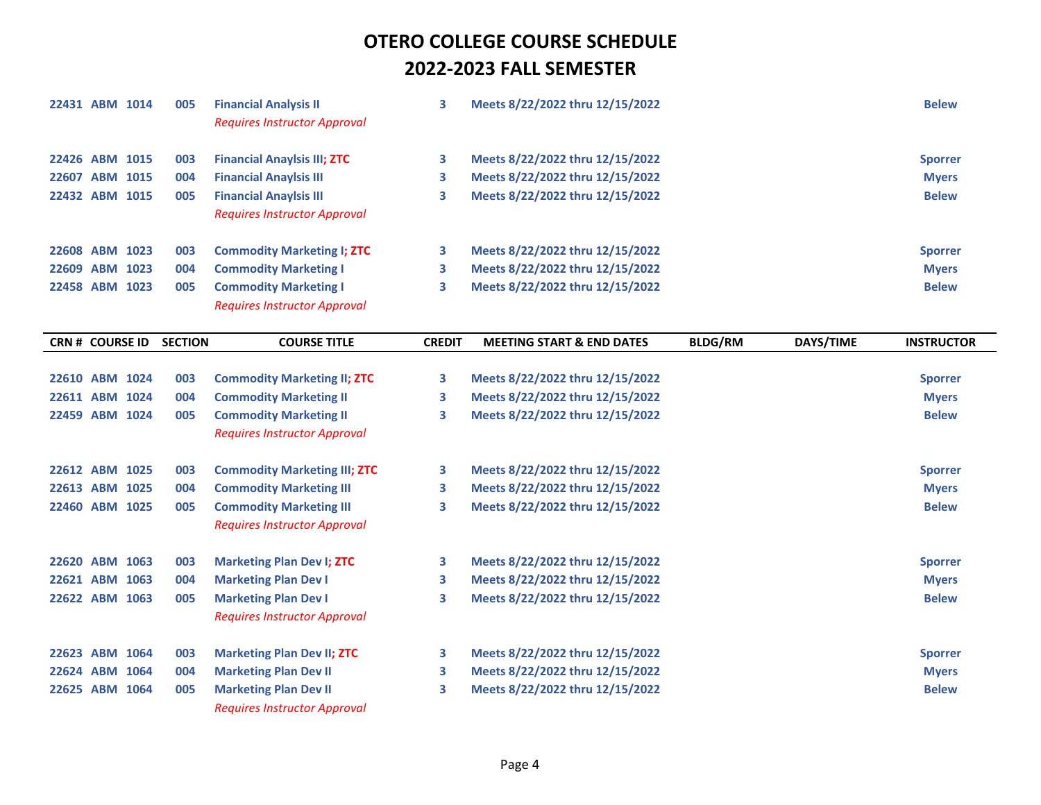# OTERO COLLEGE COURSE SCHEDULE

# 2022-2023 FALL SEMESTER

| CRN # | COURSE ID | SECTION | COURSE TITLE | CREDIT | MEETING START & END DATES | BLDG/RM | DAYS/TIME | INSTRUCTOR |
|---|---|---|---|---|---|---|---|---|
| 22431 | ABM 1014 | 005 | Financial Analysis II | 3 | Meets 8/22/2022 thru 12/15/2022 | | | Belew |
| | | | *Requires Instructor Approval* | | | | | |
| 22426 | ABM 1015 | 003 | Financial Anaylsis III; ZTC | 3 | Meets 8/22/2022 thru 12/15/2022 | | | Sporrer |
| 22607 | ABM 1015 | 004 | Financial Anaylsis III | 3 | Meets 8/22/2022 thru 12/15/2022 | | | Myers |
| 22432 | ABM 1015 | 005 | Financial Anaylsis III | 3 | Meets 8/22/2022 thru 12/15/2022 | | | Belew |
| | | | *Requires Instructor Approval* | | | | | |
| 22608 | ABM 1023 | 003 | Commodity Marketing I; ZTC | 3 | Meets 8/22/2022 thru 12/15/2022 | | | Sporrer |
| 22609 | ABM 1023 | 004 | Commodity Marketing I | 3 | Meets 8/22/2022 thru 12/15/2022 | | | Myers |
| 22458 | ABM 1023 | 005 | Commodity Marketing I | 3 | Meets 8/22/2022 thru 12/15/2022 | | | Belew |
| | | | *Requires Instructor Approval* | | | | | |
| 22610 | ABM 1024 | 003 | Commodity Marketing II; ZTC | 3 | Meets 8/22/2022 thru 12/15/2022 | | | Sporrer |
| 22611 | ABM 1024 | 004 | Commodity Marketing II | 3 | Meets 8/22/2022 thru 12/15/2022 | | | Myers |
| 22459 | ABM 1024 | 005 | Commodity Marketing II | 3 | Meets 8/22/2022 thru 12/15/2022 | | | Belew |
| | | | *Requires Instructor Approval* | | | | | |
| 22612 | ABM 1025 | 003 | Commodity Marketing III; ZTC | 3 | Meets 8/22/2022 thru 12/15/2022 | | | Sporrer |
| 22613 | ABM 1025 | 004 | Commodity Marketing III | 3 | Meets 8/22/2022 thru 12/15/2022 | | | Myers |
| 22460 | ABM 1025 | 005 | Commodity Marketing III | 3 | Meets 8/22/2022 thru 12/15/2022 | | | Belew |
| | | | *Requires Instructor Approval* | | | | | |
| 22620 | ABM 1063 | 003 | Marketing Plan Dev I; ZTC | 3 | Meets 8/22/2022 thru 12/15/2022 | | | Sporrer |
| 22621 | ABM 1063 | 004 | Marketing Plan Dev I | 3 | Meets 8/22/2022 thru 12/15/2022 | | | Myers |
| 22622 | ABM 1063 | 005 | Marketing Plan Dev I | 3 | Meets 8/22/2022 thru 12/15/2022 | | | Belew |
| | | | *Requires Instructor Approval* | | | | | |
| 22623 | ABM 1064 | 003 | Marketing Plan Dev II; ZTC | 3 | Meets 8/22/2022 thru 12/15/2022 | | | Sporrer |
| 22624 | ABM 1064 | 004 | Marketing Plan Dev II | 3 | Meets 8/22/2022 thru 12/15/2022 | | | Myers |
| 22625 | ABM 1064 | 005 | Marketing Plan Dev II | 3 | Meets 8/22/2022 thru 12/15/2022 | | | Belew |
| | | | *Requires Instructor Approval* | | | | | |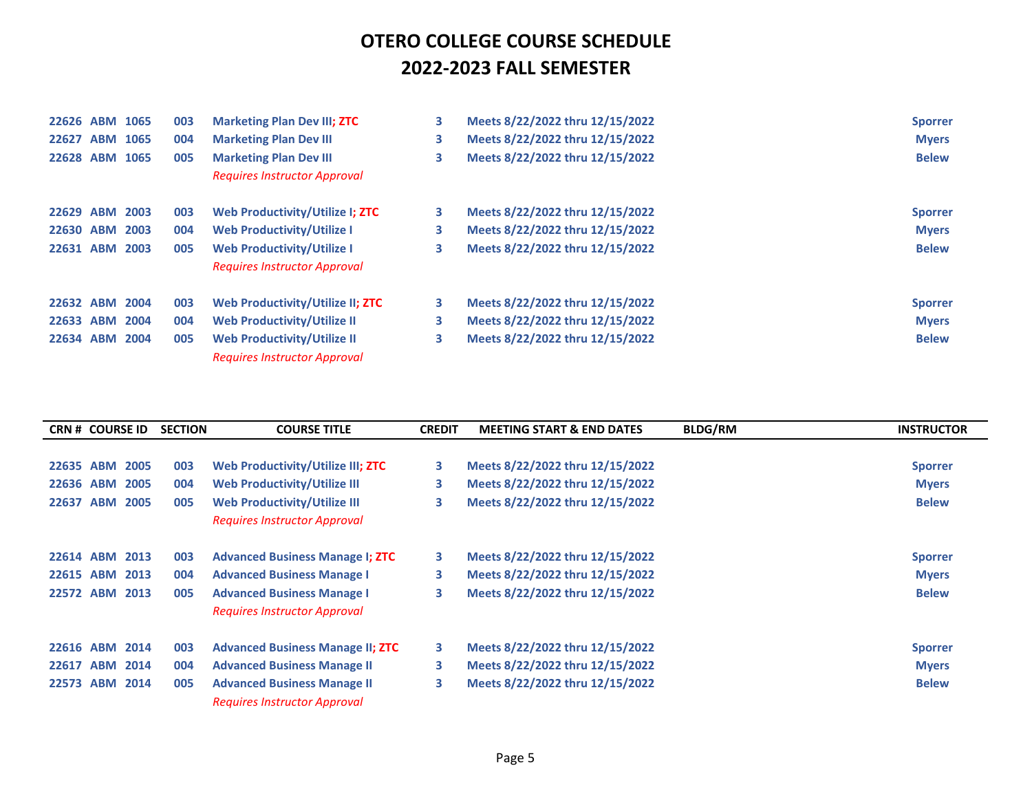# OTERO COLLEGE COURSE SCHEDULE

## 2022-2023 FALL SEMESTER

| CRN # | COURSE ID | | SECTION | COURSE TITLE | CREDIT | MEETING START & END DATES | BLDG/RM | INSTRUCTOR |
|---|---|---|---|---|---|---|---|---|
| 22626 | ABM | 1065 | 003 | Marketing Plan Dev III; ZTC | 3 | Meets 8/22/2022 thru 12/15/2022 | | Sporrer |
| 22627 | ABM | 1065 | 004 | Marketing Plan Dev III | 3 | Meets 8/22/2022 thru 12/15/2022 | | Myers |
| 22628 | ABM | 1065 | 005 | Marketing Plan Dev III | 3 | Meets 8/22/2022 thru 12/15/2022 | | Belew |
| | | | | *Requires Instructor Approval* | | | | |
| 22629 | ABM | 2003 | 003 | Web Productivity/Utilize I; ZTC | 3 | Meets 8/22/2022 thru 12/15/2022 | | Sporrer |
| 22630 | ABM | 2003 | 004 | Web Productivity/Utilize I | 3 | Meets 8/22/2022 thru 12/15/2022 | | Myers |
| 22631 | ABM | 2003 | 005 | Web Productivity/Utilize I | 3 | Meets 8/22/2022 thru 12/15/2022 | | Belew |
| | | | | *Requires Instructor Approval* | | | | |
| 22632 | ABM | 2004 | 003 | Web Productivity/Utilize II; ZTC | 3 | Meets 8/22/2022 thru 12/15/2022 | | Sporrer |
| 22633 | ABM | 2004 | 004 | Web Productivity/Utilize II | 3 | Meets 8/22/2022 thru 12/15/2022 | | Myers |
| 22634 | ABM | 2004 | 005 | Web Productivity/Utilize II | 3 | Meets 8/22/2022 thru 12/15/2022 | | Belew |
| | | | | *Requires Instructor Approval* | | | | |
| 22635 | ABM | 2005 | 003 | Web Productivity/Utilize III; ZTC | 3 | Meets 8/22/2022 thru 12/15/2022 | | Sporrer |
| 22636 | ABM | 2005 | 004 | Web Productivity/Utilize III | 3 | Meets 8/22/2022 thru 12/15/2022 | | Myers |
| 22637 | ABM | 2005 | 005 | Web Productivity/Utilize III | 3 | Meets 8/22/2022 thru 12/15/2022 | | Belew |
| | | | | *Requires Instructor Approval* | | | | |
| 22614 | ABM | 2013 | 003 | Advanced Business Manage I; ZTC | 3 | Meets 8/22/2022 thru 12/15/2022 | | Sporrer |
| 22615 | ABM | 2013 | 004 | Advanced Business Manage I | 3 | Meets 8/22/2022 thru 12/15/2022 | | Myers |
| 22572 | ABM | 2013 | 005 | Advanced Business Manage I | 3 | Meets 8/22/2022 thru 12/15/2022 | | Belew |
| | | | | *Requires Instructor Approval* | | | | |
| 22616 | ABM | 2014 | 003 | Advanced Business Manage II; ZTC | 3 | Meets 8/22/2022 thru 12/15/2022 | | Sporrer |
| 22617 | ABM | 2014 | 004 | Advanced Business Manage II | 3 | Meets 8/22/2022 thru 12/15/2022 | | Myers |
| 22573 | ABM | 2014 | 005 | Advanced Business Manage II | 3 | Meets 8/22/2022 thru 12/15/2022 | | Belew |
| | | | | *Requires Instructor Approval* | | | | |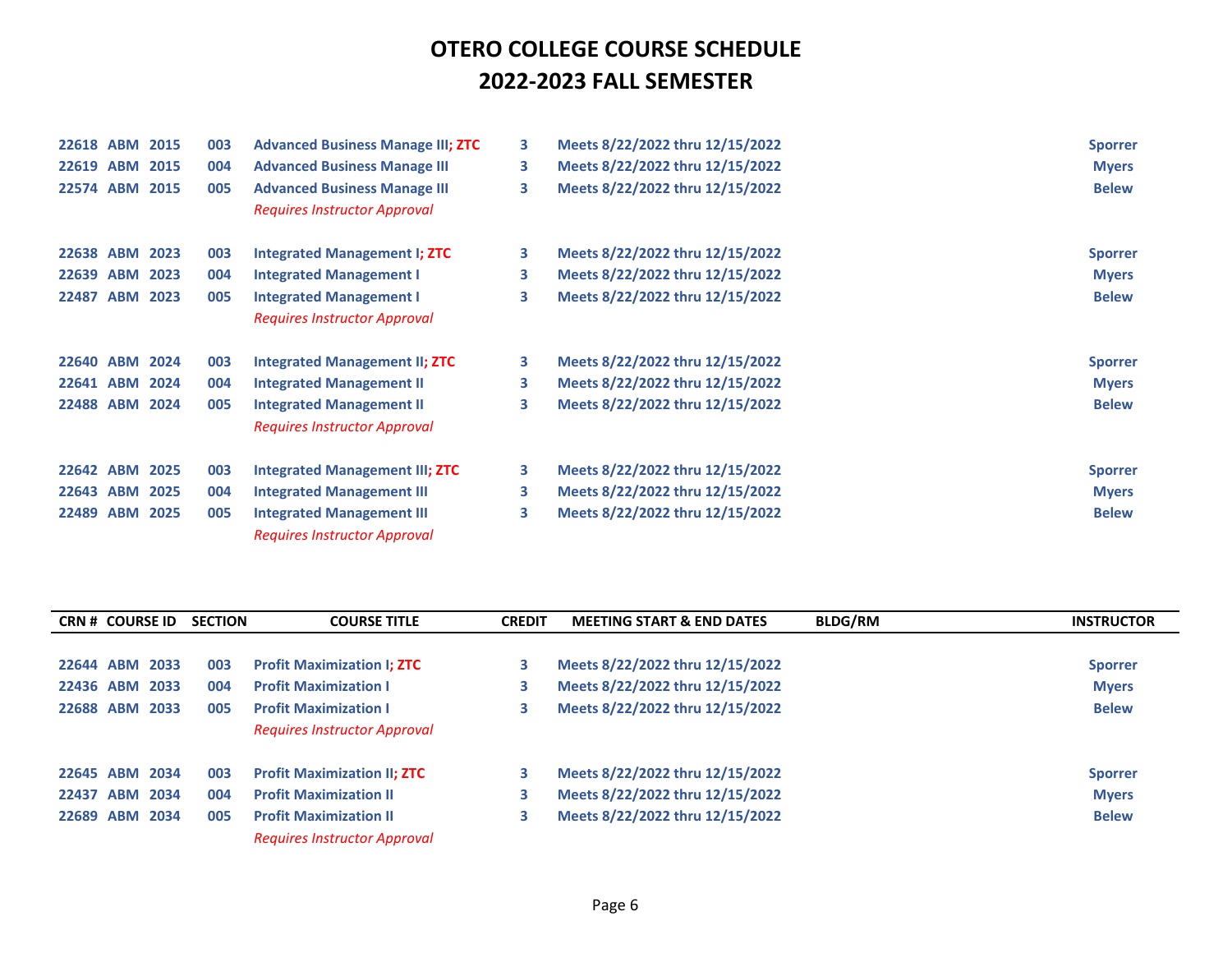# OTERO COLLEGE COURSE SCHEDULE
## 2022-2023 FALL SEMESTER

| CRN # | COURSE ID | SECTION | COURSE TITLE | CREDIT | MEETING START & END DATES | BLDG/RM | INSTRUCTOR |
|---|---|---|---|---|---|---|---|
| 22618 | ABM 2015 | 003 | Advanced Business Manage III; ZTC | 3 | Meets 8/22/2022 thru 12/15/2022 | | Sporrer |
| 22619 | ABM 2015 | 004 | Advanced Business Manage III | 3 | Meets 8/22/2022 thru 12/15/2022 | | Myers |
| 22574 | ABM 2015 | 005 | Advanced Business Manage III | 3 | Meets 8/22/2022 thru 12/15/2022 | | Belew |
| | | | *Requires Instructor Approval* | | | | |
| 22638 | ABM 2023 | 003 | Integrated Management I; ZTC | 3 | Meets 8/22/2022 thru 12/15/2022 | | Sporrer |
| 22639 | ABM 2023 | 004 | Integrated Management I | 3 | Meets 8/22/2022 thru 12/15/2022 | | Myers |
| 22487 | ABM 2023 | 005 | Integrated Management I | 3 | Meets 8/22/2022 thru 12/15/2022 | | Belew |
| | | | *Requires Instructor Approval* | | | | |
| 22640 | ABM 2024 | 003 | Integrated Management II; ZTC | 3 | Meets 8/22/2022 thru 12/15/2022 | | Sporrer |
| 22641 | ABM 2024 | 004 | Integrated Management II | 3 | Meets 8/22/2022 thru 12/15/2022 | | Myers |
| 22488 | ABM 2024 | 005 | Integrated Management II | 3 | Meets 8/22/2022 thru 12/15/2022 | | Belew |
| | | | *Requires Instructor Approval* | | | | |
| 22642 | ABM 2025 | 003 | Integrated Management III; ZTC | 3 | Meets 8/22/2022 thru 12/15/2022 | | Sporrer |
| 22643 | ABM 2025 | 004 | Integrated Management III | 3 | Meets 8/22/2022 thru 12/15/2022 | | Myers |
| 22489 | ABM 2025 | 005 | Integrated Management III | 3 | Meets 8/22/2022 thru 12/15/2022 | | Belew |
| | | | *Requires Instructor Approval* | | | | |
| 22644 | ABM 2033 | 003 | Profit Maximization I; ZTC | 3 | Meets 8/22/2022 thru 12/15/2022 | | Sporrer |
| 22436 | ABM 2033 | 004 | Profit Maximization I | 3 | Meets 8/22/2022 thru 12/15/2022 | | Myers |
| 22688 | ABM 2033 | 005 | Profit Maximization I | 3 | Meets 8/22/2022 thru 12/15/2022 | | Belew |
| | | | *Requires Instructor Approval* | | | | |
| 22645 | ABM 2034 | 003 | Profit Maximization II; ZTC | 3 | Meets 8/22/2022 thru 12/15/2022 | | Sporrer |
| 22437 | ABM 2034 | 004 | Profit Maximization II | 3 | Meets 8/22/2022 thru 12/15/2022 | | Myers |
| 22689 | ABM 2034 | 005 | Profit Maximization II | 3 | Meets 8/22/2022 thru 12/15/2022 | | Belew |
| | | | *Requires Instructor Approval* | | | | |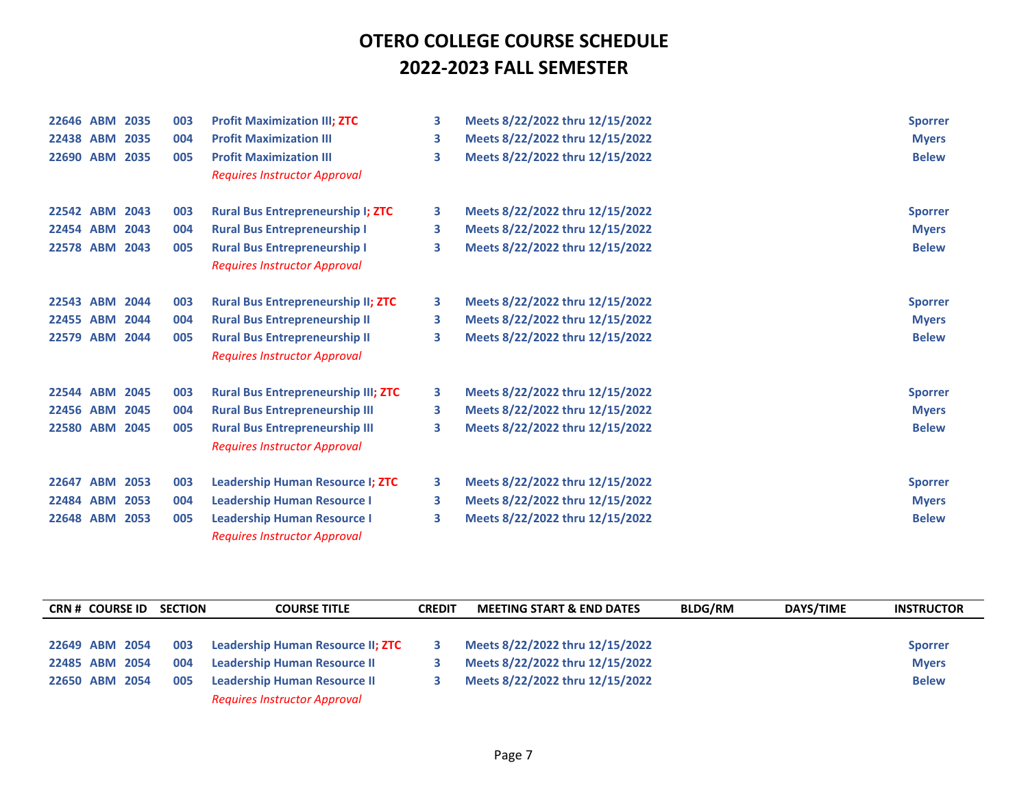# OTERO COLLEGE COURSE SCHEDULE
# 2022-2023 FALL SEMESTER

| CRN # | COURSE ID | SECTION | COURSE TITLE | CREDIT | MEETING START & END DATES | BLDG/RM | DAYS/TIME | INSTRUCTOR |
|---|---|---|---|---|---|---|---|---|
| 22646 | ABM 2035 | 003 | Profit Maximization III; ZTC | 3 | Meets 8/22/2022 thru 12/15/2022 | | | Sporrer |
| 22438 | ABM 2035 | 004 | Profit Maximization III | 3 | Meets 8/22/2022 thru 12/15/2022 | | | Myers |
| 22690 | ABM 2035 | 005 | Profit Maximization III<br>*Requires Instructor Approval* | 3 | Meets 8/22/2022 thru 12/15/2022 | | | Belew |
| 22542 | ABM 2043 | 003 | Rural Bus Entrepreneurship I; ZTC | 3 | Meets 8/22/2022 thru 12/15/2022 | | | Sporrer |
| 22454 | ABM 2043 | 004 | Rural Bus Entrepreneurship I | 3 | Meets 8/22/2022 thru 12/15/2022 | | | Myers |
| 22578 | ABM 2043 | 005 | Rural Bus Entrepreneurship I<br>*Requires Instructor Approval* | 3 | Meets 8/22/2022 thru 12/15/2022 | | | Belew |
| 22543 | ABM 2044 | 003 | Rural Bus Entrepreneurship II; ZTC | 3 | Meets 8/22/2022 thru 12/15/2022 | | | Sporrer |
| 22455 | ABM 2044 | 004 | Rural Bus Entrepreneurship II | 3 | Meets 8/22/2022 thru 12/15/2022 | | | Myers |
| 22579 | ABM 2044 | 005 | Rural Bus Entrepreneurship II<br>*Requires Instructor Approval* | 3 | Meets 8/22/2022 thru 12/15/2022 | | | Belew |
| 22544 | ABM 2045 | 003 | Rural Bus Entrepreneurship III; ZTC | 3 | Meets 8/22/2022 thru 12/15/2022 | | | Sporrer |
| 22456 | ABM 2045 | 004 | Rural Bus Entrepreneurship III | 3 | Meets 8/22/2022 thru 12/15/2022 | | | Myers |
| 22580 | ABM 2045 | 005 | Rural Bus Entrepreneurship III<br>*Requires Instructor Approval* | 3 | Meets 8/22/2022 thru 12/15/2022 | | | Belew |
| 22647 | ABM 2053 | 003 | Leadership Human Resource I; ZTC | 3 | Meets 8/22/2022 thru 12/15/2022 | | | Sporrer |
| 22484 | ABM 2053 | 004 | Leadership Human Resource I | 3 | Meets 8/22/2022 thru 12/15/2022 | | | Myers |
| 22648 | ABM 2053 | 005 | Leadership Human Resource I<br>*Requires Instructor Approval* | 3 | Meets 8/22/2022 thru 12/15/2022 | | | Belew |
| 22649 | ABM 2054 | 003 | Leadership Human Resource II; ZTC | 3 | Meets 8/22/2022 thru 12/15/2022 | | | Sporrer |
| 22485 | ABM 2054 | 004 | Leadership Human Resource II | 3 | Meets 8/22/2022 thru 12/15/2022 | | | Myers |
| 22650 | ABM 2054 | 005 | Leadership Human Resource II<br>*Requires Instructor Approval* | 3 | Meets 8/22/2022 thru 12/15/2022 | | | Belew |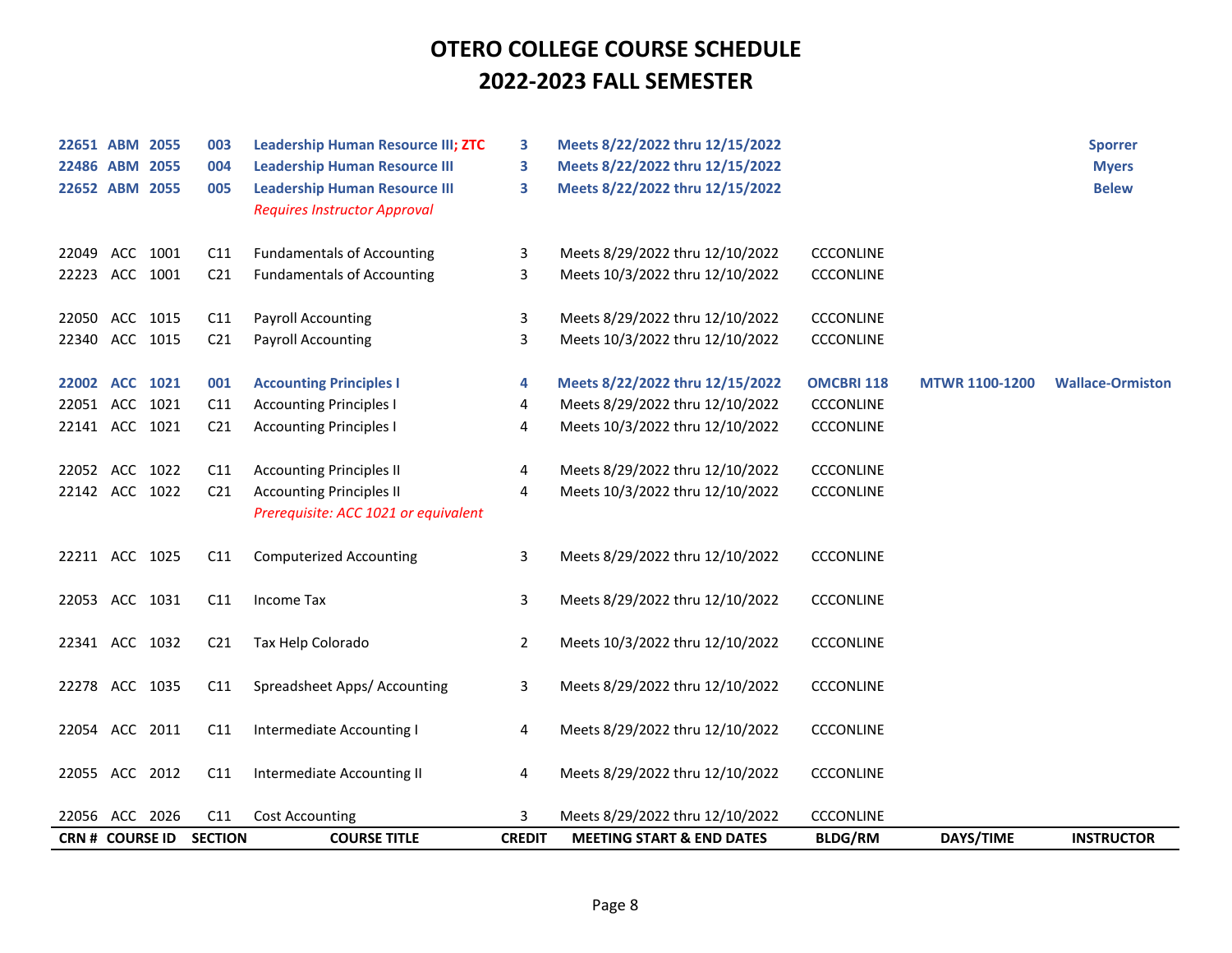# OTERO COLLEGE COURSE SCHEDULE
# 2022-2023 FALL SEMESTER

| CRN # | COURSE ID | | SECTION | COURSE TITLE | CREDIT | MEETING START & END DATES | BLDG/RM | DAYS/TIME | INSTRUCTOR |
|---|---|---|---|---|---|---|---|---|---|
| **22651** | **ABM** | **2055** | **003** | **Leadership Human Resource III; ZTC** | **3** | **Meets 8/22/2022 thru 12/15/2022** | | | **Sporrer** |
| **22486** | **ABM** | **2055** | **004** | **Leadership Human Resource III** | **3** | **Meets 8/22/2022 thru 12/15/2022** | | | **Myers** |
| **22652** | **ABM** | **2055** | **005** | **Leadership Human Resource III** | **3** | **Meets 8/22/2022 thru 12/15/2022** | | | **Belew** |
| | | | | *Requires Instructor Approval* | | | | | |
| 22049 | ACC | 1001 | C11 | Fundamentals of Accounting | 3 | Meets 8/29/2022 thru 12/10/2022 | CCCONLINE | | |
| 22223 | ACC | 1001 | C21 | Fundamentals of Accounting | 3 | Meets 10/3/2022 thru 12/10/2022 | CCCONLINE | | |
| 22050 | ACC | 1015 | C11 | Payroll Accounting | 3 | Meets 8/29/2022 thru 12/10/2022 | CCCONLINE | | |
| 22340 | ACC | 1015 | C21 | Payroll Accounting | 3 | Meets 10/3/2022 thru 12/10/2022 | CCCONLINE | | |
| **22002** | **ACC** | **1021** | **001** | **Accounting Principles I** | **4** | **Meets 8/22/2022 thru 12/15/2022** | **OMCBRI 118** | **MTWR 1100-1200** | **Wallace-Ormiston** |
| 22051 | ACC | 1021 | C11 | Accounting Principles I | 4 | Meets 8/29/2022 thru 12/10/2022 | CCCONLINE | | |
| 22141 | ACC | 1021 | C21 | Accounting Principles I | 4 | Meets 10/3/2022 thru 12/10/2022 | CCCONLINE | | |
| 22052 | ACC | 1022 | C11 | Accounting Principles II | 4 | Meets 8/29/2022 thru 12/10/2022 | CCCONLINE | | |
| 22142 | ACC | 1022 | C21 | Accounting Principles II | 4 | Meets 10/3/2022 thru 12/10/2022 | CCCONLINE | | |
| | | | | *Prerequisite: ACC 1021 or equivalent* | | | | | |
| 22211 | ACC | 1025 | C11 | Computerized Accounting | 3 | Meets 8/29/2022 thru 12/10/2022 | CCCONLINE | | |
| 22053 | ACC | 1031 | C11 | Income Tax | 3 | Meets 8/29/2022 thru 12/10/2022 | CCCONLINE | | |
| 22341 | ACC | 1032 | C21 | Tax Help Colorado | 2 | Meets 10/3/2022 thru 12/10/2022 | CCCONLINE | | |
| 22278 | ACC | 1035 | C11 | Spreadsheet Apps/ Accounting | 3 | Meets 8/29/2022 thru 12/10/2022 | CCCONLINE | | |
| 22054 | ACC | 2011 | C11 | Intermediate Accounting I | 4 | Meets 8/29/2022 thru 12/10/2022 | CCCONLINE | | |
| 22055 | ACC | 2012 | C11 | Intermediate Accounting II | 4 | Meets 8/29/2022 thru 12/10/2022 | CCCONLINE | | |
| 22056 | ACC | 2026 | C11 | Cost Accounting | 3 | Meets 8/29/2022 thru 12/10/2022 | CCCONLINE | | |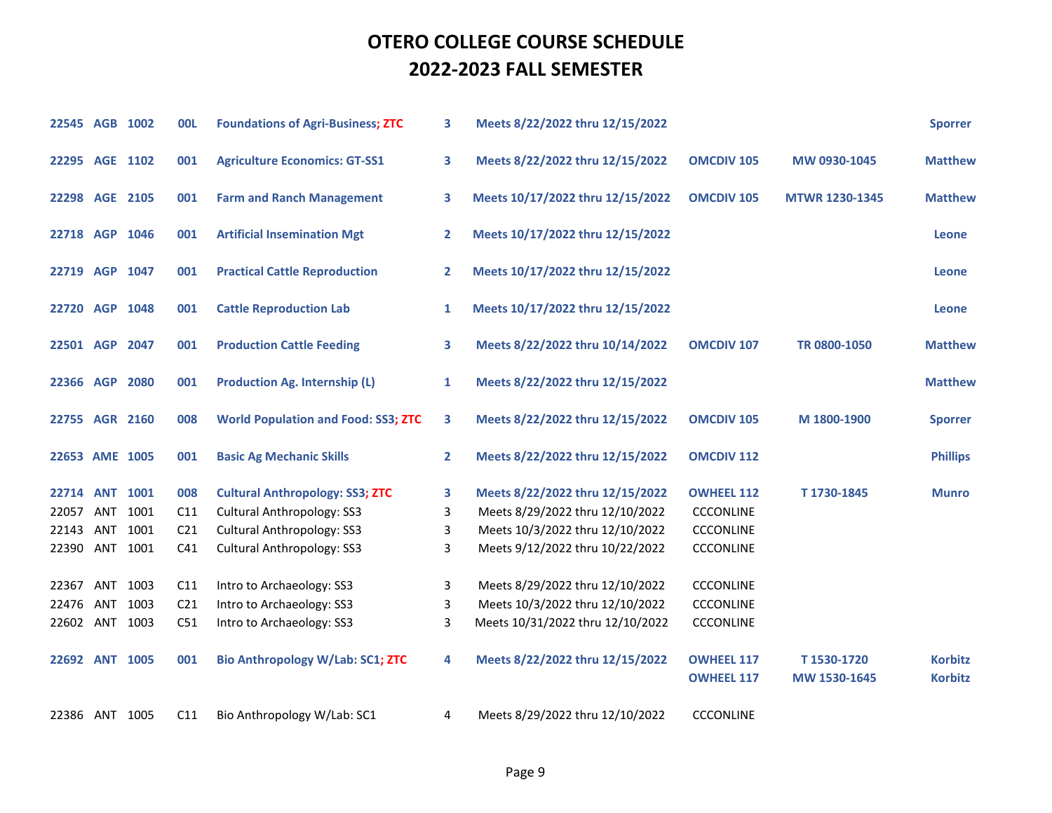# OTERO COLLEGE COURSE SCHEDULE
## 2022-2023 FALL SEMESTER

| CRN | Subject | Course | Section | Title | Credits | Dates | Location | Days/Time | Instructor |
|---|---|---|---|---|---|---|---|---|---|
| 22545 | AGB | 1002 | 00L | Foundations of Agri-Business; ZTC | 3 | Meets 8/22/2022 thru 12/15/2022 | | | Sporrer |
| 22295 | AGE | 1102 | 001 | Agriculture Economics: GT-SS1 | 3 | Meets 8/22/2022 thru 12/15/2022 | OMCDIV 105 | MW 0930-1045 | Matthew |
| 22298 | AGE | 2105 | 001 | Farm and Ranch Management | 3 | Meets 10/17/2022 thru 12/15/2022 | OMCDIV 105 | MTWR 1230-1345 | Matthew |
| 22718 | AGP | 1046 | 001 | Artificial Insemination Mgt | 2 | Meets 10/17/2022 thru 12/15/2022 | | | Leone |
| 22719 | AGP | 1047 | 001 | Practical Cattle Reproduction | 2 | Meets 10/17/2022 thru 12/15/2022 | | | Leone |
| 22720 | AGP | 1048 | 001 | Cattle Reproduction Lab | 1 | Meets 10/17/2022 thru 12/15/2022 | | | Leone |
| 22501 | AGP | 2047 | 001 | Production Cattle Feeding | 3 | Meets 8/22/2022 thru 10/14/2022 | OMCDIV 107 | TR 0800-1050 | Matthew |
| 22366 | AGP | 2080 | 001 | Production Ag. Internship (L) | 1 | Meets 8/22/2022 thru 12/15/2022 | | | Matthew |
| 22755 | AGR | 2160 | 008 | World Population and Food: SS3; ZTC | 3 | Meets 8/22/2022 thru 12/15/2022 | OMCDIV 105 | M 1800-1900 | Sporrer |
| 22653 | AME | 1005 | 001 | Basic Ag Mechanic Skills | 2 | Meets 8/22/2022 thru 12/15/2022 | OMCDIV 112 | | Phillips |
| 22714 | ANT | 1001 | 008 | Cultural Anthropology: SS3; ZTC | 3 | Meets 8/22/2022 thru 12/15/2022 | OWHEEL 112 | T 1730-1845 | Munro |
| 22057 | ANT | 1001 | C11 | Cultural Anthropology: SS3 | 3 | Meets 8/29/2022 thru 12/10/2022 | CCCONLINE | | |
| 22143 | ANT | 1001 | C21 | Cultural Anthropology: SS3 | 3 | Meets 10/3/2022 thru 12/10/2022 | CCCONLINE | | |
| 22390 | ANT | 1001 | C41 | Cultural Anthropology: SS3 | 3 | Meets 9/12/2022 thru 10/22/2022 | CCCONLINE | | |
| 22367 | ANT | 1003 | C11 | Intro to Archaeology: SS3 | 3 | Meets 8/29/2022 thru 12/10/2022 | CCCONLINE | | |
| 22476 | ANT | 1003 | C21 | Intro to Archaeology: SS3 | 3 | Meets 10/3/2022 thru 12/10/2022 | CCCONLINE | | |
| 22602 | ANT | 1003 | C51 | Intro to Archaeology: SS3 | 3 | Meets 10/31/2022 thru 12/10/2022 | CCCONLINE | | |
| 22692 | ANT | 1005 | 001 | Bio Anthropology W/Lab: SC1; ZTC | 4 | Meets 8/22/2022 thru 12/15/2022 | OWHEEL 117 | T 1530-1720 | Korbitz |
| | | | | | | | OWHEEL 117 | MW 1530-1645 | Korbitz |
| 22386 | ANT | 1005 | C11 | Bio Anthropology W/Lab: SC1 | 4 | Meets 8/29/2022 thru 12/10/2022 | CCCONLINE | | |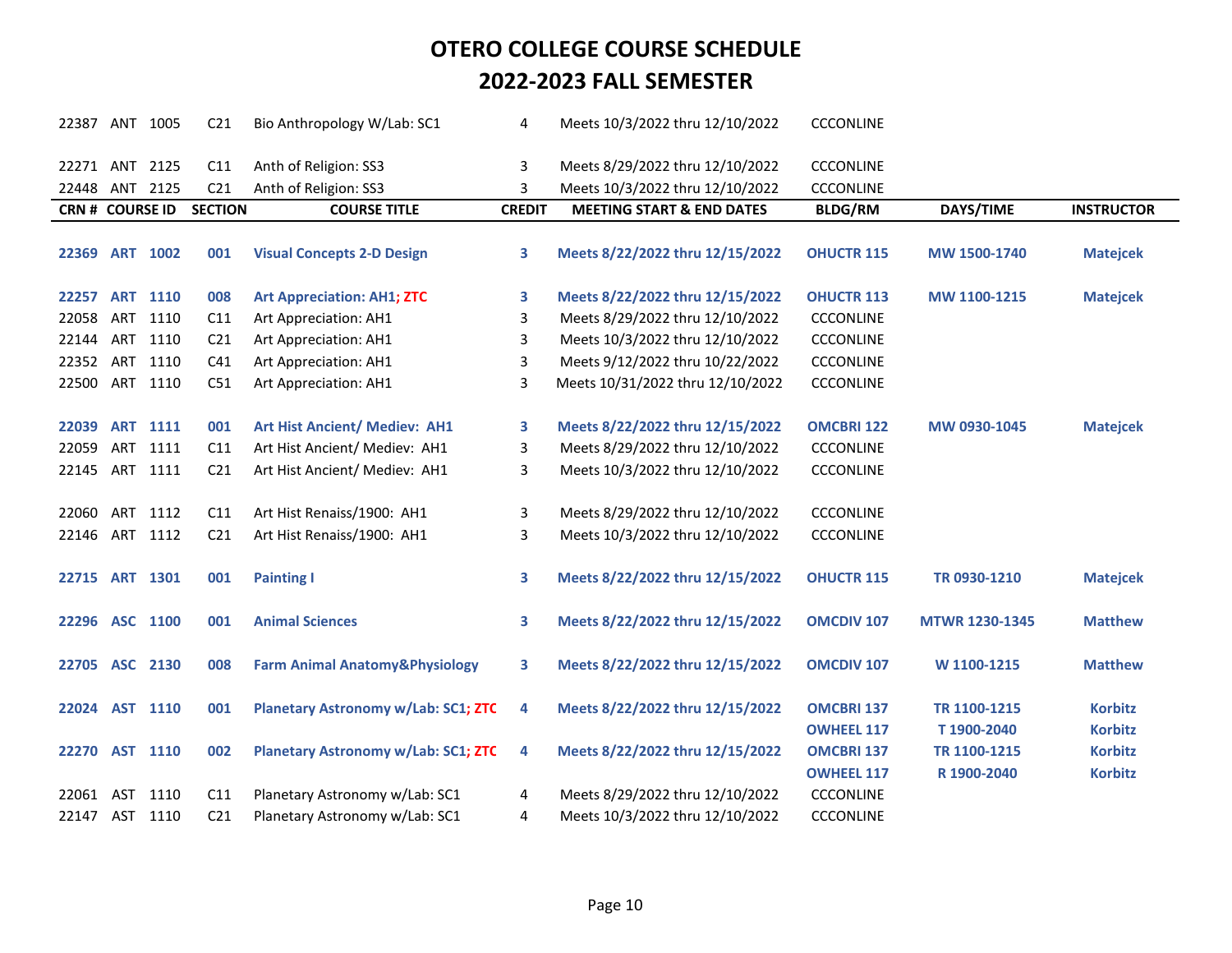# OTERO COLLEGE COURSE SCHEDULE
# 2022-2023 FALL SEMESTER

| CRN # | COURSE ID | | SECTION | COURSE TITLE | CREDIT | MEETING START & END DATES | BLDG/RM | DAYS/TIME | INSTRUCTOR |
|---|---|---|---|---|---|---|---|---|---|
| 22387 | ANT | 1005 | C21 | Bio Anthropology W/Lab: SC1 | 4 | Meets 10/3/2022 thru 12/10/2022 | CCCONLINE | | |
| 22271 | ANT | 2125 | C11 | Anth of Religion: SS3 | 3 | Meets 8/29/2022 thru 12/10/2022 | CCCONLINE | | |
| 22448 | ANT | 2125 | C21 | Anth of Religion: SS3 | 3 | Meets 10/3/2022 thru 12/10/2022 | CCCONLINE | | |
| **22369** | **ART** | **1002** | **001** | **Visual Concepts 2-D Design** | **3** | **Meets 8/22/2022 thru 12/15/2022** | **OHUCTR 115** | **MW 1500-1740** | **Matejcek** |
| **22257** | **ART** | **1110** | **008** | **Art Appreciation: AH1; ZTC** | **3** | **Meets 8/22/2022 thru 12/15/2022** | **OHUCTR 113** | **MW 1100-1215** | **Matejcek** |
| 22058 | ART | 1110 | C11 | Art Appreciation: AH1 | 3 | Meets 8/29/2022 thru 12/10/2022 | CCCONLINE | | |
| 22144 | ART | 1110 | C21 | Art Appreciation: AH1 | 3 | Meets 10/3/2022 thru 12/10/2022 | CCCONLINE | | |
| 22352 | ART | 1110 | C41 | Art Appreciation: AH1 | 3 | Meets 9/12/2022 thru 10/22/2022 | CCCONLINE | | |
| 22500 | ART | 1110 | C51 | Art Appreciation: AH1 | 3 | Meets 10/31/2022 thru 12/10/2022 | CCCONLINE | | |
| **22039** | **ART** | **1111** | **001** | **Art Hist Ancient/ Mediev: AH1** | **3** | **Meets 8/22/2022 thru 12/15/2022** | **OMCBRI 122** | **MW 0930-1045** | **Matejcek** |
| 22059 | ART | 1111 | C11 | Art Hist Ancient/ Mediev: AH1 | 3 | Meets 8/29/2022 thru 12/10/2022 | CCCONLINE | | |
| 22145 | ART | 1111 | C21 | Art Hist Ancient/ Mediev: AH1 | 3 | Meets 10/3/2022 thru 12/10/2022 | CCCONLINE | | |
| 22060 | ART | 1112 | C11 | Art Hist Renaiss/1900: AH1 | 3 | Meets 8/29/2022 thru 12/10/2022 | CCCONLINE | | |
| 22146 | ART | 1112 | C21 | Art Hist Renaiss/1900: AH1 | 3 | Meets 10/3/2022 thru 12/10/2022 | CCCONLINE | | |
| **22715** | **ART** | **1301** | **001** | **Painting I** | **3** | **Meets 8/22/2022 thru 12/15/2022** | **OHUCTR 115** | **TR 0930-1210** | **Matejcek** |
| **22296** | **ASC** | **1100** | **001** | **Animal Sciences** | **3** | **Meets 8/22/2022 thru 12/15/2022** | **OMCDIV 107** | **MTWR 1230-1345** | **Matthew** |
| **22705** | **ASC** | **2130** | **008** | **Farm Animal Anatomy&Physiology** | **3** | **Meets 8/22/2022 thru 12/15/2022** | **OMCDIV 107** | **W 1100-1215** | **Matthew** |
| **22024** | **AST** | **1110** | **001** | **Planetary Astronomy w/Lab: SC1; ZTC** | **4** | **Meets 8/22/2022 thru 12/15/2022** | **OMCBRI 137** | **TR 1100-1215** | **Korbitz** |
| | | | | | | | **OWHEEL 117** | **T 1900-2040** | **Korbitz** |
| **22270** | **AST** | **1110** | **002** | **Planetary Astronomy w/Lab: SC1; ZTC** | **4** | **Meets 8/22/2022 thru 12/15/2022** | **OMCBRI 137** | **TR 1100-1215** | **Korbitz** |
| | | | | | | | **OWHEEL 117** | **R 1900-2040** | **Korbitz** |
| 22061 | AST | 1110 | C11 | Planetary Astronomy w/Lab: SC1 | 4 | Meets 8/29/2022 thru 12/10/2022 | CCCONLINE | | |
| 22147 | AST | 1110 | C21 | Planetary Astronomy w/Lab: SC1 | 4 | Meets 10/3/2022 thru 12/10/2022 | CCCONLINE | | |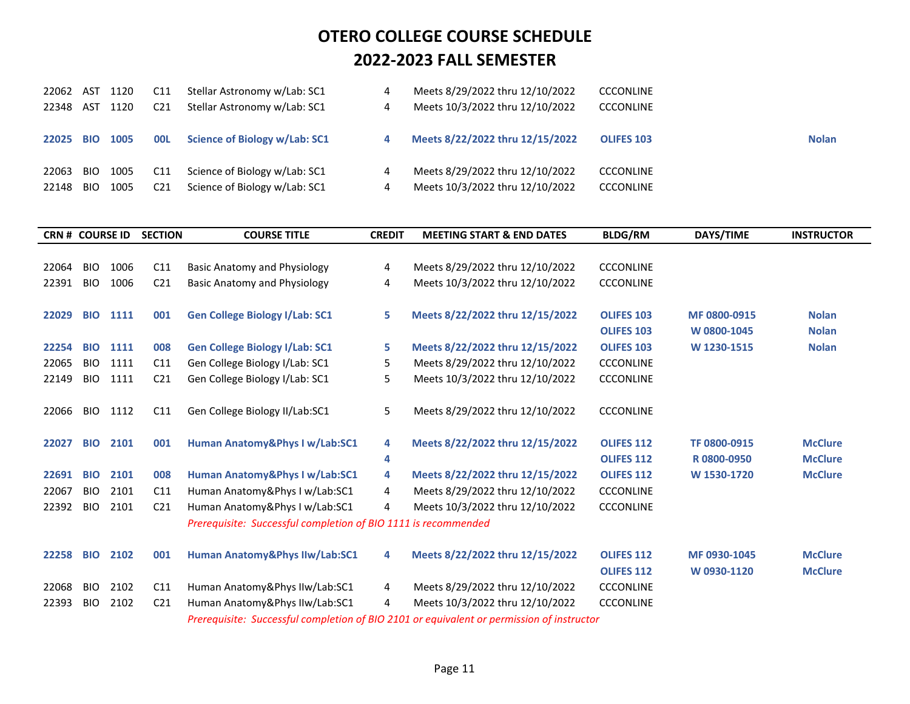# OTERO COLLEGE COURSE SCHEDULE
# 2022-2023 FALL SEMESTER

| CRN # | COURSE ID | | SECTION | COURSE TITLE | CREDIT | MEETING START & END DATES | BLDG/RM | DAYS/TIME | INSTRUCTOR |
|---|---|---|---|---|---|---|---|---|---|
| 22062 | AST | 1120 | C11 | Stellar Astronomy w/Lab: SC1 | 4 | Meets 8/29/2022 thru 12/10/2022 | CCCONLINE | | |
| 22348 | AST | 1120 | C21 | Stellar Astronomy w/Lab: SC1 | 4 | Meets 10/3/2022 thru 12/10/2022 | CCCONLINE | | |
| **22025** | **BIO** | **1005** | **00L** | **Science of Biology w/Lab: SC1** | **4** | **Meets 8/22/2022 thru 12/15/2022** | **OLIFES 103** | | **Nolan** |
| 22063 | BIO | 1005 | C11 | Science of Biology w/Lab: SC1 | 4 | Meets 8/29/2022 thru 12/10/2022 | CCCONLINE | | |
| 22148 | BIO | 1005 | C21 | Science of Biology w/Lab: SC1 | 4 | Meets 10/3/2022 thru 12/10/2022 | CCCONLINE | | |
| 22064 | BIO | 1006 | C11 | Basic Anatomy and Physiology | 4 | Meets 8/29/2022 thru 12/10/2022 | CCCONLINE | | |
| 22391 | BIO | 1006 | C21 | Basic Anatomy and Physiology | 4 | Meets 10/3/2022 thru 12/10/2022 | CCCONLINE | | |
| **22029** | **BIO** | **1111** | **001** | **Gen College Biology I/Lab: SC1** | **5** | **Meets 8/22/2022 thru 12/15/2022** | **OLIFES 103** | **MF 0800-0915** | **Nolan** |
| | | | | | | | **OLIFES 103** | **W 0800-1045** | **Nolan** |
| **22254** | **BIO** | **1111** | **008** | **Gen College Biology I/Lab: SC1** | **5** | **Meets 8/22/2022 thru 12/15/2022** | **OLIFES 103** | **W 1230-1515** | **Nolan** |
| 22065 | BIO | 1111 | C11 | Gen College Biology I/Lab: SC1 | 5 | Meets 8/29/2022 thru 12/10/2022 | CCCONLINE | | |
| 22149 | BIO | 1111 | C21 | Gen College Biology I/Lab: SC1 | 5 | Meets 10/3/2022 thru 12/10/2022 | CCCONLINE | | |
| 22066 | BIO | 1112 | C11 | Gen College Biology II/Lab:SC1 | 5 | Meets 8/29/2022 thru 12/10/2022 | CCCONLINE | | |
| **22027** | **BIO** | **2101** | **001** | **Human Anatomy&Phys I w/Lab:SC1** | **4** | **Meets 8/22/2022 thru 12/15/2022** | **OLIFES 112** | **TF 0800-0915** | **McClure** |
| | | | | | **4** | | **OLIFES 112** | **R 0800-0950** | **McClure** |
| **22691** | **BIO** | **2101** | **008** | **Human Anatomy&Phys I w/Lab:SC1** | **4** | **Meets 8/22/2022 thru 12/15/2022** | **OLIFES 112** | **W 1530-1720** | **McClure** |
| 22067 | BIO | 2101 | C11 | Human Anatomy&Phys I w/Lab:SC1 | 4 | Meets 8/29/2022 thru 12/10/2022 | CCCONLINE | | |
| 22392 | BIO | 2101 | C21 | Human Anatomy&Phys I w/Lab:SC1 | 4 | Meets 10/3/2022 thru 12/10/2022 | CCCONLINE | | |
| | | | | *Prerequisite: Successful completion of BIO 1111 is recommended* | | | | | |
| **22258** | **BIO** | **2102** | **001** | **Human Anatomy&Phys IIw/Lab:SC1** | **4** | **Meets 8/22/2022 thru 12/15/2022** | **OLIFES 112** | **MF 0930-1045** | **McClure** |
| | | | | | | | **OLIFES 112** | **W 0930-1120** | **McClure** |
| 22068 | BIO | 2102 | C11 | Human Anatomy&Phys IIw/Lab:SC1 | 4 | Meets 8/29/2022 thru 12/10/2022 | CCCONLINE | | |
| 22393 | BIO | 2102 | C21 | Human Anatomy&Phys IIw/Lab:SC1 | 4 | Meets 10/3/2022 thru 12/10/2022 | CCCONLINE | | |
| | | | | *Prerequisite: Successful completion of BIO 2101 or equivalent or permission of instructor* | | | | | |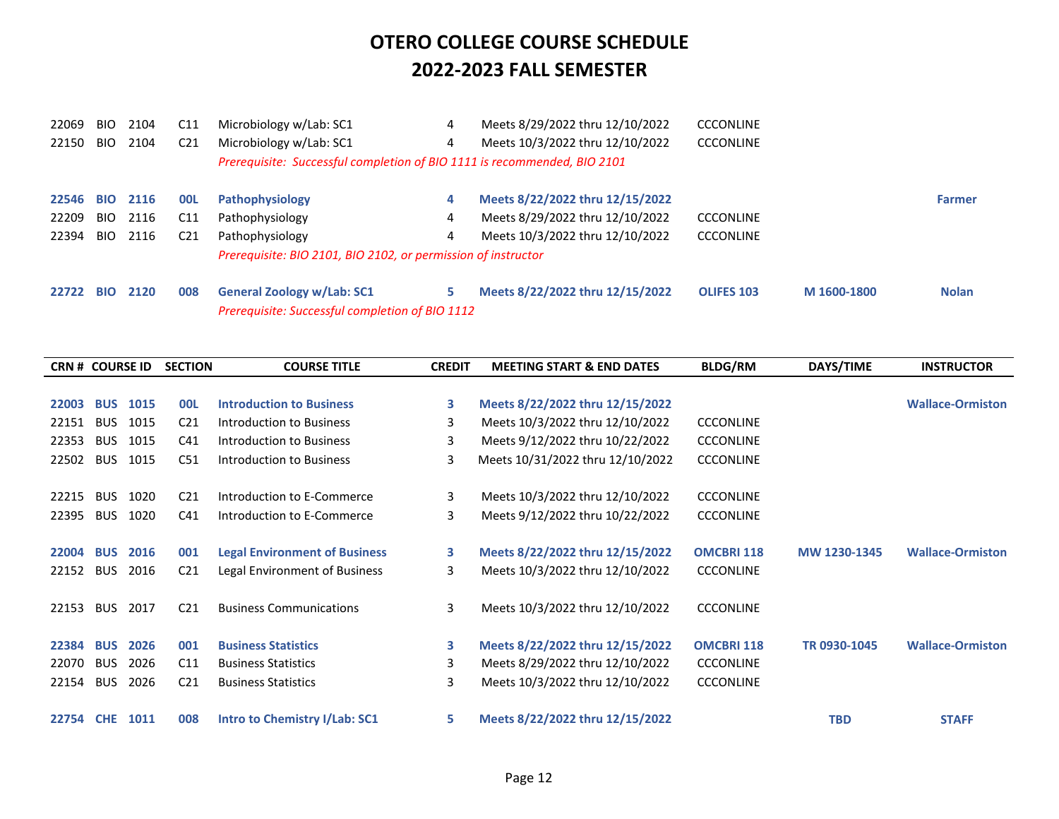# OTERO COLLEGE COURSE SCHEDULE
# 2022-2023 FALL SEMESTER

| CRN # | COURSE ID | | SECTION | COURSE TITLE | CREDIT | MEETING START & END DATES | BLDG/RM | DAYS/TIME | INSTRUCTOR |
|---|---|---|---|---|---|---|---|---|---|
| 22069 | BIO | 2104 | C11 | Microbiology w/Lab: SC1 | 4 | Meets 8/29/2022 thru 12/10/2022 | CCCONLINE | | |
| 22150 | BIO | 2104 | C21 | Microbiology w/Lab: SC1 | 4 | Meets 10/3/2022 thru 12/10/2022 | CCCONLINE | | |
| | | | | *Prerequisite: Successful completion of BIO 1111 is recommended, BIO 2101* | | | | | |
| **22546** | **BIO** | **2116** | **00L** | **Pathophysiology** | **4** | **Meets 8/22/2022 thru 12/15/2022** | | | **Farmer** |
| 22209 | BIO | 2116 | C11 | Pathophysiology | 4 | Meets 8/29/2022 thru 12/10/2022 | CCCONLINE | | |
| 22394 | BIO | 2116 | C21 | Pathophysiology | 4 | Meets 10/3/2022 thru 12/10/2022 | CCCONLINE | | |
| | | | | *Prerequisite: BIO 2101, BIO 2102, or permission of instructor* | | | | | |
| **22722** | **BIO** | **2120** | **008** | **General Zoology w/Lab: SC1** | **5** | **Meets 8/22/2022 thru 12/15/2022** | **OLIFES 103** | **M 1600-1800** | **Nolan** |
| | | | | *Prerequisite: Successful completion of BIO 1112* | | | | | |

| CRN # | COURSE ID | | SECTION | COURSE TITLE | CREDIT | MEETING START & END DATES | BLDG/RM | DAYS/TIME | INSTRUCTOR |
|---|---|---|---|---|---|---|---|---|---|
| **22003** | **BUS** | **1015** | **00L** | **Introduction to Business** | **3** | **Meets 8/22/2022 thru 12/15/2022** | | | **Wallace-Ormiston** |
| 22151 | BUS | 1015 | C21 | Introduction to Business | 3 | Meets 10/3/2022 thru 12/10/2022 | CCCONLINE | | |
| 22353 | BUS | 1015 | C41 | Introduction to Business | 3 | Meets 9/12/2022 thru 10/22/2022 | CCCONLINE | | |
| 22502 | BUS | 1015 | C51 | Introduction to Business | 3 | Meets 10/31/2022 thru 12/10/2022 | CCCONLINE | | |
| 22215 | BUS | 1020 | C21 | Introduction to E-Commerce | 3 | Meets 10/3/2022 thru 12/10/2022 | CCCONLINE | | |
| 22395 | BUS | 1020 | C41 | Introduction to E-Commerce | 3 | Meets 9/12/2022 thru 10/22/2022 | CCCONLINE | | |
| **22004** | **BUS** | **2016** | **001** | **Legal Environment of Business** | **3** | **Meets 8/22/2022 thru 12/15/2022** | **OMCBRI 118** | **MW 1230-1345** | **Wallace-Ormiston** |
| 22152 | BUS | 2016 | C21 | Legal Environment of Business | 3 | Meets 10/3/2022 thru 12/10/2022 | CCCONLINE | | |
| 22153 | BUS | 2017 | C21 | Business Communications | 3 | Meets 10/3/2022 thru 12/10/2022 | CCCONLINE | | |
| **22384** | **BUS** | **2026** | **001** | **Business Statistics** | **3** | **Meets 8/22/2022 thru 12/15/2022** | **OMCBRI 118** | **TR 0930-1045** | **Wallace-Ormiston** |
| 22070 | BUS | 2026 | C11 | Business Statistics | 3 | Meets 8/29/2022 thru 12/10/2022 | CCCONLINE | | |
| 22154 | BUS | 2026 | C21 | Business Statistics | 3 | Meets 10/3/2022 thru 12/10/2022 | CCCONLINE | | |
| **22754** | **CHE** | **1011** | **008** | **Intro to Chemistry I/Lab: SC1** | **5** | **Meets 8/22/2022 thru 12/15/2022** | | **TBD** | **STAFF** |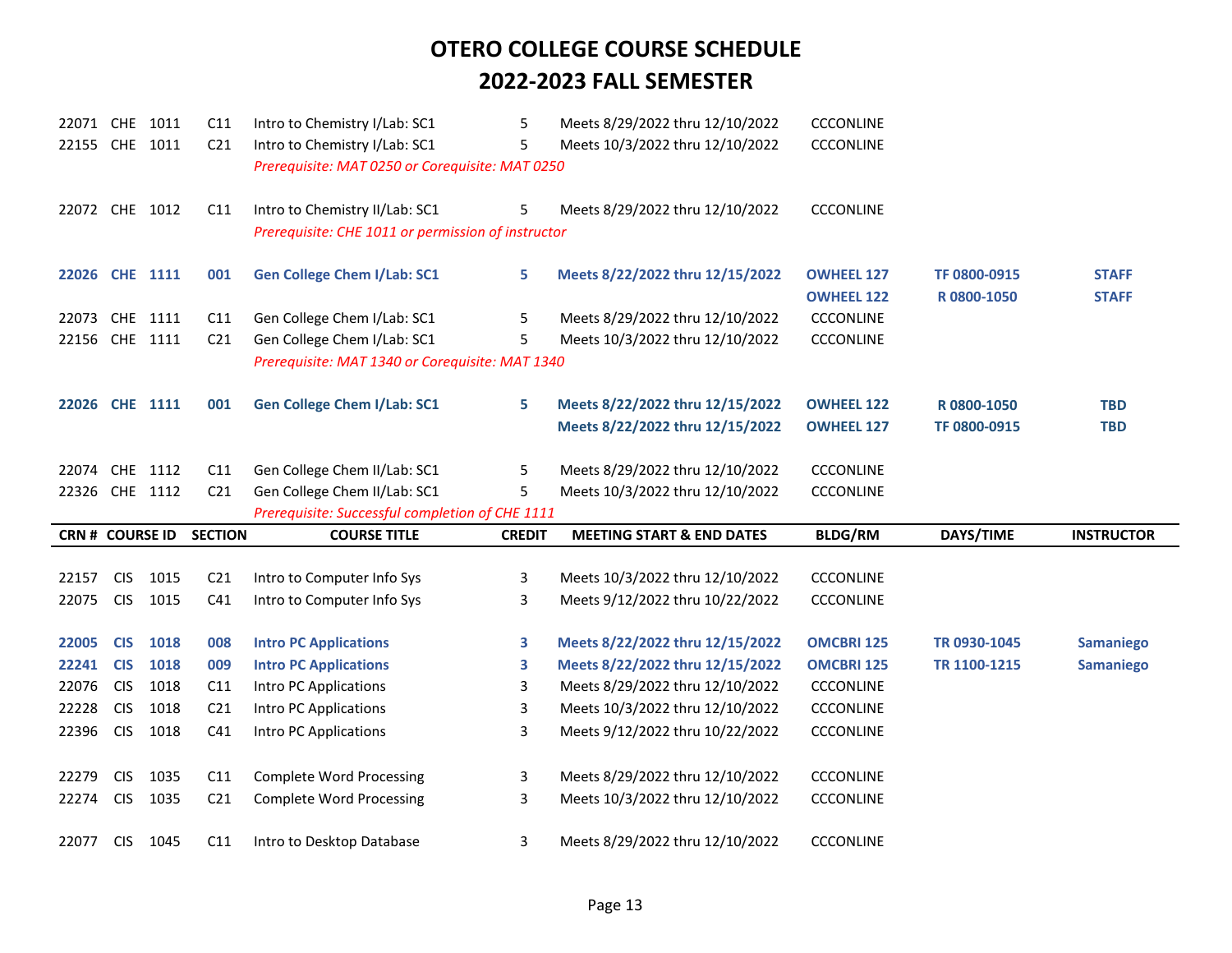# OTERO COLLEGE COURSE SCHEDULE

# 2022-2023 FALL SEMESTER

| CRN # | COURSE ID | | SECTION | COURSE TITLE | CREDIT | MEETING START & END DATES | BLDG/RM | DAYS/TIME | INSTRUCTOR |
|---|---|---|---|---|---|---|---|---|---|
| 22071 | CHE | 1011 | C11 | Intro to Chemistry I/Lab: SC1 | 5 | Meets 8/29/2022 thru 12/10/2022 | CCCONLINE | | |
| 22155 | CHE | 1011 | C21 | Intro to Chemistry I/Lab: SC1 | 5 | Meets 10/3/2022 thru 12/10/2022 | CCCONLINE | | |
| | | | | *Prerequisite: MAT 0250 or Corequisite: MAT 0250* | | | | | |
| 22072 | CHE | 1012 | C11 | Intro to Chemistry II/Lab: SC1 | 5 | Meets 8/29/2022 thru 12/10/2022 | CCCONLINE | | |
| | | | | *Prerequisite: CHE 1011 or permission of instructor* | | | | | |
| **22026** | **CHE** | **1111** | **001** | **Gen College Chem I/Lab: SC1** | **5** | **Meets 8/22/2022 thru 12/15/2022** | **OWHEEL 127** | **TF 0800-0915** | **STAFF** |
| | | | | | | | **OWHEEL 122** | **R 0800-1050** | **STAFF** |
| 22073 | CHE | 1111 | C11 | Gen College Chem I/Lab: SC1 | 5 | Meets 8/29/2022 thru 12/10/2022 | CCCONLINE | | |
| 22156 | CHE | 1111 | C21 | Gen College Chem I/Lab: SC1 | 5 | Meets 10/3/2022 thru 12/10/2022 | CCCONLINE | | |
| | | | | *Prerequisite: MAT 1340 or Corequisite: MAT 1340* | | | | | |
| **22026** | **CHE** | **1111** | **001** | **Gen College Chem I/Lab: SC1** | **5** | **Meets 8/22/2022 thru 12/15/2022** | **OWHEEL 122** | **R 0800-1050** | **TBD** |
| | | | | | | **Meets 8/22/2022 thru 12/15/2022** | **OWHEEL 127** | **TF 0800-0915** | **TBD** |
| 22074 | CHE | 1112 | C11 | Gen College Chem II/Lab: SC1 | 5 | Meets 8/29/2022 thru 12/10/2022 | CCCONLINE | | |
| 22326 | CHE | 1112 | C21 | Gen College Chem II/Lab: SC1 | 5 | Meets 10/3/2022 thru 12/10/2022 | CCCONLINE | | |
| | | | | *Prerequisite: Successful completion of CHE 1111* | | | | | |

| CRN # | COURSE ID | | SECTION | COURSE TITLE | CREDIT | MEETING START & END DATES | BLDG/RM | DAYS/TIME | INSTRUCTOR |
|---|---|---|---|---|---|---|---|---|---|
| 22157 | CIS | 1015 | C21 | Intro to Computer Info Sys | 3 | Meets 10/3/2022 thru 12/10/2022 | CCCONLINE | | |
| 22075 | CIS | 1015 | C41 | Intro to Computer Info Sys | 3 | Meets 9/12/2022 thru 10/22/2022 | CCCONLINE | | |
| **22005** | **CIS** | **1018** | **008** | **Intro PC Applications** | **3** | **Meets 8/22/2022 thru 12/15/2022** | **OMCBRI 125** | **TR 0930-1045** | **Samaniego** |
| **22241** | **CIS** | **1018** | **009** | **Intro PC Applications** | **3** | **Meets 8/22/2022 thru 12/15/2022** | **OMCBRI 125** | **TR 1100-1215** | **Samaniego** |
| 22076 | CIS | 1018 | C11 | Intro PC Applications | 3 | Meets 8/29/2022 thru 12/10/2022 | CCCONLINE | | |
| 22228 | CIS | 1018 | C21 | Intro PC Applications | 3 | Meets 10/3/2022 thru 12/10/2022 | CCCONLINE | | |
| 22396 | CIS | 1018 | C41 | Intro PC Applications | 3 | Meets 9/12/2022 thru 10/22/2022 | CCCONLINE | | |
| 22279 | CIS | 1035 | C11 | Complete Word Processing | 3 | Meets 8/29/2022 thru 12/10/2022 | CCCONLINE | | |
| 22274 | CIS | 1035 | C21 | Complete Word Processing | 3 | Meets 10/3/2022 thru 12/10/2022 | CCCONLINE | | |
| 22077 | CIS | 1045 | C11 | Intro to Desktop Database | 3 | Meets 8/29/2022 thru 12/10/2022 | CCCONLINE | | |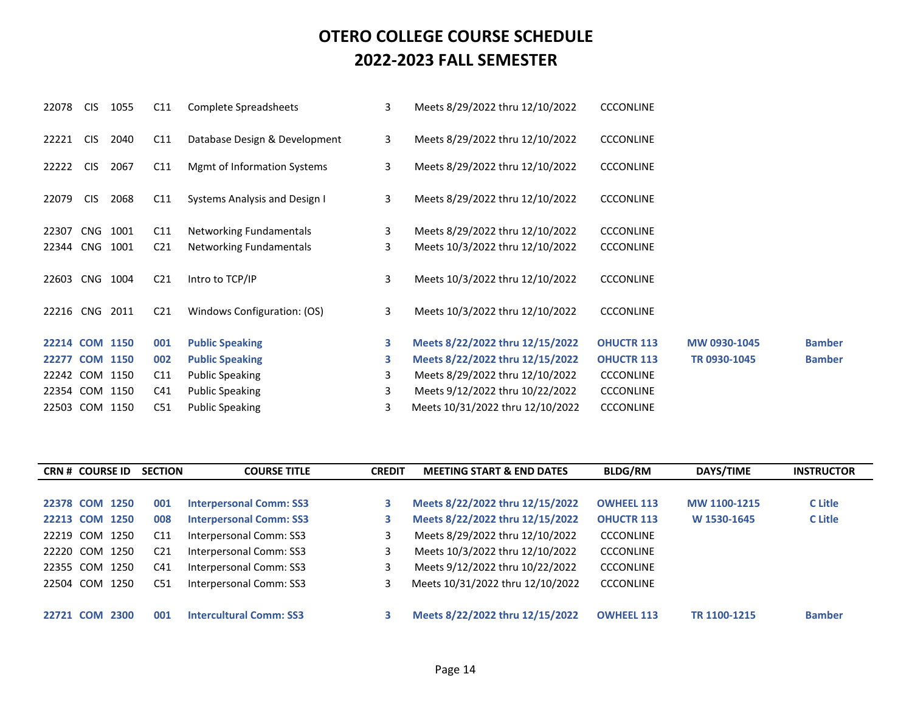# OTERO COLLEGE COURSE SCHEDULE
# 2022-2023 FALL SEMESTER

| CRN # | COURSE ID | | SECTION | COURSE TITLE | CREDIT | MEETING START & END DATES | BLDG/RM | DAYS/TIME | INSTRUCTOR |
|---|---|---|---|---|---|---|---|---|---|
| 22078 | CIS | 1055 | C11 | Complete Spreadsheets | 3 | Meets 8/29/2022 thru 12/10/2022 | CCCONLINE | | |
| 22221 | CIS | 2040 | C11 | Database Design & Development | 3 | Meets 8/29/2022 thru 12/10/2022 | CCCONLINE | | |
| 22222 | CIS | 2067 | C11 | Mgmt of Information Systems | 3 | Meets 8/29/2022 thru 12/10/2022 | CCCONLINE | | |
| 22079 | CIS | 2068 | C11 | Systems Analysis and Design I | 3 | Meets 8/29/2022 thru 12/10/2022 | CCCONLINE | | |
| 22307 | CNG | 1001 | C11 | Networking Fundamentals | 3 | Meets 8/29/2022 thru 12/10/2022 | CCCONLINE | | |
| 22344 | CNG | 1001 | C21 | Networking Fundamentals | 3 | Meets 10/3/2022 thru 12/10/2022 | CCCONLINE | | |
| 22603 | CNG | 1004 | C21 | Intro to TCP/IP | 3 | Meets 10/3/2022 thru 12/10/2022 | CCCONLINE | | |
| 22216 | CNG | 2011 | C21 | Windows Configuration: (OS) | 3 | Meets 10/3/2022 thru 12/10/2022 | CCCONLINE | | |
| **22214** | **COM** | **1150** | **001** | **Public Speaking** | **3** | **Meets 8/22/2022 thru 12/15/2022** | **OHUCTR 113** | **MW 0930-1045** | **Bamber** |
| **22277** | **COM** | **1150** | **002** | **Public Speaking** | **3** | **Meets 8/22/2022 thru 12/15/2022** | **OHUCTR 113** | **TR 0930-1045** | **Bamber** |
| 22242 | COM | 1150 | C11 | Public Speaking | 3 | Meets 8/29/2022 thru 12/10/2022 | CCCONLINE | | |
| 22354 | COM | 1150 | C41 | Public Speaking | 3 | Meets 9/12/2022 thru 10/22/2022 | CCCONLINE | | |
| 22503 | COM | 1150 | C51 | Public Speaking | 3 | Meets 10/31/2022 thru 12/10/2022 | CCCONLINE | | |
| **22378** | **COM** | **1250** | **001** | **Interpersonal Comm: SS3** | **3** | **Meets 8/22/2022 thru 12/15/2022** | **OWHEEL 113** | **MW 1100-1215** | **C Litle** |
| **22213** | **COM** | **1250** | **008** | **Interpersonal Comm: SS3** | **3** | **Meets 8/22/2022 thru 12/15/2022** | **OHUCTR 113** | **W 1530-1645** | **C Litle** |
| 22219 | COM | 1250 | C11 | Interpersonal Comm: SS3 | 3 | Meets 8/29/2022 thru 12/10/2022 | CCCONLINE | | |
| 22220 | COM | 1250 | C21 | Interpersonal Comm: SS3 | 3 | Meets 10/3/2022 thru 12/10/2022 | CCCONLINE | | |
| 22355 | COM | 1250 | C41 | Interpersonal Comm: SS3 | 3 | Meets 9/12/2022 thru 10/22/2022 | CCCONLINE | | |
| 22504 | COM | 1250 | C51 | Interpersonal Comm: SS3 | 3 | Meets 10/31/2022 thru 12/10/2022 | CCCONLINE | | |
| **22721** | **COM** | **2300** | **001** | **Intercultural Comm: SS3** | **3** | **Meets 8/22/2022 thru 12/15/2022** | **OWHEEL 113** | **TR 1100-1215** | **Bamber** |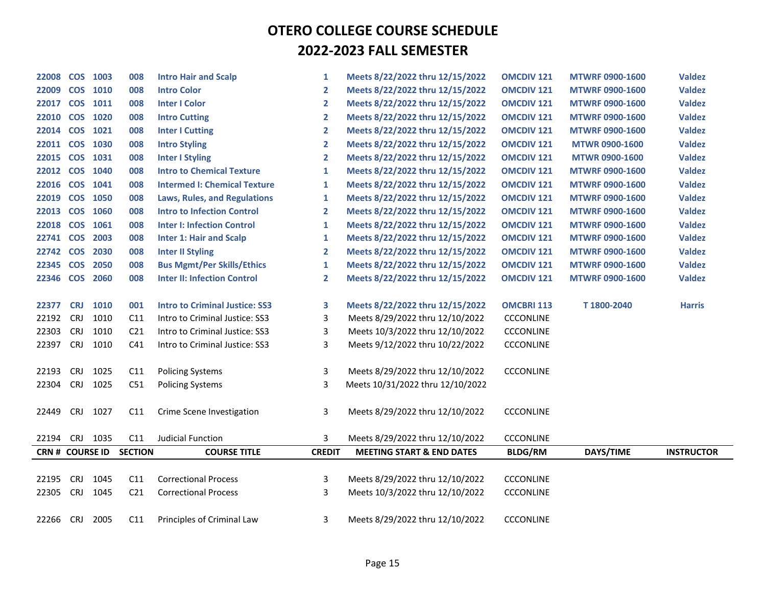# OTERO COLLEGE COURSE SCHEDULE
## 2022-2023 FALL SEMESTER

| CRN # | COURSE ID | | SECTION | COURSE TITLE | CREDIT | MEETING START & END DATES | BLDG/RM | DAYS/TIME | INSTRUCTOR |
|---|---|---|---|---|---|---|---|---|---|
| **22008** | **COS** | **1003** | **008** | **Intro Hair and Scalp** | **1** | **Meets 8/22/2022 thru 12/15/2022** | **OMCDIV 121** | **MTWRF 0900-1600** | **Valdez** |
| **22009** | **COS** | **1010** | **008** | **Intro Color** | **2** | **Meets 8/22/2022 thru 12/15/2022** | **OMCDIV 121** | **MTWRF 0900-1600** | **Valdez** |
| **22017** | **COS** | **1011** | **008** | **Inter I Color** | **2** | **Meets 8/22/2022 thru 12/15/2022** | **OMCDIV 121** | **MTWRF 0900-1600** | **Valdez** |
| **22010** | **COS** | **1020** | **008** | **Intro Cutting** | **2** | **Meets 8/22/2022 thru 12/15/2022** | **OMCDIV 121** | **MTWRF 0900-1600** | **Valdez** |
| **22014** | **COS** | **1021** | **008** | **Inter I Cutting** | **2** | **Meets 8/22/2022 thru 12/15/2022** | **OMCDIV 121** | **MTWRF 0900-1600** | **Valdez** |
| **22011** | **COS** | **1030** | **008** | **Intro Styling** | **2** | **Meets 8/22/2022 thru 12/15/2022** | **OMCDIV 121** | **MTWR 0900-1600** | **Valdez** |
| **22015** | **COS** | **1031** | **008** | **Inter I Styling** | **2** | **Meets 8/22/2022 thru 12/15/2022** | **OMCDIV 121** | **MTWR 0900-1600** | **Valdez** |
| **22012** | **COS** | **1040** | **008** | **Intro to Chemical Texture** | **1** | **Meets 8/22/2022 thru 12/15/2022** | **OMCDIV 121** | **MTWRF 0900-1600** | **Valdez** |
| **22016** | **COS** | **1041** | **008** | **Intermed I: Chemical Texture** | **1** | **Meets 8/22/2022 thru 12/15/2022** | **OMCDIV 121** | **MTWRF 0900-1600** | **Valdez** |
| **22019** | **COS** | **1050** | **008** | **Laws, Rules, and Regulations** | **1** | **Meets 8/22/2022 thru 12/15/2022** | **OMCDIV 121** | **MTWRF 0900-1600** | **Valdez** |
| **22013** | **COS** | **1060** | **008** | **Intro to Infection Control** | **2** | **Meets 8/22/2022 thru 12/15/2022** | **OMCDIV 121** | **MTWRF 0900-1600** | **Valdez** |
| **22018** | **COS** | **1061** | **008** | **Inter I: Infection Control** | **1** | **Meets 8/22/2022 thru 12/15/2022** | **OMCDIV 121** | **MTWRF 0900-1600** | **Valdez** |
| **22741** | **COS** | **2003** | **008** | **Inter 1: Hair and Scalp** | **1** | **Meets 8/22/2022 thru 12/15/2022** | **OMCDIV 121** | **MTWRF 0900-1600** | **Valdez** |
| **22742** | **COS** | **2030** | **008** | **Inter II Styling** | **2** | **Meets 8/22/2022 thru 12/15/2022** | **OMCDIV 121** | **MTWRF 0900-1600** | **Valdez** |
| **22345** | **COS** | **2050** | **008** | **Bus Mgmt/Per Skills/Ethics** | **1** | **Meets 8/22/2022 thru 12/15/2022** | **OMCDIV 121** | **MTWRF 0900-1600** | **Valdez** |
| **22346** | **COS** | **2060** | **008** | **Inter II: Infection Control** | **2** | **Meets 8/22/2022 thru 12/15/2022** | **OMCDIV 121** | **MTWRF 0900-1600** | **Valdez** |
| | | | | | | | | | |
| **22377** | **CRJ** | **1010** | **001** | **Intro to Criminal Justice: SS3** | **3** | **Meets 8/22/2022 thru 12/15/2022** | **OMCBRI 113** | **T 1800-2040** | **Harris** |
| 22192 | CRJ | 1010 | C11 | Intro to Criminal Justice: SS3 | 3 | Meets 8/29/2022 thru 12/10/2022 | CCCONLINE | | |
| 22303 | CRJ | 1010 | C21 | Intro to Criminal Justice: SS3 | 3 | Meets 10/3/2022 thru 12/10/2022 | CCCONLINE | | |
| 22397 | CRJ | 1010 | C41 | Intro to Criminal Justice: SS3 | 3 | Meets 9/12/2022 thru 10/22/2022 | CCCONLINE | | |
| | | | | | | | | | |
| 22193 | CRJ | 1025 | C11 | Policing Systems | 3 | Meets 8/29/2022 thru 12/10/2022 | CCCONLINE | | |
| 22304 | CRJ | 1025 | C51 | Policing Systems | 3 | Meets 10/31/2022 thru 12/10/2022 | | | |
| | | | | | | | | | |
| 22449 | CRJ | 1027 | C11 | Crime Scene Investigation | 3 | Meets 8/29/2022 thru 12/10/2022 | CCCONLINE | | |
| | | | | | | | | | |
| 22194 | CRJ | 1035 | C11 | Judicial Function | 3 | Meets 8/29/2022 thru 12/10/2022 | CCCONLINE | | |
| | | | | | | | | | |
| 22195 | CRJ | 1045 | C11 | Correctional Process | 3 | Meets 8/29/2022 thru 12/10/2022 | CCCONLINE | | |
| 22305 | CRJ | 1045 | C21 | Correctional Process | 3 | Meets 10/3/2022 thru 12/10/2022 | CCCONLINE | | |
| | | | | | | | | | |
| 22266 | CRJ | 2005 | C11 | Principles of Criminal Law | 3 | Meets 8/29/2022 thru 12/10/2022 | CCCONLINE | | |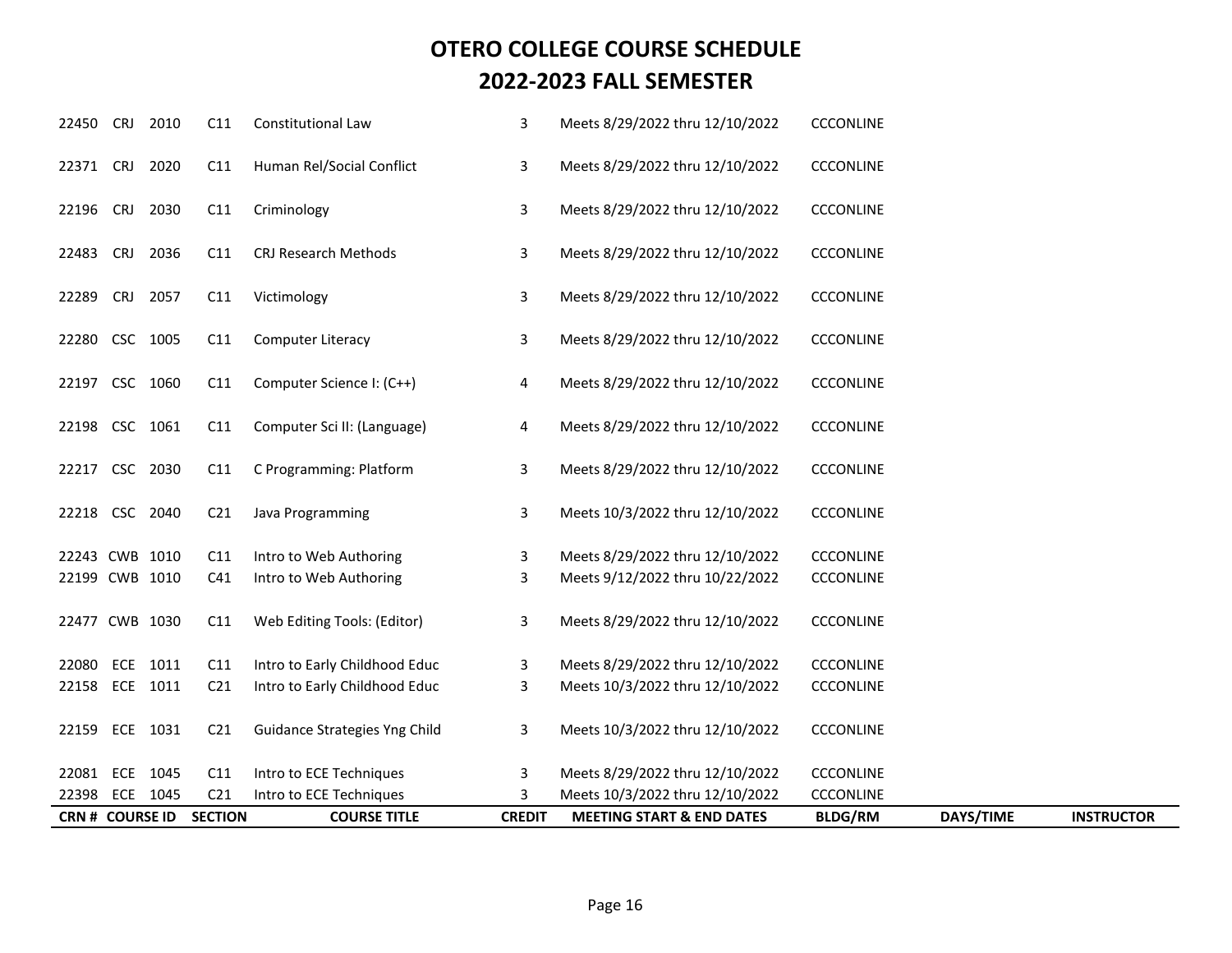# OTERO COLLEGE COURSE SCHEDULE

## 2022-2023 FALL SEMESTER

| CRN # | COURSE ID | | SECTION | COURSE TITLE | CREDIT | MEETING START & END DATES | BLDG/RM | DAYS/TIME | INSTRUCTOR |
|---|---|---|---|---|---|---|---|---|---|
| 22450 | CRJ | 2010 | C11 | Constitutional Law | 3 | Meets 8/29/2022 thru 12/10/2022 | CCCONLINE | | |
| 22371 | CRJ | 2020 | C11 | Human Rel/Social Conflict | 3 | Meets 8/29/2022 thru 12/10/2022 | CCCONLINE | | |
| 22196 | CRJ | 2030 | C11 | Criminology | 3 | Meets 8/29/2022 thru 12/10/2022 | CCCONLINE | | |
| 22483 | CRJ | 2036 | C11 | CRJ Research Methods | 3 | Meets 8/29/2022 thru 12/10/2022 | CCCONLINE | | |
| 22289 | CRJ | 2057 | C11 | Victimology | 3 | Meets 8/29/2022 thru 12/10/2022 | CCCONLINE | | |
| 22280 | CSC | 1005 | C11 | Computer Literacy | 3 | Meets 8/29/2022 thru 12/10/2022 | CCCONLINE | | |
| 22197 | CSC | 1060 | C11 | Computer Science I: (C++) | 4 | Meets 8/29/2022 thru 12/10/2022 | CCCONLINE | | |
| 22198 | CSC | 1061 | C11 | Computer Sci II: (Language) | 4 | Meets 8/29/2022 thru 12/10/2022 | CCCONLINE | | |
| 22217 | CSC | 2030 | C11 | C Programming: Platform | 3 | Meets 8/29/2022 thru 12/10/2022 | CCCONLINE | | |
| 22218 | CSC | 2040 | C21 | Java Programming | 3 | Meets 10/3/2022 thru 12/10/2022 | CCCONLINE | | |
| 22243 | CWB | 1010 | C11 | Intro to Web Authoring | 3 | Meets 8/29/2022 thru 12/10/2022 | CCCONLINE | | |
| 22199 | CWB | 1010 | C41 | Intro to Web Authoring | 3 | Meets 9/12/2022 thru 10/22/2022 | CCCONLINE | | |
| 22477 | CWB | 1030 | C11 | Web Editing Tools: (Editor) | 3 | Meets 8/29/2022 thru 12/10/2022 | CCCONLINE | | |
| 22080 | ECE | 1011 | C11 | Intro to Early Childhood Educ | 3 | Meets 8/29/2022 thru 12/10/2022 | CCCONLINE | | |
| 22158 | ECE | 1011 | C21 | Intro to Early Childhood Educ | 3 | Meets 10/3/2022 thru 12/10/2022 | CCCONLINE | | |
| 22159 | ECE | 1031 | C21 | Guidance Strategies Yng Child | 3 | Meets 10/3/2022 thru 12/10/2022 | CCCONLINE | | |
| 22081 | ECE | 1045 | C11 | Intro to ECE Techniques | 3 | Meets 8/29/2022 thru 12/10/2022 | CCCONLINE | | |
| 22398 | ECE | 1045 | C21 | Intro to ECE Techniques | 3 | Meets 10/3/2022 thru 12/10/2022 | CCCONLINE | | |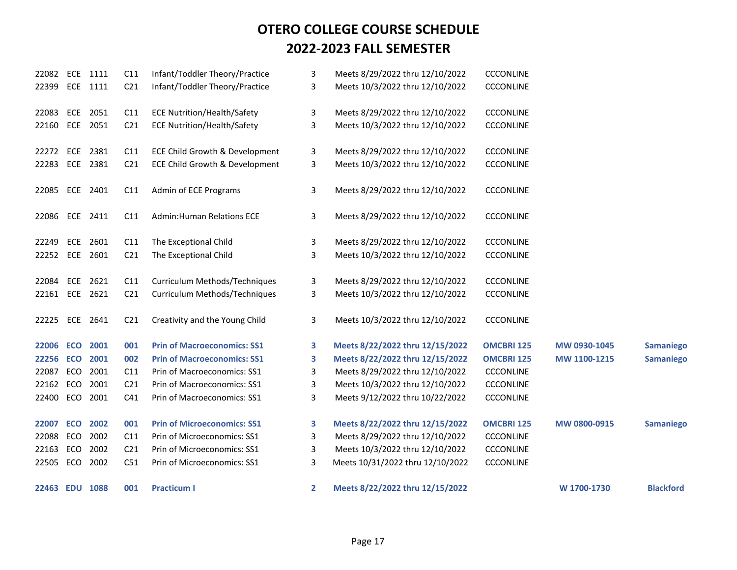# OTERO COLLEGE COURSE SCHEDULE

## 2022-2023 FALL SEMESTER

| CRN | Subj | Course | Sec | Title | Credits | Dates | Location | Days/Time | Instructor |
|---|---|---|---|---|---|---|---|---|---|
| 22082 | ECE | 1111 | C11 | Infant/Toddler Theory/Practice | 3 | Meets 8/29/2022 thru 12/10/2022 | CCCONLINE | | |
| 22399 | ECE | 1111 | C21 | Infant/Toddler Theory/Practice | 3 | Meets 10/3/2022 thru 12/10/2022 | CCCONLINE | | |
| 22083 | ECE | 2051 | C11 | ECE Nutrition/Health/Safety | 3 | Meets 8/29/2022 thru 12/10/2022 | CCCONLINE | | |
| 22160 | ECE | 2051 | C21 | ECE Nutrition/Health/Safety | 3 | Meets 10/3/2022 thru 12/10/2022 | CCCONLINE | | |
| 22272 | ECE | 2381 | C11 | ECE Child Growth & Development | 3 | Meets 8/29/2022 thru 12/10/2022 | CCCONLINE | | |
| 22283 | ECE | 2381 | C21 | ECE Child Growth & Development | 3 | Meets 10/3/2022 thru 12/10/2022 | CCCONLINE | | |
| 22085 | ECE | 2401 | C11 | Admin of ECE Programs | 3 | Meets 8/29/2022 thru 12/10/2022 | CCCONLINE | | |
| 22086 | ECE | 2411 | C11 | Admin:Human Relations ECE | 3 | Meets 8/29/2022 thru 12/10/2022 | CCCONLINE | | |
| 22249 | ECE | 2601 | C11 | The Exceptional Child | 3 | Meets 8/29/2022 thru 12/10/2022 | CCCONLINE | | |
| 22252 | ECE | 2601 | C21 | The Exceptional Child | 3 | Meets 10/3/2022 thru 12/10/2022 | CCCONLINE | | |
| 22084 | ECE | 2621 | C11 | Curriculum Methods/Techniques | 3 | Meets 8/29/2022 thru 12/10/2022 | CCCONLINE | | |
| 22161 | ECE | 2621 | C21 | Curriculum Methods/Techniques | 3 | Meets 10/3/2022 thru 12/10/2022 | CCCONLINE | | |
| 22225 | ECE | 2641 | C21 | Creativity and the Young Child | 3 | Meets 10/3/2022 thru 12/10/2022 | CCCONLINE | | |
| **22006** | **ECO** | **2001** | **001** | **Prin of Macroeconomics: SS1** | **3** | **Meets 8/22/2022 thru 12/15/2022** | **OMCBRI 125** | **MW 0930-1045** | **Samaniego** |
| **22256** | **ECO** | **2001** | **002** | **Prin of Macroeconomics: SS1** | **3** | **Meets 8/22/2022 thru 12/15/2022** | **OMCBRI 125** | **MW 1100-1215** | **Samaniego** |
| 22087 | ECO | 2001 | C11 | Prin of Macroeconomics: SS1 | 3 | Meets 8/29/2022 thru 12/10/2022 | CCCONLINE | | |
| 22162 | ECO | 2001 | C21 | Prin of Macroeconomics: SS1 | 3 | Meets 10/3/2022 thru 12/10/2022 | CCCONLINE | | |
| 22400 | ECO | 2001 | C41 | Prin of Macroeconomics: SS1 | 3 | Meets 9/12/2022 thru 10/22/2022 | CCCONLINE | | |
| **22007** | **ECO** | **2002** | **001** | **Prin of Microeconomics: SS1** | **3** | **Meets 8/22/2022 thru 12/15/2022** | **OMCBRI 125** | **MW 0800-0915** | **Samaniego** |
| 22088 | ECO | 2002 | C11 | Prin of Microeconomics: SS1 | 3 | Meets 8/29/2022 thru 12/10/2022 | CCCONLINE | | |
| 22163 | ECO | 2002 | C21 | Prin of Microeconomics: SS1 | 3 | Meets 10/3/2022 thru 12/10/2022 | CCCONLINE | | |
| 22505 | ECO | 2002 | C51 | Prin of Microeconomics: SS1 | 3 | Meets 10/31/2022 thru 12/10/2022 | CCCONLINE | | |
| **22463** | **EDU** | **1088** | **001** | **Practicum I** | **2** | **Meets 8/22/2022 thru 12/15/2022** | | **W 1700-1730** | **Blackford** |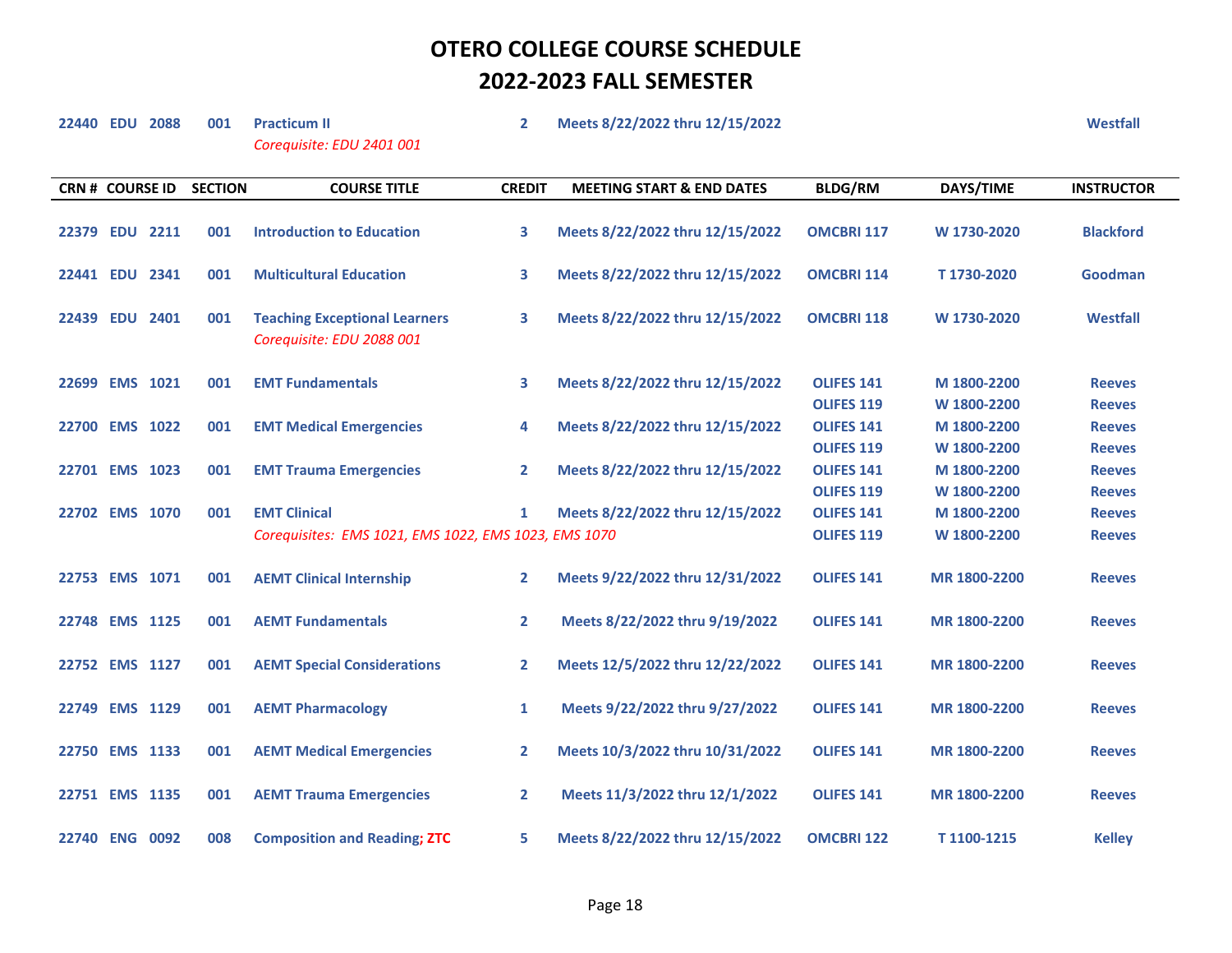# OTERO COLLEGE COURSE SCHEDULE

# 2022-2023 FALL SEMESTER

| CRN # | COURSE ID | SECTION | COURSE TITLE | CREDIT | MEETING START & END DATES | BLDG/RM | DAYS/TIME | INSTRUCTOR |
|---|---|---|---|---|---|---|---|---|
| 22440 | EDU 2088 | 001 | Practicum II<br>*Corequisite: EDU 2401 001* | 2 | Meets 8/22/2022 thru 12/15/2022 | | | Westfall |
| 22379 | EDU 2211 | 001 | Introduction to Education | 3 | Meets 8/22/2022 thru 12/15/2022 | OMCBRI 117 | W 1730-2020 | Blackford |
| 22441 | EDU 2341 | 001 | Multicultural Education | 3 | Meets 8/22/2022 thru 12/15/2022 | OMCBRI 114 | T 1730-2020 | Goodman |
| 22439 | EDU 2401 | 001 | Teaching Exceptional Learners<br>*Corequisite: EDU 2088 001* | 3 | Meets 8/22/2022 thru 12/15/2022 | OMCBRI 118 | W 1730-2020 | Westfall |
| 22699 | EMS 1021 | 001 | EMT Fundamentals | 3 | Meets 8/22/2022 thru 12/15/2022 | OLIFES 141<br>OLIFES 119 | M 1800-2200<br>W 1800-2200 | Reeves<br>Reeves |
| 22700 | EMS 1022 | 001 | EMT Medical Emergencies | 4 | Meets 8/22/2022 thru 12/15/2022 | OLIFES 141<br>OLIFES 119 | M 1800-2200<br>W 1800-2200 | Reeves<br>Reeves |
| 22701 | EMS 1023 | 001 | EMT Trauma Emergencies | 2 | Meets 8/22/2022 thru 12/15/2022 | OLIFES 141<br>OLIFES 119 | M 1800-2200<br>W 1800-2200 | Reeves<br>Reeves |
| 22702 | EMS 1070 | 001 | EMT Clinical<br>*Corequisites: EMS 1021, EMS 1022, EMS 1023, EMS 1070* | 1 | Meets 8/22/2022 thru 12/15/2022 | OLIFES 141<br>OLIFES 119 | M 1800-2200<br>W 1800-2200 | Reeves<br>Reeves |
| 22753 | EMS 1071 | 001 | AEMT Clinical Internship | 2 | Meets 9/22/2022 thru 12/31/2022 | OLIFES 141 | MR 1800-2200 | Reeves |
| 22748 | EMS 1125 | 001 | AEMT Fundamentals | 2 | Meets 8/22/2022 thru 9/19/2022 | OLIFES 141 | MR 1800-2200 | Reeves |
| 22752 | EMS 1127 | 001 | AEMT Special Considerations | 2 | Meets 12/5/2022 thru 12/22/2022 | OLIFES 141 | MR 1800-2200 | Reeves |
| 22749 | EMS 1129 | 001 | AEMT Pharmacology | 1 | Meets 9/22/2022 thru 9/27/2022 | OLIFES 141 | MR 1800-2200 | Reeves |
| 22750 | EMS 1133 | 001 | AEMT Medical Emergencies | 2 | Meets 10/3/2022 thru 10/31/2022 | OLIFES 141 | MR 1800-2200 | Reeves |
| 22751 | EMS 1135 | 001 | AEMT Trauma Emergencies | 2 | Meets 11/3/2022 thru 12/1/2022 | OLIFES 141 | MR 1800-2200 | Reeves |
| 22740 | ENG 0092 | 008 | Composition and Reading; ZTC | 5 | Meets 8/22/2022 thru 12/15/2022 | OMCBRI 122 | T 1100-1215 | Kelley |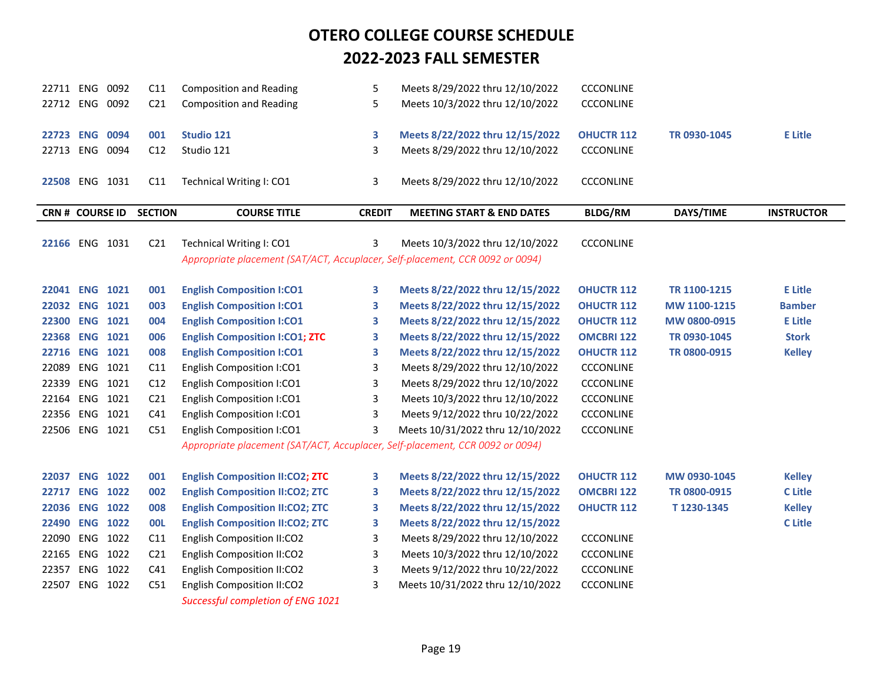# OTERO COLLEGE COURSE SCHEDULE

# 2022-2023 FALL SEMESTER

| CRN # | COURSE ID | | SECTION | COURSE TITLE | CREDIT | MEETING START & END DATES | BLDG/RM | DAYS/TIME | INSTRUCTOR |
|---|---|---|---|---|---|---|---|---|---|
| 22711 | ENG | 0092 | C11 | Composition and Reading | 5 | Meets 8/29/2022 thru 12/10/2022 | CCCONLINE | | |
| 22712 | ENG | 0092 | C21 | Composition and Reading | 5 | Meets 10/3/2022 thru 12/10/2022 | CCCONLINE | | |
| **22723** | **ENG** | **0094** | **001** | **Studio 121** | **3** | **Meets 8/22/2022 thru 12/15/2022** | **OHUCTR 112** | **TR 0930-1045** | **E Litle** |
| 22713 | ENG | 0094 | C12 | Studio 121 | 3 | Meets 8/29/2022 thru 12/10/2022 | CCCONLINE | | |
| 22508 | ENG | 1031 | C11 | Technical Writing I: CO1 | 3 | Meets 8/29/2022 thru 12/10/2022 | CCCONLINE | | |
| 22166 | ENG | 1031 | C21 | Technical Writing I: CO1 | 3 | Meets 10/3/2022 thru 12/10/2022 | CCCONLINE | | |
| | | | | *Appropriate placement (SAT/ACT, Accuplacer, Self-placement, CCR 0092 or 0094)* | | | | | |
| **22041** | **ENG** | **1021** | **001** | **English Composition I:CO1** | **3** | **Meets 8/22/2022 thru 12/15/2022** | **OHUCTR 112** | **TR 1100-1215** | **E Litle** |
| **22032** | **ENG** | **1021** | **003** | **English Composition I:CO1** | **3** | **Meets 8/22/2022 thru 12/15/2022** | **OHUCTR 112** | **MW 1100-1215** | **Bamber** |
| **22300** | **ENG** | **1021** | **004** | **English Composition I:CO1** | **3** | **Meets 8/22/2022 thru 12/15/2022** | **OHUCTR 112** | **MW 0800-0915** | **E Litle** |
| **22368** | **ENG** | **1021** | **006** | **English Composition I:CO1; ZTC** | **3** | **Meets 8/22/2022 thru 12/15/2022** | **OMCBRI 122** | **TR 0930-1045** | **Stork** |
| **22716** | **ENG** | **1021** | **008** | **English Composition I:CO1** | **3** | **Meets 8/22/2022 thru 12/15/2022** | **OHUCTR 112** | **TR 0800-0915** | **Kelley** |
| 22089 | ENG | 1021 | C11 | English Composition I:CO1 | 3 | Meets 8/29/2022 thru 12/10/2022 | CCCONLINE | | |
| 22339 | ENG | 1021 | C12 | English Composition I:CO1 | 3 | Meets 8/29/2022 thru 12/10/2022 | CCCONLINE | | |
| 22164 | ENG | 1021 | C21 | English Composition I:CO1 | 3 | Meets 10/3/2022 thru 12/10/2022 | CCCONLINE | | |
| 22356 | ENG | 1021 | C41 | English Composition I:CO1 | 3 | Meets 9/12/2022 thru 10/22/2022 | CCCONLINE | | |
| 22506 | ENG | 1021 | C51 | English Composition I:CO1 | 3 | Meets 10/31/2022 thru 12/10/2022 | CCCONLINE | | |
| | | | | *Appropriate placement (SAT/ACT, Accuplacer, Self-placement, CCR 0092 or 0094)* | | | | | |
| **22037** | **ENG** | **1022** | **001** | **English Composition II:CO2; ZTC** | **3** | **Meets 8/22/2022 thru 12/15/2022** | **OHUCTR 112** | **MW 0930-1045** | **Kelley** |
| **22717** | **ENG** | **1022** | **002** | **English Composition II:CO2; ZTC** | **3** | **Meets 8/22/2022 thru 12/15/2022** | **OMCBRI 122** | **TR 0800-0915** | **C Litle** |
| **22036** | **ENG** | **1022** | **008** | **English Composition II:CO2; ZTC** | **3** | **Meets 8/22/2022 thru 12/15/2022** | **OHUCTR 112** | **T 1230-1345** | **Kelley** |
| **22490** | **ENG** | **1022** | **00L** | **English Composition II:CO2; ZTC** | **3** | **Meets 8/22/2022 thru 12/15/2022** | | | **C Litle** |
| 22090 | ENG | 1022 | C11 | English Composition II:CO2 | 3 | Meets 8/29/2022 thru 12/10/2022 | CCCONLINE | | |
| 22165 | ENG | 1022 | C21 | English Composition II:CO2 | 3 | Meets 10/3/2022 thru 12/10/2022 | CCCONLINE | | |
| 22357 | ENG | 1022 | C41 | English Composition II:CO2 | 3 | Meets 9/12/2022 thru 10/22/2022 | CCCONLINE | | |
| 22507 | ENG | 1022 | C51 | English Composition II:CO2 | 3 | Meets 10/31/2022 thru 12/10/2022 | CCCONLINE | | |
| | | | | *Successful completion of ENG 1021* | | | | | |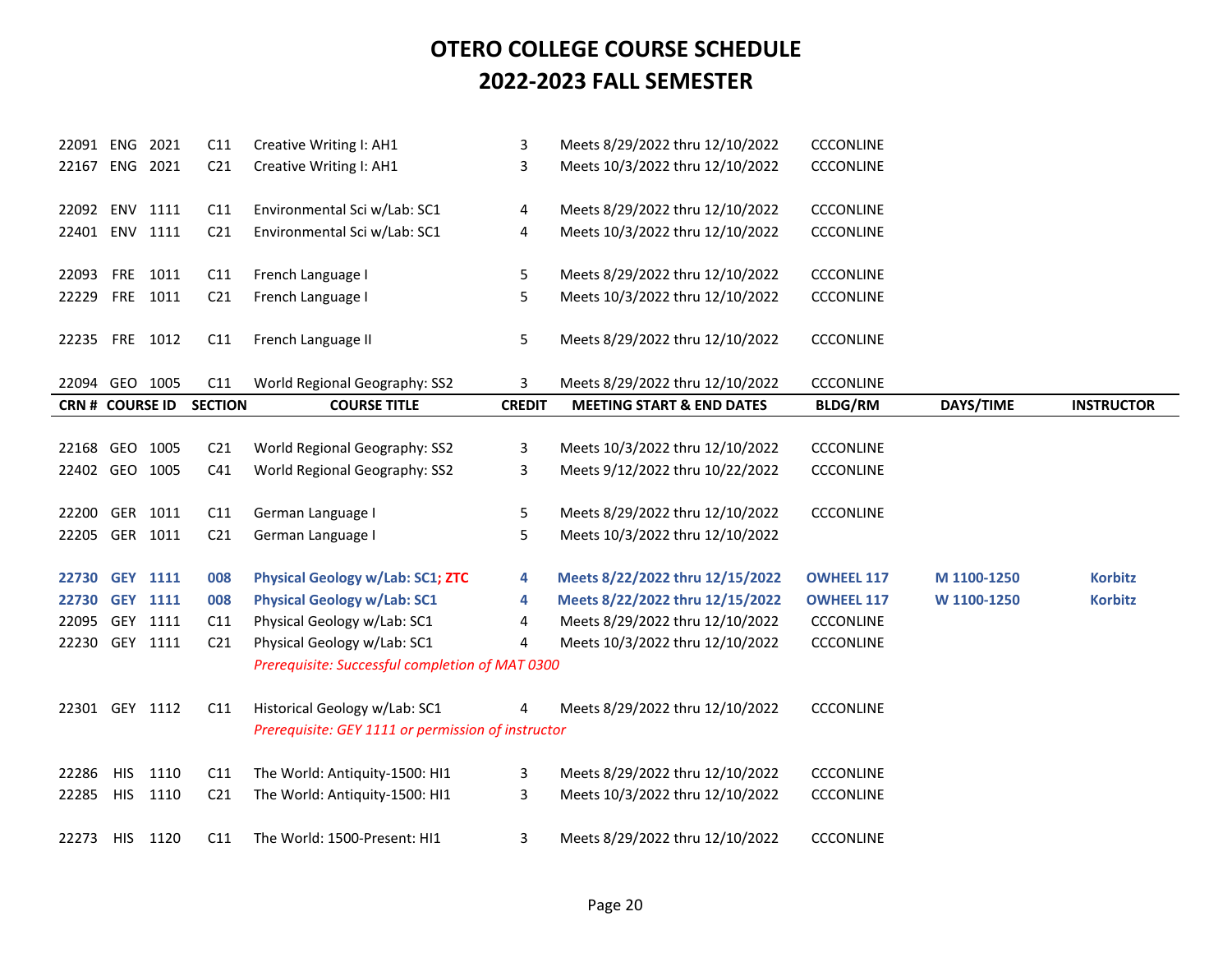# OTERO COLLEGE COURSE SCHEDULE
# 2022-2023 FALL SEMESTER

| CRN # | COURSE ID | | SECTION | COURSE TITLE | CREDIT | MEETING START & END DATES | BLDG/RM | DAYS/TIME | INSTRUCTOR |
|---|---|---|---|---|---|---|---|---|---|
| 22091 | ENG | 2021 | C11 | Creative Writing I: AH1 | 3 | Meets 8/29/2022 thru 12/10/2022 | CCCONLINE | | |
| 22167 | ENG | 2021 | C21 | Creative Writing I: AH1 | 3 | Meets 10/3/2022 thru 12/10/2022 | CCCONLINE | | |
| 22092 | ENV | 1111 | C11 | Environmental Sci w/Lab: SC1 | 4 | Meets 8/29/2022 thru 12/10/2022 | CCCONLINE | | |
| 22401 | ENV | 1111 | C21 | Environmental Sci w/Lab: SC1 | 4 | Meets 10/3/2022 thru 12/10/2022 | CCCONLINE | | |
| 22093 | FRE | 1011 | C11 | French Language I | 5 | Meets 8/29/2022 thru 12/10/2022 | CCCONLINE | | |
| 22229 | FRE | 1011 | C21 | French Language I | 5 | Meets 10/3/2022 thru 12/10/2022 | CCCONLINE | | |
| 22235 | FRE | 1012 | C11 | French Language II | 5 | Meets 8/29/2022 thru 12/10/2022 | CCCONLINE | | |
| 22094 | GEO | 1005 | C11 | World Regional Geography: SS2 | 3 | Meets 8/29/2022 thru 12/10/2022 | CCCONLINE | | |
| 22168 | GEO | 1005 | C21 | World Regional Geography: SS2 | 3 | Meets 10/3/2022 thru 12/10/2022 | CCCONLINE | | |
| 22402 | GEO | 1005 | C41 | World Regional Geography: SS2 | 3 | Meets 9/12/2022 thru 10/22/2022 | CCCONLINE | | |
| 22200 | GER | 1011 | C11 | German Language I | 5 | Meets 8/29/2022 thru 12/10/2022 | CCCONLINE | | |
| 22205 | GER | 1011 | C21 | German Language I | 5 | Meets 10/3/2022 thru 12/10/2022 | | | |
| **22730** | **GEY** | **1111** | **008** | **Physical Geology w/Lab: SC1; ZTC** | **4** | **Meets 8/22/2022 thru 12/15/2022** | **OWHEEL 117** | **M 1100-1250** | **Korbitz** |
| **22730** | **GEY** | **1111** | **008** | **Physical Geology w/Lab: SC1** | **4** | **Meets 8/22/2022 thru 12/15/2022** | **OWHEEL 117** | **W 1100-1250** | **Korbitz** |
| 22095 | GEY | 1111 | C11 | Physical Geology w/Lab: SC1 | 4 | Meets 8/29/2022 thru 12/10/2022 | CCCONLINE | | |
| 22230 | GEY | 1111 | C21 | Physical Geology w/Lab: SC1 | 4 | Meets 10/3/2022 thru 12/10/2022 | CCCONLINE | | |
| | | | | *Prerequisite: Successful completion of MAT 0300* | | | | | |
| 22301 | GEY | 1112 | C11 | Historical Geology w/Lab: SC1 | 4 | Meets 8/29/2022 thru 12/10/2022 | CCCONLINE | | |
| | | | | *Prerequisite: GEY 1111 or permission of instructor* | | | | | |
| 22286 | HIS | 1110 | C11 | The World: Antiquity-1500: HI1 | 3 | Meets 8/29/2022 thru 12/10/2022 | CCCONLINE | | |
| 22285 | HIS | 1110 | C21 | The World: Antiquity-1500: HI1 | 3 | Meets 10/3/2022 thru 12/10/2022 | CCCONLINE | | |
| 22273 | HIS | 1120 | C11 | The World: 1500-Present: HI1 | 3 | Meets 8/29/2022 thru 12/10/2022 | CCCONLINE | | |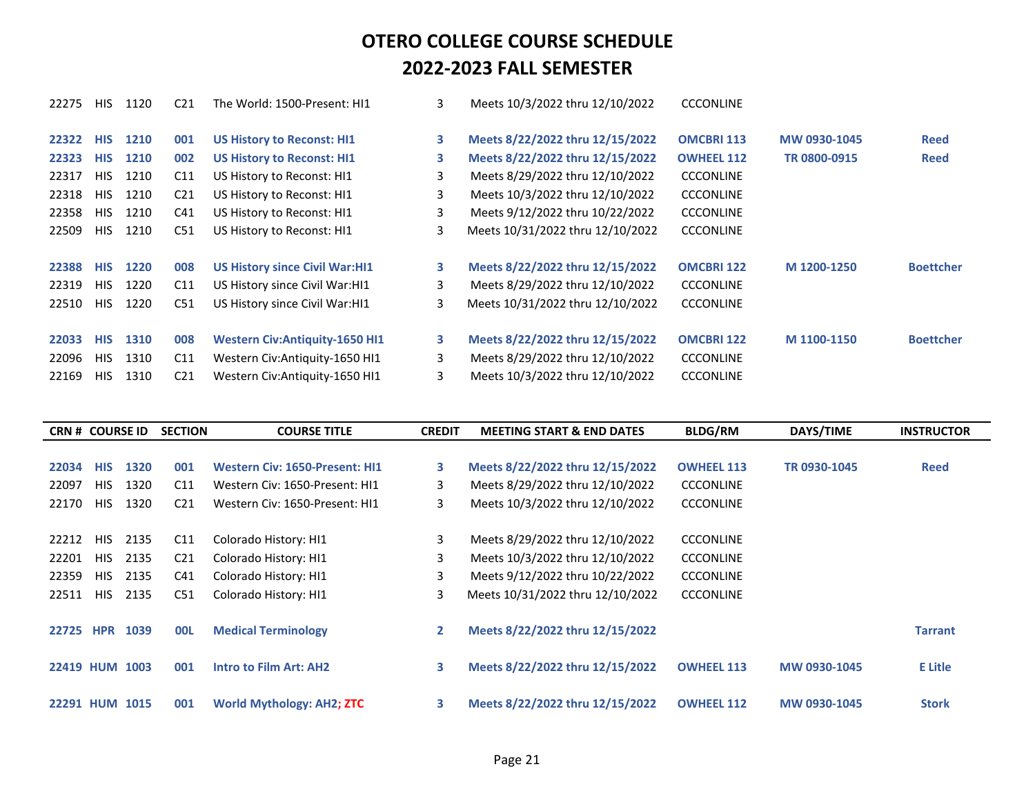# OTERO COLLEGE COURSE SCHEDULE
## 2022-2023 FALL SEMESTER

| CRN # | COURSE ID | | SECTION | COURSE TITLE | CREDIT | MEETING START & END DATES | BLDG/RM | DAYS/TIME | INSTRUCTOR |
|---|---|---|---|---|---|---|---|---|---|
| 22275 | HIS | 1120 | C21 | The World: 1500-Present: HI1 | 3 | Meets 10/3/2022 thru 12/10/2022 | CCCONLINE | | |
| **22322** | **HIS** | **1210** | **001** | **US History to Reconst: HI1** | **3** | **Meets 8/22/2022 thru 12/15/2022** | **OMCBRI 113** | **MW 0930-1045** | **Reed** |
| **22323** | **HIS** | **1210** | **002** | **US History to Reconst: HI1** | **3** | **Meets 8/22/2022 thru 12/15/2022** | **OWHEEL 112** | **TR 0800-0915** | **Reed** |
| 22317 | HIS | 1210 | C11 | US History to Reconst: HI1 | 3 | Meets 8/29/2022 thru 12/10/2022 | CCCONLINE | | |
| 22318 | HIS | 1210 | C21 | US History to Reconst: HI1 | 3 | Meets 10/3/2022 thru 12/10/2022 | CCCONLINE | | |
| 22358 | HIS | 1210 | C41 | US History to Reconst: HI1 | 3 | Meets 9/12/2022 thru 10/22/2022 | CCCONLINE | | |
| 22509 | HIS | 1210 | C51 | US History to Reconst: HI1 | 3 | Meets 10/31/2022 thru 12/10/2022 | CCCONLINE | | |
| **22388** | **HIS** | **1220** | **008** | **US History since Civil War:HI1** | **3** | **Meets 8/22/2022 thru 12/15/2022** | **OMCBRI 122** | **M 1200-1250** | **Boettcher** |
| 22319 | HIS | 1220 | C11 | US History since Civil War:HI1 | 3 | Meets 8/29/2022 thru 12/10/2022 | CCCONLINE | | |
| 22510 | HIS | 1220 | C51 | US History since Civil War:HI1 | 3 | Meets 10/31/2022 thru 12/10/2022 | CCCONLINE | | |
| **22033** | **HIS** | **1310** | **008** | **Western Civ:Antiquity-1650 HI1** | **3** | **Meets 8/22/2022 thru 12/15/2022** | **OMCBRI 122** | **M 1100-1150** | **Boettcher** |
| 22096 | HIS | 1310 | C11 | Western Civ:Antiquity-1650 HI1 | 3 | Meets 8/29/2022 thru 12/10/2022 | CCCONLINE | | |
| 22169 | HIS | 1310 | C21 | Western Civ:Antiquity-1650 HI1 | 3 | Meets 10/3/2022 thru 12/10/2022 | CCCONLINE | | |
| **22034** | **HIS** | **1320** | **001** | **Western Civ: 1650-Present: HI1** | **3** | **Meets 8/22/2022 thru 12/15/2022** | **OWHEEL 113** | **TR 0930-1045** | **Reed** |
| 22097 | HIS | 1320 | C11 | Western Civ: 1650-Present: HI1 | 3 | Meets 8/29/2022 thru 12/10/2022 | CCCONLINE | | |
| 22170 | HIS | 1320 | C21 | Western Civ: 1650-Present: HI1 | 3 | Meets 10/3/2022 thru 12/10/2022 | CCCONLINE | | |
| 22212 | HIS | 2135 | C11 | Colorado History: HI1 | 3 | Meets 8/29/2022 thru 12/10/2022 | CCCONLINE | | |
| 22201 | HIS | 2135 | C21 | Colorado History: HI1 | 3 | Meets 10/3/2022 thru 12/10/2022 | CCCONLINE | | |
| 22359 | HIS | 2135 | C41 | Colorado History: HI1 | 3 | Meets 9/12/2022 thru 10/22/2022 | CCCONLINE | | |
| 22511 | HIS | 2135 | C51 | Colorado History: HI1 | 3 | Meets 10/31/2022 thru 12/10/2022 | CCCONLINE | | |
| **22725** | **HPR** | **1039** | **00L** | **Medical Terminology** | **2** | **Meets 8/22/2022 thru 12/15/2022** | | | **Tarrant** |
| **22419** | **HUM** | **1003** | **001** | **Intro to Film Art: AH2** | **3** | **Meets 8/22/2022 thru 12/15/2022** | **OWHEEL 113** | **MW 0930-1045** | **E Litle** |
| **22291** | **HUM** | **1015** | **001** | **World Mythology: AH2; ZTC** | **3** | **Meets 8/22/2022 thru 12/15/2022** | **OWHEEL 112** | **MW 0930-1045** | **Stork** |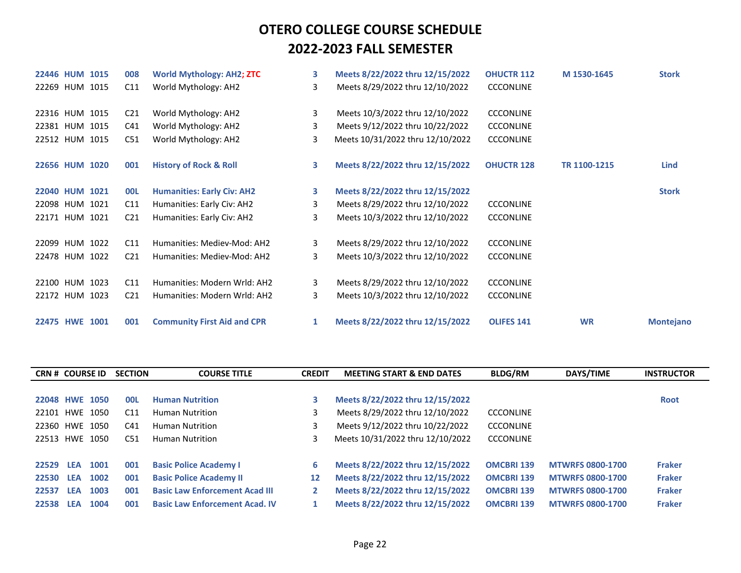# OTERO COLLEGE COURSE SCHEDULE

## 2022-2023 FALL SEMESTER

| CRN # | COURSE ID | SECTION | COURSE TITLE | CREDIT | MEETING START & END DATES | BLDG/RM | DAYS/TIME | INSTRUCTOR |
|---|---|---|---|---|---|---|---|---|
| **22446** | **HUM 1015** | **008** | **World Mythology: AH2; ZTC** | **3** | **Meets 8/22/2022 thru 12/15/2022** | **OHUCTR 112** | **M 1530-1645** | **Stork** |
| 22269 | HUM 1015 | C11 | World Mythology: AH2 | 3 | Meets 8/29/2022 thru 12/10/2022 | CCCONLINE | | |
| 22316 | HUM 1015 | C21 | World Mythology: AH2 | 3 | Meets 10/3/2022 thru 12/10/2022 | CCCONLINE | | |
| 22381 | HUM 1015 | C41 | World Mythology: AH2 | 3 | Meets 9/12/2022 thru 10/22/2022 | CCCONLINE | | |
| 22512 | HUM 1015 | C51 | World Mythology: AH2 | 3 | Meets 10/31/2022 thru 12/10/2022 | CCCONLINE | | |
| **22656** | **HUM 1020** | **001** | **History of Rock & Roll** | **3** | **Meets 8/22/2022 thru 12/15/2022** | **OHUCTR 128** | **TR 1100-1215** | **Lind** |
| **22040** | **HUM 1021** | **00L** | **Humanities: Early Civ: AH2** | **3** | **Meets 8/22/2022 thru 12/15/2022** | | | **Stork** |
| 22098 | HUM 1021 | C11 | Humanities: Early Civ: AH2 | 3 | Meets 8/29/2022 thru 12/10/2022 | CCCONLINE | | |
| 22171 | HUM 1021 | C21 | Humanities: Early Civ: AH2 | 3 | Meets 10/3/2022 thru 12/10/2022 | CCCONLINE | | |
| 22099 | HUM 1022 | C11 | Humanities: Mediev-Mod: AH2 | 3 | Meets 8/29/2022 thru 12/10/2022 | CCCONLINE | | |
| 22478 | HUM 1022 | C21 | Humanities: Mediev-Mod: AH2 | 3 | Meets 10/3/2022 thru 12/10/2022 | CCCONLINE | | |
| 22100 | HUM 1023 | C11 | Humanities: Modern Wrld: AH2 | 3 | Meets 8/29/2022 thru 12/10/2022 | CCCONLINE | | |
| 22172 | HUM 1023 | C21 | Humanities: Modern Wrld: AH2 | 3 | Meets 10/3/2022 thru 12/10/2022 | CCCONLINE | | |
| **22475** | **HWE 1001** | **001** | **Community First Aid and CPR** | **1** | **Meets 8/22/2022 thru 12/15/2022** | **OLIFES 141** | **WR** | **Montejano** |
| **22048** | **HWE 1050** | **00L** | **Human Nutrition** | **3** | **Meets 8/22/2022 thru 12/15/2022** | | | **Root** |
| 22101 | HWE 1050 | C11 | Human Nutrition | 3 | Meets 8/29/2022 thru 12/10/2022 | CCCONLINE | | |
| 22360 | HWE 1050 | C41 | Human Nutrition | 3 | Meets 9/12/2022 thru 10/22/2022 | CCCONLINE | | |
| 22513 | HWE 1050 | C51 | Human Nutrition | 3 | Meets 10/31/2022 thru 12/10/2022 | CCCONLINE | | |
| **22529** | **LEA 1001** | **001** | **Basic Police Academy I** | **6** | **Meets 8/22/2022 thru 12/15/2022** | **OMCBRI 139** | **MTWRFS 0800-1700** | **Fraker** |
| **22530** | **LEA 1002** | **001** | **Basic Police Academy II** | **12** | **Meets 8/22/2022 thru 12/15/2022** | **OMCBRI 139** | **MTWRFS 0800-1700** | **Fraker** |
| **22537** | **LEA 1003** | **001** | **Basic Law Enforcement Acad III** | **2** | **Meets 8/22/2022 thru 12/15/2022** | **OMCBRI 139** | **MTWRFS 0800-1700** | **Fraker** |
| **22538** | **LEA 1004** | **001** | **Basic Law Enforcement Acad. IV** | **1** | **Meets 8/22/2022 thru 12/15/2022** | **OMCBRI 139** | **MTWRFS 0800-1700** | **Fraker** |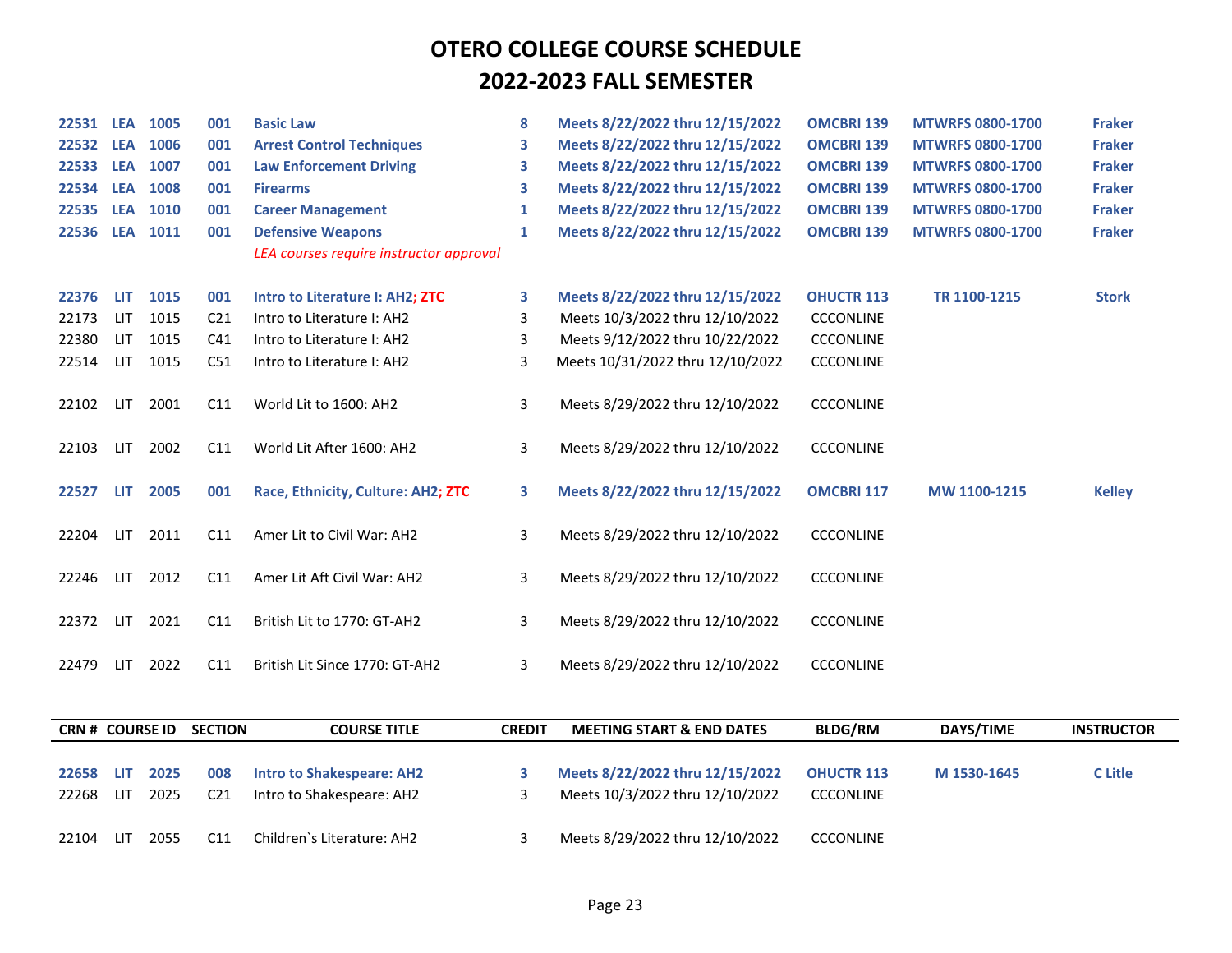# OTERO COLLEGE COURSE SCHEDULE

# 2022-2023 FALL SEMESTER

| CRN # | COURSE ID | | SECTION | COURSE TITLE | CREDIT | MEETING START & END DATES | BLDG/RM | DAYS/TIME | INSTRUCTOR |
|---|---|---|---|---|---|---|---|---|---|
| **22531** | **LEA** | **1005** | **001** | **Basic Law** | **8** | **Meets 8/22/2022 thru 12/15/2022** | **OMCBRI 139** | **MTWRFS 0800-1700** | **Fraker** |
| **22532** | **LEA** | **1006** | **001** | **Arrest Control Techniques** | **3** | **Meets 8/22/2022 thru 12/15/2022** | **OMCBRI 139** | **MTWRFS 0800-1700** | **Fraker** |
| **22533** | **LEA** | **1007** | **001** | **Law Enforcement Driving** | **3** | **Meets 8/22/2022 thru 12/15/2022** | **OMCBRI 139** | **MTWRFS 0800-1700** | **Fraker** |
| **22534** | **LEA** | **1008** | **001** | **Firearms** | **3** | **Meets 8/22/2022 thru 12/15/2022** | **OMCBRI 139** | **MTWRFS 0800-1700** | **Fraker** |
| **22535** | **LEA** | **1010** | **001** | **Career Management** | **1** | **Meets 8/22/2022 thru 12/15/2022** | **OMCBRI 139** | **MTWRFS 0800-1700** | **Fraker** |
| **22536** | **LEA** | **1011** | **001** | **Defensive Weapons** | **1** | **Meets 8/22/2022 thru 12/15/2022** | **OMCBRI 139** | **MTWRFS 0800-1700** | **Fraker** |
| | | | | *LEA courses require instructor approval* | | | | | |
| **22376** | **LIT** | **1015** | **001** | **Intro to Literature I: AH2; ZTC** | **3** | **Meets 8/22/2022 thru 12/15/2022** | **OHUCTR 113** | **TR 1100-1215** | **Stork** |
| 22173 | LIT | 1015 | C21 | Intro to Literature I: AH2 | 3 | Meets 10/3/2022 thru 12/10/2022 | CCCONLINE | | |
| 22380 | LIT | 1015 | C41 | Intro to Literature I: AH2 | 3 | Meets 9/12/2022 thru 10/22/2022 | CCCONLINE | | |
| 22514 | LIT | 1015 | C51 | Intro to Literature I: AH2 | 3 | Meets 10/31/2022 thru 12/10/2022 | CCCONLINE | | |
| 22102 | LIT | 2001 | C11 | World Lit to 1600: AH2 | 3 | Meets 8/29/2022 thru 12/10/2022 | CCCONLINE | | |
| 22103 | LIT | 2002 | C11 | World Lit After 1600: AH2 | 3 | Meets 8/29/2022 thru 12/10/2022 | CCCONLINE | | |
| **22527** | **LIT** | **2005** | **001** | **Race, Ethnicity, Culture: AH2; ZTC** | **3** | **Meets 8/22/2022 thru 12/15/2022** | **OMCBRI 117** | **MW 1100-1215** | **Kelley** |
| 22204 | LIT | 2011 | C11 | Amer Lit to Civil War: AH2 | 3 | Meets 8/29/2022 thru 12/10/2022 | CCCONLINE | | |
| 22246 | LIT | 2012 | C11 | Amer Lit Aft Civil War: AH2 | 3 | Meets 8/29/2022 thru 12/10/2022 | CCCONLINE | | |
| 22372 | LIT | 2021 | C11 | British Lit to 1770: GT-AH2 | 3 | Meets 8/29/2022 thru 12/10/2022 | CCCONLINE | | |
| 22479 | LIT | 2022 | C11 | British Lit Since 1770: GT-AH2 | 3 | Meets 8/29/2022 thru 12/10/2022 | CCCONLINE | | |
| **22658** | **LIT** | **2025** | **008** | **Intro to Shakespeare: AH2** | **3** | **Meets 8/22/2022 thru 12/15/2022** | **OHUCTR 113** | **M 1530-1645** | **C Litle** |
| 22268 | LIT | 2025 | C21 | Intro to Shakespeare: AH2 | 3 | Meets 10/3/2022 thru 12/10/2022 | CCCONLINE | | |
| 22104 | LIT | 2055 | C11 | Children`s Literature: AH2 | 3 | Meets 8/29/2022 thru 12/10/2022 | CCCONLINE | | |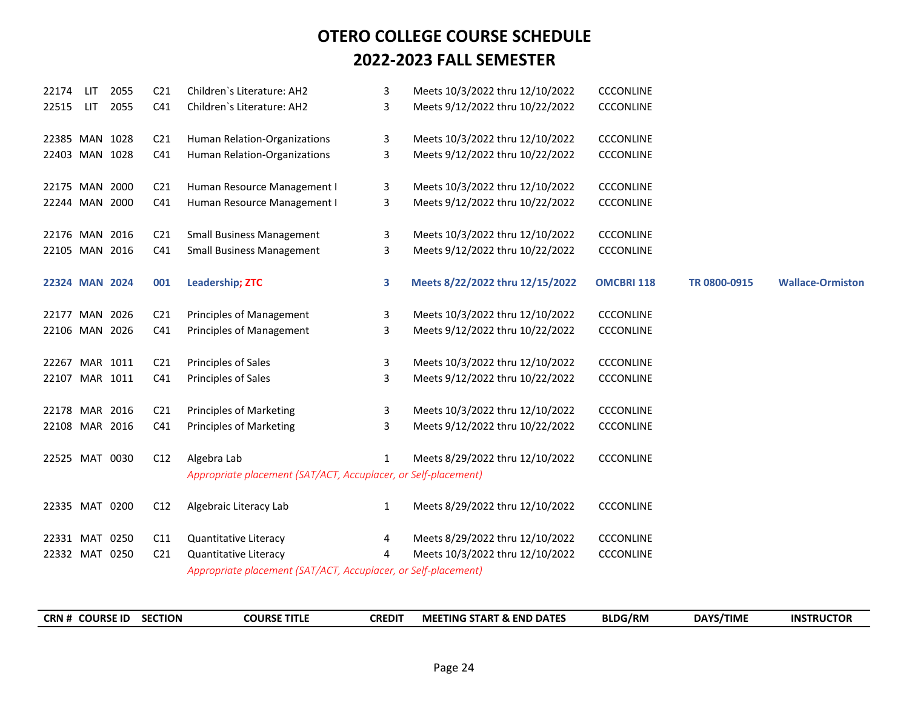# OTERO COLLEGE COURSE SCHEDULE

# 2022-2023 FALL SEMESTER

| CRN # | COURSE ID | | SECTION | COURSE TITLE | CREDIT | MEETING START & END DATES | BLDG/RM | DAYS/TIME | INSTRUCTOR |
|---|---|---|---|---|---|---|---|---|---|
| 22174 | LIT | 2055 | C21 | Children`s Literature: AH2 | 3 | Meets 10/3/2022 thru 12/10/2022 | CCCONLINE | | |
| 22515 | LIT | 2055 | C41 | Children`s Literature: AH2 | 3 | Meets 9/12/2022 thru 10/22/2022 | CCCONLINE | | |
| 22385 | MAN | 1028 | C21 | Human Relation-Organizations | 3 | Meets 10/3/2022 thru 12/10/2022 | CCCONLINE | | |
| 22403 | MAN | 1028 | C41 | Human Relation-Organizations | 3 | Meets 9/12/2022 thru 10/22/2022 | CCCONLINE | | |
| 22175 | MAN | 2000 | C21 | Human Resource Management I | 3 | Meets 10/3/2022 thru 12/10/2022 | CCCONLINE | | |
| 22244 | MAN | 2000 | C41 | Human Resource Management I | 3 | Meets 9/12/2022 thru 10/22/2022 | CCCONLINE | | |
| 22176 | MAN | 2016 | C21 | Small Business Management | 3 | Meets 10/3/2022 thru 12/10/2022 | CCCONLINE | | |
| 22105 | MAN | 2016 | C41 | Small Business Management | 3 | Meets 9/12/2022 thru 10/22/2022 | CCCONLINE | | |
| **22324** | **MAN** | **2024** | **001** | **Leadership; ZTC** | **3** | **Meets 8/22/2022 thru 12/15/2022** | **OMCBRI 118** | **TR 0800-0915** | **Wallace-Ormiston** |
| 22177 | MAN | 2026 | C21 | Principles of Management | 3 | Meets 10/3/2022 thru 12/10/2022 | CCCONLINE | | |
| 22106 | MAN | 2026 | C41 | Principles of Management | 3 | Meets 9/12/2022 thru 10/22/2022 | CCCONLINE | | |
| 22267 | MAR | 1011 | C21 | Principles of Sales | 3 | Meets 10/3/2022 thru 12/10/2022 | CCCONLINE | | |
| 22107 | MAR | 1011 | C41 | Principles of Sales | 3 | Meets 9/12/2022 thru 10/22/2022 | CCCONLINE | | |
| 22178 | MAR | 2016 | C21 | Principles of Marketing | 3 | Meets 10/3/2022 thru 12/10/2022 | CCCONLINE | | |
| 22108 | MAR | 2016 | C41 | Principles of Marketing | 3 | Meets 9/12/2022 thru 10/22/2022 | CCCONLINE | | |
| 22525 | MAT | 0030 | C12 | Algebra Lab | 1 | Meets 8/29/2022 thru 12/10/2022 | CCCONLINE | | |
| | | | | *Appropriate placement (SAT/ACT, Accuplacer, or Self-placement)* | | | | | |
| 22335 | MAT | 0200 | C12 | Algebraic Literacy Lab | 1 | Meets 8/29/2022 thru 12/10/2022 | CCCONLINE | | |
| 22331 | MAT | 0250 | C11 | Quantitative Literacy | 4 | Meets 8/29/2022 thru 12/10/2022 | CCCONLINE | | |
| 22332 | MAT | 0250 | C21 | Quantitative Literacy | 4 | Meets 10/3/2022 thru 12/10/2022 | CCCONLINE | | |
| | | | | *Appropriate placement (SAT/ACT, Accuplacer, or Self-placement)* | | | | | |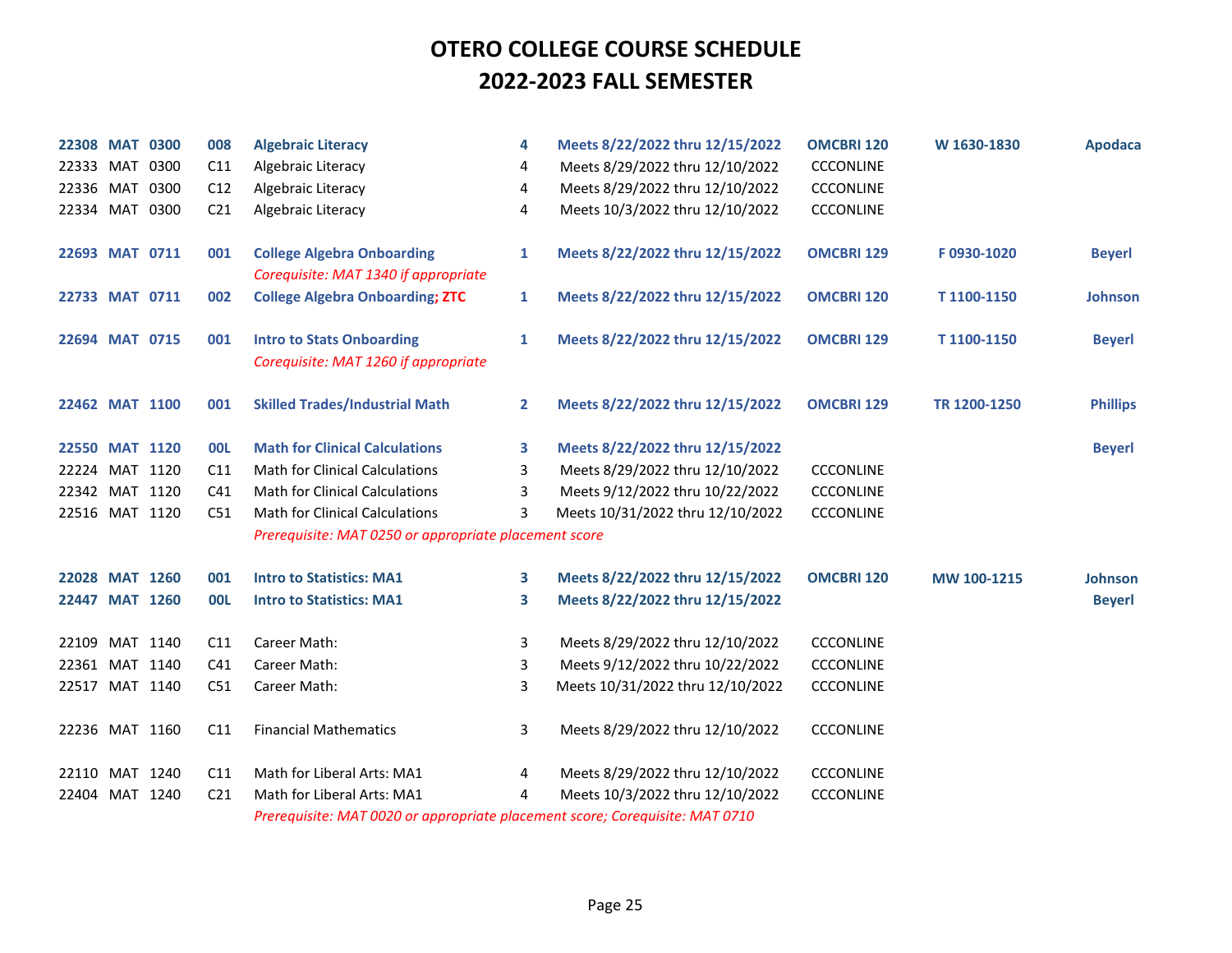# OTERO COLLEGE COURSE SCHEDULE
# 2022-2023 FALL SEMESTER

| CRN | Subj | Course | Section | Title | Credits | Dates | Location | Days/Time | Instructor |
|---|---|---|---|---|---|---|---|---|---|
| **22308** | **MAT** | **0300** | **008** | **Algebraic Literacy** | **4** | **Meets 8/22/2022 thru 12/15/2022** | **OMCBRI 120** | **W 1630-1830** | **Apodaca** |
| 22333 | MAT | 0300 | C11 | Algebraic Literacy | 4 | Meets 8/29/2022 thru 12/10/2022 | CCCONLINE | | |
| 22336 | MAT | 0300 | C12 | Algebraic Literacy | 4 | Meets 8/29/2022 thru 12/10/2022 | CCCONLINE | | |
| 22334 | MAT | 0300 | C21 | Algebraic Literacy | 4 | Meets 10/3/2022 thru 12/10/2022 | CCCONLINE | | |
| | | | | | | | | | |
| **22693** | **MAT** | **0711** | **001** | **College Algebra Onboarding** | **1** | **Meets 8/22/2022 thru 12/15/2022** | **OMCBRI 129** | **F 0930-1020** | **Beyerl** |
| | | | | *Corequisite: MAT 1340 if appropriate* | | | | | |
| **22733** | **MAT** | **0711** | **002** | **College Algebra Onboarding; ZTC** | **1** | **Meets 8/22/2022 thru 12/15/2022** | **OMCBRI 120** | **T 1100-1150** | **Johnson** |
| | | | | | | | | | |
| **22694** | **MAT** | **0715** | **001** | **Intro to Stats Onboarding** | **1** | **Meets 8/22/2022 thru 12/15/2022** | **OMCBRI 129** | **T 1100-1150** | **Beyerl** |
| | | | | *Corequisite: MAT 1260 if appropriate* | | | | | |
| | | | | | | | | | |
| **22462** | **MAT** | **1100** | **001** | **Skilled Trades/Industrial Math** | **2** | **Meets 8/22/2022 thru 12/15/2022** | **OMCBRI 129** | **TR 1200-1250** | **Phillips** |
| | | | | | | | | | |
| **22550** | **MAT** | **1120** | **00L** | **Math for Clinical Calculations** | **3** | **Meets 8/22/2022 thru 12/15/2022** | | | **Beyerl** |
| 22224 | MAT | 1120 | C11 | Math for Clinical Calculations | 3 | Meets 8/29/2022 thru 12/10/2022 | CCCONLINE | | |
| 22342 | MAT | 1120 | C41 | Math for Clinical Calculations | 3 | Meets 9/12/2022 thru 10/22/2022 | CCCONLINE | | |
| 22516 | MAT | 1120 | C51 | Math for Clinical Calculations | 3 | Meets 10/31/2022 thru 12/10/2022 | CCCONLINE | | |
| | | | | *Prerequisite: MAT 0250 or appropriate placement score* | | | | | |
| | | | | | | | | | |
| **22028** | **MAT** | **1260** | **001** | **Intro to Statistics: MA1** | **3** | **Meets 8/22/2022 thru 12/15/2022** | **OMCBRI 120** | **MW 100-1215** | **Johnson** |
| **22447** | **MAT** | **1260** | **00L** | **Intro to Statistics: MA1** | **3** | **Meets 8/22/2022 thru 12/15/2022** | | | **Beyerl** |
| | | | | | | | | | |
| 22109 | MAT | 1140 | C11 | Career Math: | 3 | Meets 8/29/2022 thru 12/10/2022 | CCCONLINE | | |
| 22361 | MAT | 1140 | C41 | Career Math: | 3 | Meets 9/12/2022 thru 10/22/2022 | CCCONLINE | | |
| 22517 | MAT | 1140 | C51 | Career Math: | 3 | Meets 10/31/2022 thru 12/10/2022 | CCCONLINE | | |
| | | | | | | | | | |
| 22236 | MAT | 1160 | C11 | Financial Mathematics | 3 | Meets 8/29/2022 thru 12/10/2022 | CCCONLINE | | |
| | | | | | | | | | |
| 22110 | MAT | 1240 | C11 | Math for Liberal Arts: MA1 | 4 | Meets 8/29/2022 thru 12/10/2022 | CCCONLINE | | |
| 22404 | MAT | 1240 | C21 | Math for Liberal Arts: MA1 | 4 | Meets 10/3/2022 thru 12/10/2022 | CCCONLINE | | |
| | | | | *Prerequisite: MAT 0020 or appropriate placement score; Corequisite: MAT 0710* | | | | | |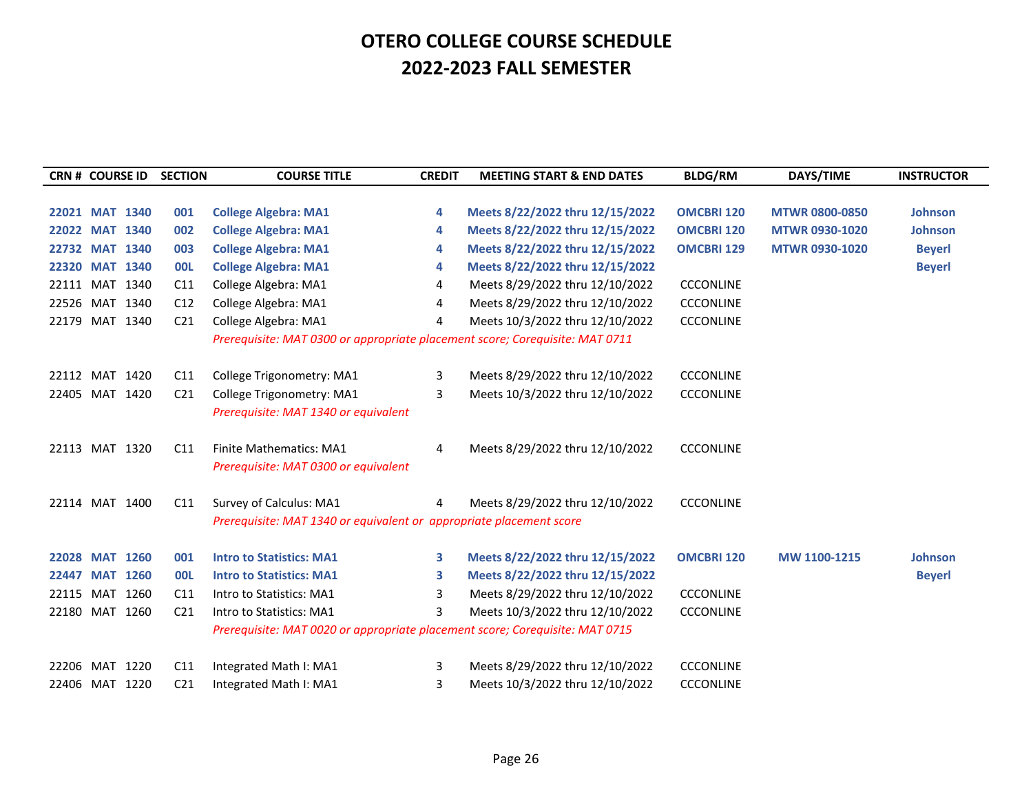# OTERO COLLEGE COURSE SCHEDULE
# 2022-2023 FALL SEMESTER

| CRN # | COURSE ID | SECTION | COURSE TITLE | CREDIT | MEETING START & END DATES | BLDG/RM | DAYS/TIME | INSTRUCTOR |
|---|---|---|---|---|---|---|---|---|
| **22021** | **MAT 1340** | **001** | **College Algebra: MA1** | **4** | **Meets 8/22/2022 thru 12/15/2022** | **OMCBRI 120** | **MTWR 0800-0850** | **Johnson** |
| **22022** | **MAT 1340** | **002** | **College Algebra: MA1** | **4** | **Meets 8/22/2022 thru 12/15/2022** | **OMCBRI 120** | **MTWR 0930-1020** | **Johnson** |
| **22732** | **MAT 1340** | **003** | **College Algebra: MA1** | **4** | **Meets 8/22/2022 thru 12/15/2022** | **OMCBRI 129** | **MTWR 0930-1020** | **Beyerl** |
| **22320** | **MAT 1340** | **00L** | **College Algebra: MA1** | **4** | **Meets 8/22/2022 thru 12/15/2022** | | | **Beyerl** |
| 22111 | MAT 1340 | C11 | College Algebra: MA1 | 4 | Meets 8/29/2022 thru 12/10/2022 | CCCONLINE | | |
| 22526 | MAT 1340 | C12 | College Algebra: MA1 | 4 | Meets 8/29/2022 thru 12/10/2022 | CCCONLINE | | |
| 22179 | MAT 1340 | C21 | College Algebra: MA1 | 4 | Meets 10/3/2022 thru 12/10/2022 | CCCONLINE | | |
| | | | *Prerequisite: MAT 0300 or appropriate placement score; Corequisite: MAT 0711* | | | | | |
| 22112 | MAT 1420 | C11 | College Trigonometry: MA1 | 3 | Meets 8/29/2022 thru 12/10/2022 | CCCONLINE | | |
| 22405 | MAT 1420 | C21 | College Trigonometry: MA1 | 3 | Meets 10/3/2022 thru 12/10/2022 | CCCONLINE | | |
| | | | *Prerequisite: MAT 1340 or equivalent* | | | | | |
| 22113 | MAT 1320 | C11 | Finite Mathematics: MA1 | 4 | Meets 8/29/2022 thru 12/10/2022 | CCCONLINE | | |
| | | | *Prerequisite: MAT 0300 or equivalent* | | | | | |
| 22114 | MAT 1400 | C11 | Survey of Calculus: MA1 | 4 | Meets 8/29/2022 thru 12/10/2022 | CCCONLINE | | |
| | | | *Prerequisite: MAT 1340 or equivalent or appropriate placement score* | | | | | |
| **22028** | **MAT 1260** | **001** | **Intro to Statistics: MA1** | **3** | **Meets 8/22/2022 thru 12/15/2022** | **OMCBRI 120** | **MW 1100-1215** | **Johnson** |
| **22447** | **MAT 1260** | **00L** | **Intro to Statistics: MA1** | **3** | **Meets 8/22/2022 thru 12/15/2022** | | | **Beyerl** |
| 22115 | MAT 1260 | C11 | Intro to Statistics: MA1 | 3 | Meets 8/29/2022 thru 12/10/2022 | CCCONLINE | | |
| 22180 | MAT 1260 | C21 | Intro to Statistics: MA1 | 3 | Meets 10/3/2022 thru 12/10/2022 | CCCONLINE | | |
| | | | *Prerequisite: MAT 0020 or appropriate placement score; Corequisite: MAT 0715* | | | | | |
| 22206 | MAT 1220 | C11 | Integrated Math I: MA1 | 3 | Meets 8/29/2022 thru 12/10/2022 | CCCONLINE | | |
| 22406 | MAT 1220 | C21 | Integrated Math I: MA1 | 3 | Meets 10/3/2022 thru 12/10/2022 | CCCONLINE | | |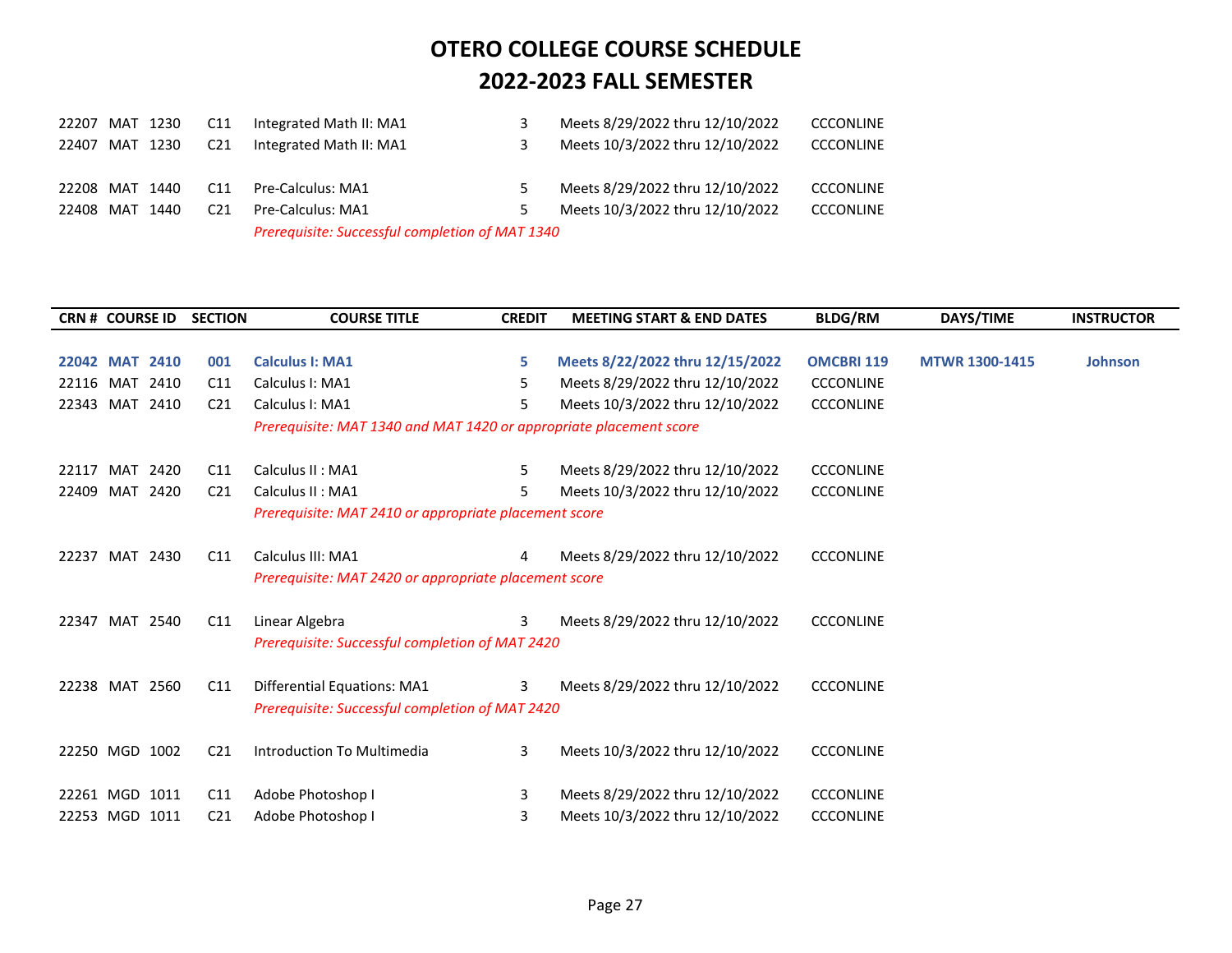# OTERO COLLEGE COURSE SCHEDULE
# 2022-2023 FALL SEMESTER

| CRN # | COURSE ID | SECTION | COURSE TITLE | CREDIT | MEETING START & END DATES | BLDG/RM | DAYS/TIME | INSTRUCTOR |
|---|---|---|---|---|---|---|---|---|
| 22207 | MAT 1230 | C11 | Integrated Math II: MA1 | 3 | Meets 8/29/2022 thru 12/10/2022 | CCCONLINE | | |
| 22407 | MAT 1230 | C21 | Integrated Math II: MA1 | 3 | Meets 10/3/2022 thru 12/10/2022 | CCCONLINE | | |
| 22208 | MAT 1440 | C11 | Pre-Calculus: MA1 | 5 | Meets 8/29/2022 thru 12/10/2022 | CCCONLINE | | |
| 22408 | MAT 1440 | C21 | Pre-Calculus: MA1 | 5 | Meets 10/3/2022 thru 12/10/2022 | CCCONLINE | | |
| | | | *Prerequisite: Successful completion of MAT 1340* | | | | | |
| **22042** | **MAT 2410** | **001** | **Calculus I: MA1** | **5** | **Meets 8/22/2022 thru 12/15/2022** | **OMCBRI 119** | **MTWR 1300-1415** | **Johnson** |
| 22116 | MAT 2410 | C11 | Calculus I: MA1 | 5 | Meets 8/29/2022 thru 12/10/2022 | CCCONLINE | | |
| 22343 | MAT 2410 | C21 | Calculus I: MA1 | 5 | Meets 10/3/2022 thru 12/10/2022 | CCCONLINE | | |
| | | | *Prerequisite: MAT 1340 and MAT 1420 or appropriate placement score* | | | | | |
| 22117 | MAT 2420 | C11 | Calculus II : MA1 | 5 | Meets 8/29/2022 thru 12/10/2022 | CCCONLINE | | |
| 22409 | MAT 2420 | C21 | Calculus II : MA1 | 5 | Meets 10/3/2022 thru 12/10/2022 | CCCONLINE | | |
| | | | *Prerequisite: MAT 2410 or appropriate placement score* | | | | | |
| 22237 | MAT 2430 | C11 | Calculus III: MA1 | 4 | Meets 8/29/2022 thru 12/10/2022 | CCCONLINE | | |
| | | | *Prerequisite: MAT 2420 or appropriate placement score* | | | | | |
| 22347 | MAT 2540 | C11 | Linear Algebra | 3 | Meets 8/29/2022 thru 12/10/2022 | CCCONLINE | | |
| | | | *Prerequisite: Successful completion of MAT 2420* | | | | | |
| 22238 | MAT 2560 | C11 | Differential Equations: MA1 | 3 | Meets 8/29/2022 thru 12/10/2022 | CCCONLINE | | |
| | | | *Prerequisite: Successful completion of MAT 2420* | | | | | |
| 22250 | MGD 1002 | C21 | Introduction To Multimedia | 3 | Meets 10/3/2022 thru 12/10/2022 | CCCONLINE | | |
| 22261 | MGD 1011 | C11 | Adobe Photoshop I | 3 | Meets 8/29/2022 thru 12/10/2022 | CCCONLINE | | |
| 22253 | MGD 1011 | C21 | Adobe Photoshop I | 3 | Meets 10/3/2022 thru 12/10/2022 | CCCONLINE | | |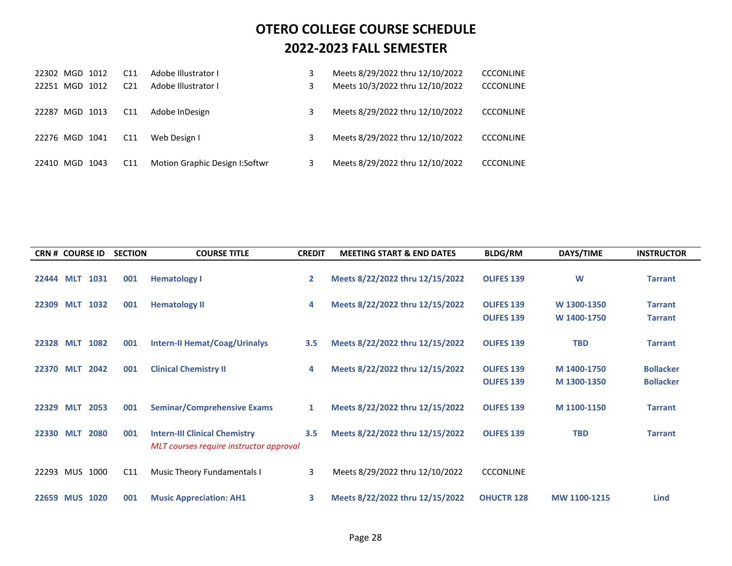# OTERO COLLEGE COURSE SCHEDULE
# 2022-2023 FALL SEMESTER

| CRN # | COURSE ID | SECTION | COURSE TITLE | CREDIT | MEETING START & END DATES | BLDG/RM | DAYS/TIME | INSTRUCTOR |
|---|---|---|---|---|---|---|---|---|
| 22302 | MGD 1012 | C11 | Adobe Illustrator I | 3 | Meets 8/29/2022 thru 12/10/2022 | CCCONLINE | | |
| 22251 | MGD 1012 | C21 | Adobe Illustrator I | 3 | Meets 10/3/2022 thru 12/10/2022 | CCCONLINE | | |
| 22287 | MGD 1013 | C11 | Adobe InDesign | 3 | Meets 8/29/2022 thru 12/10/2022 | CCCONLINE | | |
| 22276 | MGD 1041 | C11 | Web Design I | 3 | Meets 8/29/2022 thru 12/10/2022 | CCCONLINE | | |
| 22410 | MGD 1043 | C11 | Motion Graphic Design I:Softwr | 3 | Meets 8/29/2022 thru 12/10/2022 | CCCONLINE | | |
| **22444** | **MLT 1031** | **001** | **Hematology I** | **2** | **Meets 8/22/2022 thru 12/15/2022** | **OLIFES 139** | **W** | **Tarrant** |
| **22309** | **MLT 1032** | **001** | **Hematology II** | **4** | **Meets 8/22/2022 thru 12/15/2022** | **OLIFES 139** | **W 1300-1350** | **Tarrant** |
| | | | | | | **OLIFES 139** | **W 1400-1750** | **Tarrant** |
| **22328** | **MLT 1082** | **001** | **Intern-II Hemat/Coag/Urinalys** | **3.5** | **Meets 8/22/2022 thru 12/15/2022** | **OLIFES 139** | **TBD** | **Tarrant** |
| **22370** | **MLT 2042** | **001** | **Clinical Chemistry II** | **4** | **Meets 8/22/2022 thru 12/15/2022** | **OLIFES 139** | **M 1400-1750** | **Bollacker** |
| | | | | | | **OLIFES 139** | **M 1300-1350** | **Bollacker** |
| **22329** | **MLT 2053** | **001** | **Seminar/Comprehensive Exams** | **1** | **Meets 8/22/2022 thru 12/15/2022** | **OLIFES 139** | **M 1100-1150** | **Tarrant** |
| **22330** | **MLT 2080** | **001** | **Intern-III Clinical Chemistry** *MLT courses require instructor approval* | **3.5** | **Meets 8/22/2022 thru 12/15/2022** | **OLIFES 139** | **TBD** | **Tarrant** |
| 22293 | MUS 1000 | C11 | Music Theory Fundamentals I | 3 | Meets 8/29/2022 thru 12/10/2022 | CCCONLINE | | |
| **22659** | **MUS 1020** | **001** | **Music Appreciation: AH1** | **3** | **Meets 8/22/2022 thru 12/15/2022** | **OHUCTR 128** | **MW 1100-1215** | **Lind** |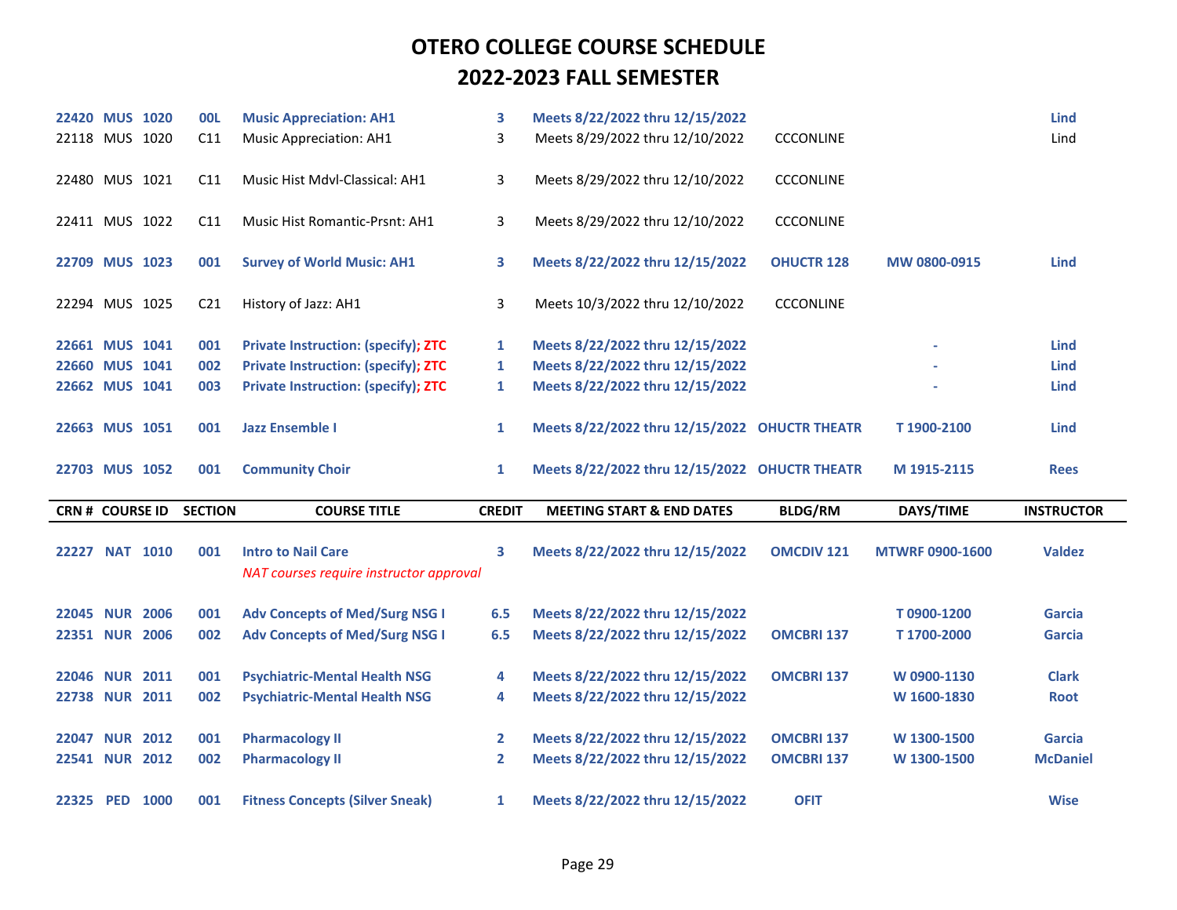# OTERO COLLEGE COURSE SCHEDULE

## 2022-2023 FALL SEMESTER

| CRN # | COURSE ID | | SECTION | COURSE TITLE | CREDIT | MEETING START & END DATES | BLDG/RM | DAYS/TIME | INSTRUCTOR |
|---|---|---|---|---|---|---|---|---|---|
| 22420 | MUS | 1020 | 00L | Music Appreciation: AH1 | 3 | Meets 8/22/2022 thru 12/15/2022 | | | Lind |
| 22118 | MUS | 1020 | C11 | Music Appreciation: AH1 | 3 | Meets 8/29/2022 thru 12/10/2022 | CCCONLINE | | Lind |
| 22480 | MUS | 1021 | C11 | Music Hist Mdvl-Classical: AH1 | 3 | Meets 8/29/2022 thru 12/10/2022 | CCCONLINE | | |
| 22411 | MUS | 1022 | C11 | Music Hist Romantic-Prsnt: AH1 | 3 | Meets 8/29/2022 thru 12/10/2022 | CCCONLINE | | |
| 22709 | MUS | 1023 | 001 | Survey of World Music: AH1 | 3 | Meets 8/22/2022 thru 12/15/2022 | OHUCTR 128 | MW 0800-0915 | Lind |
| 22294 | MUS | 1025 | C21 | History of Jazz: AH1 | 3 | Meets 10/3/2022 thru 12/10/2022 | CCCONLINE | | |
| 22661 | MUS | 1041 | 001 | Private Instruction: (specify); ZTC | 1 | Meets 8/22/2022 thru 12/15/2022 | | - | Lind |
| 22660 | MUS | 1041 | 002 | Private Instruction: (specify); ZTC | 1 | Meets 8/22/2022 thru 12/15/2022 | | - | Lind |
| 22662 | MUS | 1041 | 003 | Private Instruction: (specify); ZTC | 1 | Meets 8/22/2022 thru 12/15/2022 | | - | Lind |
| 22663 | MUS | 1051 | 001 | Jazz Ensemble I | 1 | Meets 8/22/2022 thru 12/15/2022 | OHUCTR THEATR | T 1900-2100 | Lind |
| 22703 | MUS | 1052 | 001 | Community Choir | 1 | Meets 8/22/2022 thru 12/15/2022 | OHUCTR THEATR | M 1915-2115 | Rees |
| 22227 | NAT | 1010 | 001 | Intro to Nail Care<br>*NAT courses require instructor approval* | 3 | Meets 8/22/2022 thru 12/15/2022 | OMCDIV 121 | MTWRF 0900-1600 | Valdez |
| 22045 | NUR | 2006 | 001 | Adv Concepts of Med/Surg NSG I | 6.5 | Meets 8/22/2022 thru 12/15/2022 | | T 0900-1200 | Garcia |
| 22351 | NUR | 2006 | 002 | Adv Concepts of Med/Surg NSG I | 6.5 | Meets 8/22/2022 thru 12/15/2022 | OMCBRI 137 | T 1700-2000 | Garcia |
| 22046 | NUR | 2011 | 001 | Psychiatric-Mental Health NSG | 4 | Meets 8/22/2022 thru 12/15/2022 | OMCBRI 137 | W 0900-1130 | Clark |
| 22738 | NUR | 2011 | 002 | Psychiatric-Mental Health NSG | 4 | Meets 8/22/2022 thru 12/15/2022 | | W 1600-1830 | Root |
| 22047 | NUR | 2012 | 001 | Pharmacology II | 2 | Meets 8/22/2022 thru 12/15/2022 | OMCBRI 137 | W 1300-1500 | Garcia |
| 22541 | NUR | 2012 | 002 | Pharmacology II | 2 | Meets 8/22/2022 thru 12/15/2022 | OMCBRI 137 | W 1300-1500 | McDaniel |
| 22325 | PED | 1000 | 001 | Fitness Concepts (Silver Sneak) | 1 | Meets 8/22/2022 thru 12/15/2022 | OFIT | | Wise |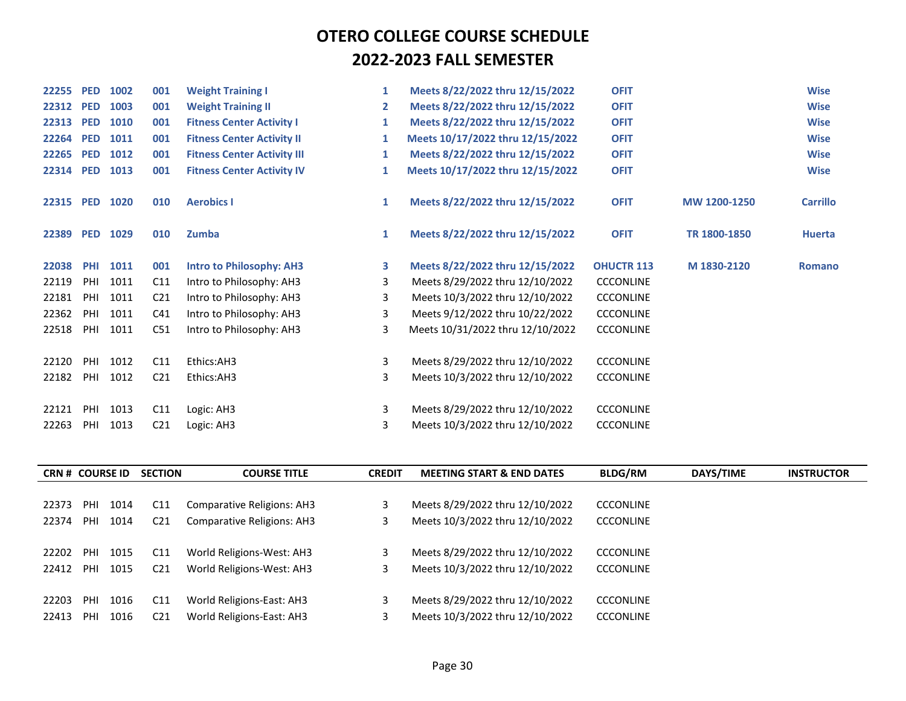# OTERO COLLEGE COURSE SCHEDULE
# 2022-2023 FALL SEMESTER

| CRN # | COURSE ID | | SECTION | COURSE TITLE | CREDIT | MEETING START & END DATES | BLDG/RM | DAYS/TIME | INSTRUCTOR |
|---|---|---|---|---|---|---|---|---|---|
| **22255** | **PED** | **1002** | **001** | **Weight Training I** | **1** | **Meets 8/22/2022 thru 12/15/2022** | **OFIT** | | **Wise** |
| **22312** | **PED** | **1003** | **001** | **Weight Training II** | **2** | **Meets 8/22/2022 thru 12/15/2022** | **OFIT** | | **Wise** |
| **22313** | **PED** | **1010** | **001** | **Fitness Center Activity I** | **1** | **Meets 8/22/2022 thru 12/15/2022** | **OFIT** | | **Wise** |
| **22264** | **PED** | **1011** | **001** | **Fitness Center Activity II** | **1** | **Meets 10/17/2022 thru 12/15/2022** | **OFIT** | | **Wise** |
| **22265** | **PED** | **1012** | **001** | **Fitness Center Activity III** | **1** | **Meets 8/22/2022 thru 12/15/2022** | **OFIT** | | **Wise** |
| **22314** | **PED** | **1013** | **001** | **Fitness Center Activity IV** | **1** | **Meets 10/17/2022 thru 12/15/2022** | **OFIT** | | **Wise** |
| **22315** | **PED** | **1020** | **010** | **Aerobics I** | **1** | **Meets 8/22/2022 thru 12/15/2022** | **OFIT** | **MW 1200-1250** | **Carrillo** |
| **22389** | **PED** | **1029** | **010** | **Zumba** | **1** | **Meets 8/22/2022 thru 12/15/2022** | **OFIT** | **TR 1800-1850** | **Huerta** |
| **22038** | **PHI** | **1011** | **001** | **Intro to Philosophy: AH3** | **3** | **Meets 8/22/2022 thru 12/15/2022** | **OHUCTR 113** | **M 1830-2120** | **Romano** |
| 22119 | PHI | 1011 | C11 | Intro to Philosophy: AH3 | 3 | Meets 8/29/2022 thru 12/10/2022 | CCCONLINE | | |
| 22181 | PHI | 1011 | C21 | Intro to Philosophy: AH3 | 3 | Meets 10/3/2022 thru 12/10/2022 | CCCONLINE | | |
| 22362 | PHI | 1011 | C41 | Intro to Philosophy: AH3 | 3 | Meets 9/12/2022 thru 10/22/2022 | CCCONLINE | | |
| 22518 | PHI | 1011 | C51 | Intro to Philosophy: AH3 | 3 | Meets 10/31/2022 thru 12/10/2022 | CCCONLINE | | |
| 22120 | PHI | 1012 | C11 | Ethics:AH3 | 3 | Meets 8/29/2022 thru 12/10/2022 | CCCONLINE | | |
| 22182 | PHI | 1012 | C21 | Ethics:AH3 | 3 | Meets 10/3/2022 thru 12/10/2022 | CCCONLINE | | |
| 22121 | PHI | 1013 | C11 | Logic: AH3 | 3 | Meets 8/29/2022 thru 12/10/2022 | CCCONLINE | | |
| 22263 | PHI | 1013 | C21 | Logic: AH3 | 3 | Meets 10/3/2022 thru 12/10/2022 | CCCONLINE | | |
| 22373 | PHI | 1014 | C11 | Comparative Religions: AH3 | 3 | Meets 8/29/2022 thru 12/10/2022 | CCCONLINE | | |
| 22374 | PHI | 1014 | C21 | Comparative Religions: AH3 | 3 | Meets 10/3/2022 thru 12/10/2022 | CCCONLINE | | |
| 22202 | PHI | 1015 | C11 | World Religions-West: AH3 | 3 | Meets 8/29/2022 thru 12/10/2022 | CCCONLINE | | |
| 22412 | PHI | 1015 | C21 | World Religions-West: AH3 | 3 | Meets 10/3/2022 thru 12/10/2022 | CCCONLINE | | |
| 22203 | PHI | 1016 | C11 | World Religions-East: AH3 | 3 | Meets 8/29/2022 thru 12/10/2022 | CCCONLINE | | |
| 22413 | PHI | 1016 | C21 | World Religions-East: AH3 | 3 | Meets 10/3/2022 thru 12/10/2022 | CCCONLINE | | |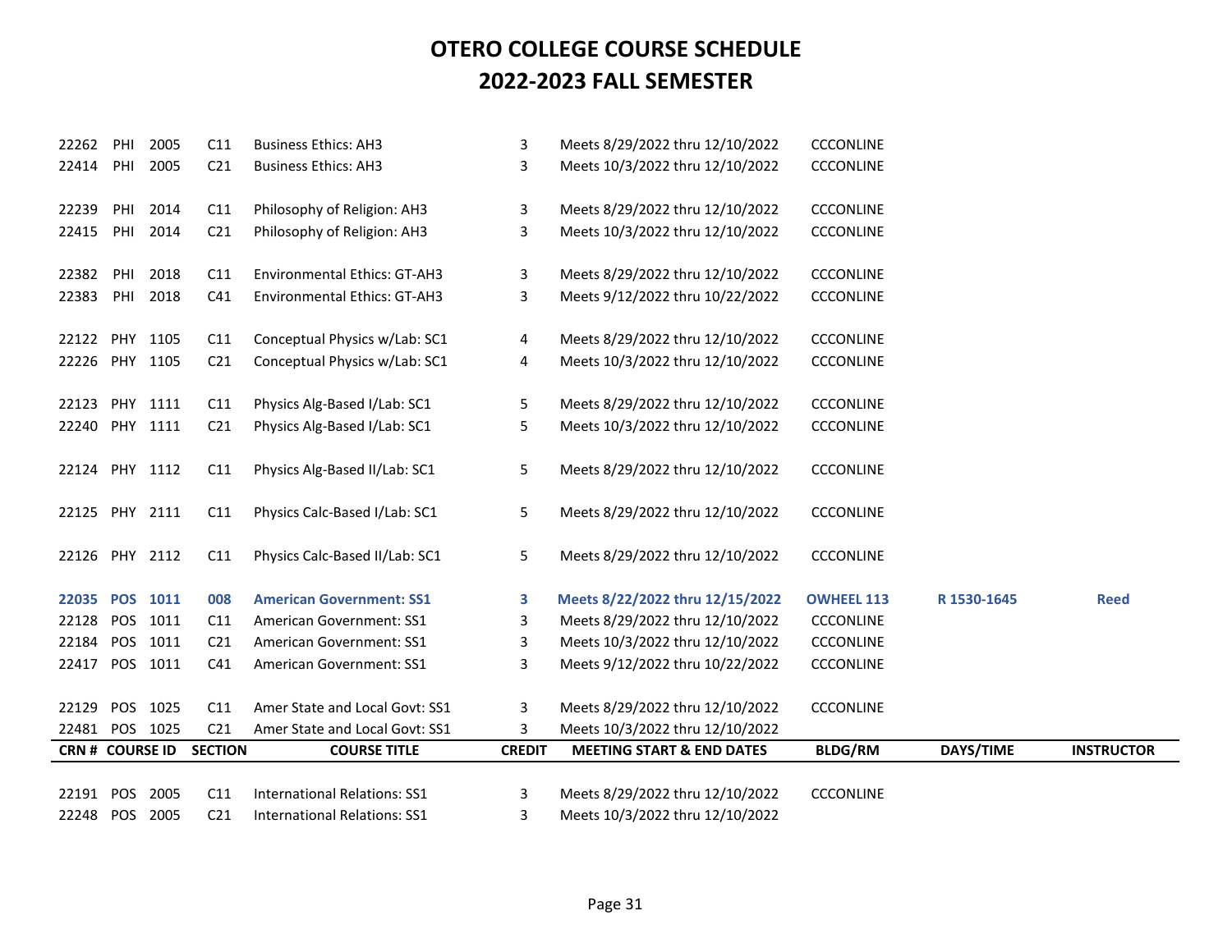# OTERO COLLEGE COURSE SCHEDULE
# 2022-2023 FALL SEMESTER

| CRN # | COURSE ID | | SECTION | COURSE TITLE | CREDIT | MEETING START & END DATES | BLDG/RM | DAYS/TIME | INSTRUCTOR |
|---|---|---|---|---|---|---|---|---|---|
| 22262 | PHI | 2005 | C11 | Business Ethics: AH3 | 3 | Meets 8/29/2022 thru 12/10/2022 | CCCONLINE | | |
| 22414 | PHI | 2005 | C21 | Business Ethics: AH3 | 3 | Meets 10/3/2022 thru 12/10/2022 | CCCONLINE | | |
| 22239 | PHI | 2014 | C11 | Philosophy of Religion: AH3 | 3 | Meets 8/29/2022 thru 12/10/2022 | CCCONLINE | | |
| 22415 | PHI | 2014 | C21 | Philosophy of Religion: AH3 | 3 | Meets 10/3/2022 thru 12/10/2022 | CCCONLINE | | |
| 22382 | PHI | 2018 | C11 | Environmental Ethics: GT-AH3 | 3 | Meets 8/29/2022 thru 12/10/2022 | CCCONLINE | | |
| 22383 | PHI | 2018 | C41 | Environmental Ethics: GT-AH3 | 3 | Meets 9/12/2022 thru 10/22/2022 | CCCONLINE | | |
| 22122 | PHY | 1105 | C11 | Conceptual Physics w/Lab: SC1 | 4 | Meets 8/29/2022 thru 12/10/2022 | CCCONLINE | | |
| 22226 | PHY | 1105 | C21 | Conceptual Physics w/Lab: SC1 | 4 | Meets 10/3/2022 thru 12/10/2022 | CCCONLINE | | |
| 22123 | PHY | 1111 | C11 | Physics Alg-Based I/Lab: SC1 | 5 | Meets 8/29/2022 thru 12/10/2022 | CCCONLINE | | |
| 22240 | PHY | 1111 | C21 | Physics Alg-Based I/Lab: SC1 | 5 | Meets 10/3/2022 thru 12/10/2022 | CCCONLINE | | |
| 22124 | PHY | 1112 | C11 | Physics Alg-Based II/Lab: SC1 | 5 | Meets 8/29/2022 thru 12/10/2022 | CCCONLINE | | |
| 22125 | PHY | 2111 | C11 | Physics Calc-Based I/Lab: SC1 | 5 | Meets 8/29/2022 thru 12/10/2022 | CCCONLINE | | |
| 22126 | PHY | 2112 | C11 | Physics Calc-Based II/Lab: SC1 | 5 | Meets 8/29/2022 thru 12/10/2022 | CCCONLINE | | |
| **22035** | **POS** | **1011** | **008** | **American Government: SS1** | **3** | **Meets 8/22/2022 thru 12/15/2022** | **OWHEEL 113** | **R 1530-1645** | **Reed** |
| 22128 | POS | 1011 | C11 | American Government: SS1 | 3 | Meets 8/29/2022 thru 12/10/2022 | CCCONLINE | | |
| 22184 | POS | 1011 | C21 | American Government: SS1 | 3 | Meets 10/3/2022 thru 12/10/2022 | CCCONLINE | | |
| 22417 | POS | 1011 | C41 | American Government: SS1 | 3 | Meets 9/12/2022 thru 10/22/2022 | CCCONLINE | | |
| 22129 | POS | 1025 | C11 | Amer State and Local Govt: SS1 | 3 | Meets 8/29/2022 thru 12/10/2022 | CCCONLINE | | |
| 22481 | POS | 1025 | C21 | Amer State and Local Govt: SS1 | 3 | Meets 10/3/2022 thru 12/10/2022 | | | |
| 22191 | POS | 2005 | C11 | International Relations: SS1 | 3 | Meets 8/29/2022 thru 12/10/2022 | CCCONLINE | | |
| 22248 | POS | 2005 | C21 | International Relations: SS1 | 3 | Meets 10/3/2022 thru 12/10/2022 | | | |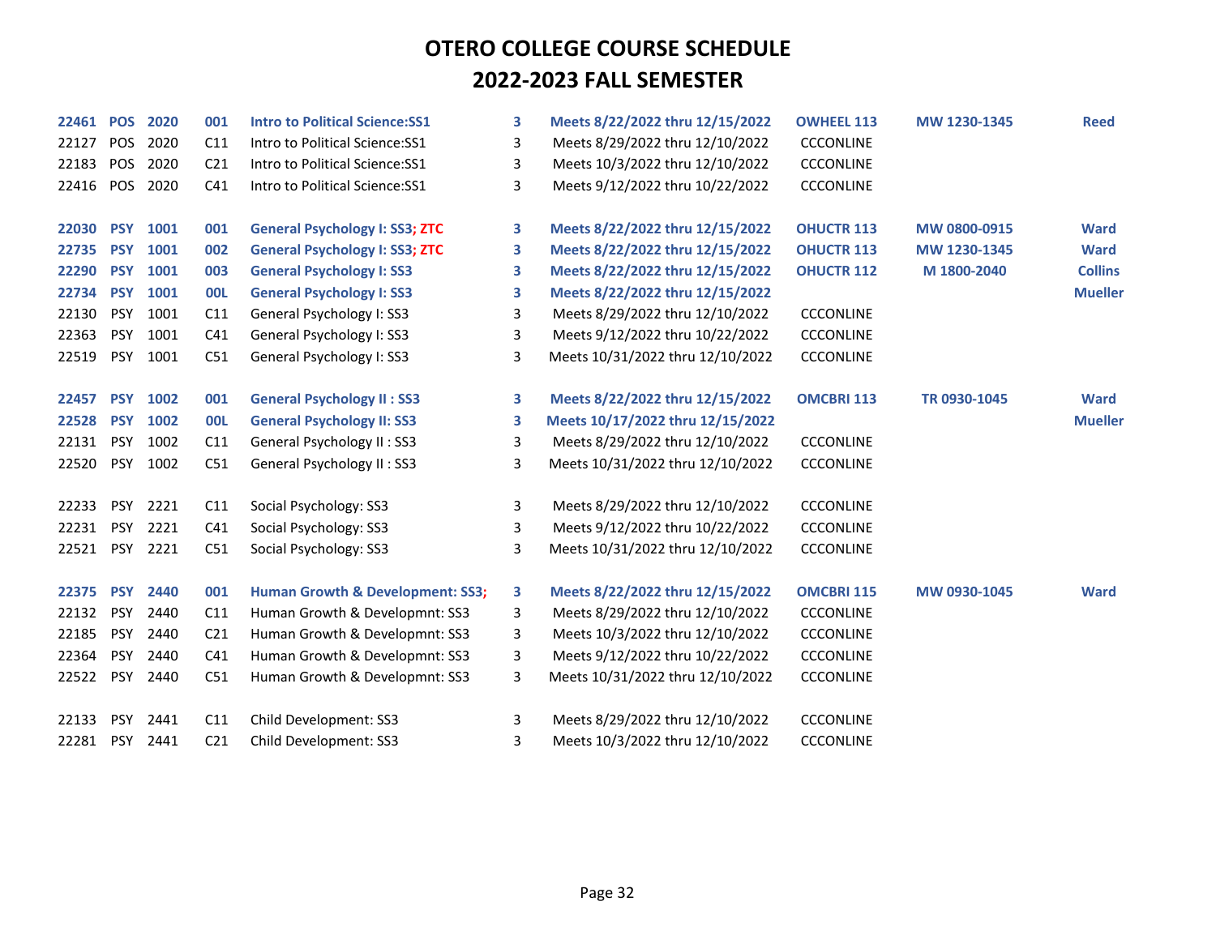# OTERO COLLEGE COURSE SCHEDULE

# 2022-2023 FALL SEMESTER

| | | | | | | | | | |
|---|---|---|---|---|---|---|---|---|---|
| **22461** | **POS** | **2020** | **001** | **Intro to Political Science:SS1** | **3** | **Meets 8/22/2022 thru 12/15/2022** | **OWHEEL 113** | **MW 1230-1345** | **Reed** |
| 22127 | POS | 2020 | C11 | Intro to Political Science:SS1 | 3 | Meets 8/29/2022 thru 12/10/2022 | CCCONLINE | | |
| 22183 | POS | 2020 | C21 | Intro to Political Science:SS1 | 3 | Meets 10/3/2022 thru 12/10/2022 | CCCONLINE | | |
| 22416 | POS | 2020 | C41 | Intro to Political Science:SS1 | 3 | Meets 9/12/2022 thru 10/22/2022 | CCCONLINE | | |
| | | | | | | | | | |
| **22030** | **PSY** | **1001** | **001** | **General Psychology I: SS3; ZTC** | **3** | **Meets 8/22/2022 thru 12/15/2022** | **OHUCTR 113** | **MW 0800-0915** | **Ward** |
| **22735** | **PSY** | **1001** | **002** | **General Psychology I: SS3; ZTC** | **3** | **Meets 8/22/2022 thru 12/15/2022** | **OHUCTR 113** | **MW 1230-1345** | **Ward** |
| **22290** | **PSY** | **1001** | **003** | **General Psychology I: SS3** | **3** | **Meets 8/22/2022 thru 12/15/2022** | **OHUCTR 112** | **M 1800-2040** | **Collins** |
| **22734** | **PSY** | **1001** | **00L** | **General Psychology I: SS3** | **3** | **Meets 8/22/2022 thru 12/15/2022** | | | **Mueller** |
| 22130 | PSY | 1001 | C11 | General Psychology I: SS3 | 3 | Meets 8/29/2022 thru 12/10/2022 | CCCONLINE | | |
| 22363 | PSY | 1001 | C41 | General Psychology I: SS3 | 3 | Meets 9/12/2022 thru 10/22/2022 | CCCONLINE | | |
| 22519 | PSY | 1001 | C51 | General Psychology I: SS3 | 3 | Meets 10/31/2022 thru 12/10/2022 | CCCONLINE | | |
| | | | | | | | | | |
| **22457** | **PSY** | **1002** | **001** | **General Psychology II : SS3** | **3** | **Meets 8/22/2022 thru 12/15/2022** | **OMCBRI 113** | **TR 0930-1045** | **Ward** |
| **22528** | **PSY** | **1002** | **00L** | **General Psychology II: SS3** | **3** | **Meets 10/17/2022 thru 12/15/2022** | | | **Mueller** |
| 22131 | PSY | 1002 | C11 | General Psychology II : SS3 | 3 | Meets 8/29/2022 thru 12/10/2022 | CCCONLINE | | |
| 22520 | PSY | 1002 | C51 | General Psychology II : SS3 | 3 | Meets 10/31/2022 thru 12/10/2022 | CCCONLINE | | |
| | | | | | | | | | |
| 22233 | PSY | 2221 | C11 | Social Psychology: SS3 | 3 | Meets 8/29/2022 thru 12/10/2022 | CCCONLINE | | |
| 22231 | PSY | 2221 | C41 | Social Psychology: SS3 | 3 | Meets 9/12/2022 thru 10/22/2022 | CCCONLINE | | |
| 22521 | PSY | 2221 | C51 | Social Psychology: SS3 | 3 | Meets 10/31/2022 thru 12/10/2022 | CCCONLINE | | |
| | | | | | | | | | |
| **22375** | **PSY** | **2440** | **001** | **Human Growth & Development: SS3;** | **3** | **Meets 8/22/2022 thru 12/15/2022** | **OMCBRI 115** | **MW 0930-1045** | **Ward** |
| 22132 | PSY | 2440 | C11 | Human Growth & Developmnt: SS3 | 3 | Meets 8/29/2022 thru 12/10/2022 | CCCONLINE | | |
| 22185 | PSY | 2440 | C21 | Human Growth & Developmnt: SS3 | 3 | Meets 10/3/2022 thru 12/10/2022 | CCCONLINE | | |
| 22364 | PSY | 2440 | C41 | Human Growth & Developmnt: SS3 | 3 | Meets 9/12/2022 thru 10/22/2022 | CCCONLINE | | |
| 22522 | PSY | 2440 | C51 | Human Growth & Developmnt: SS3 | 3 | Meets 10/31/2022 thru 12/10/2022 | CCCONLINE | | |
| | | | | | | | | | |
| 22133 | PSY | 2441 | C11 | Child Development: SS3 | 3 | Meets 8/29/2022 thru 12/10/2022 | CCCONLINE | | |
| 22281 | PSY | 2441 | C21 | Child Development: SS3 | 3 | Meets 10/3/2022 thru 12/10/2022 | CCCONLINE | | |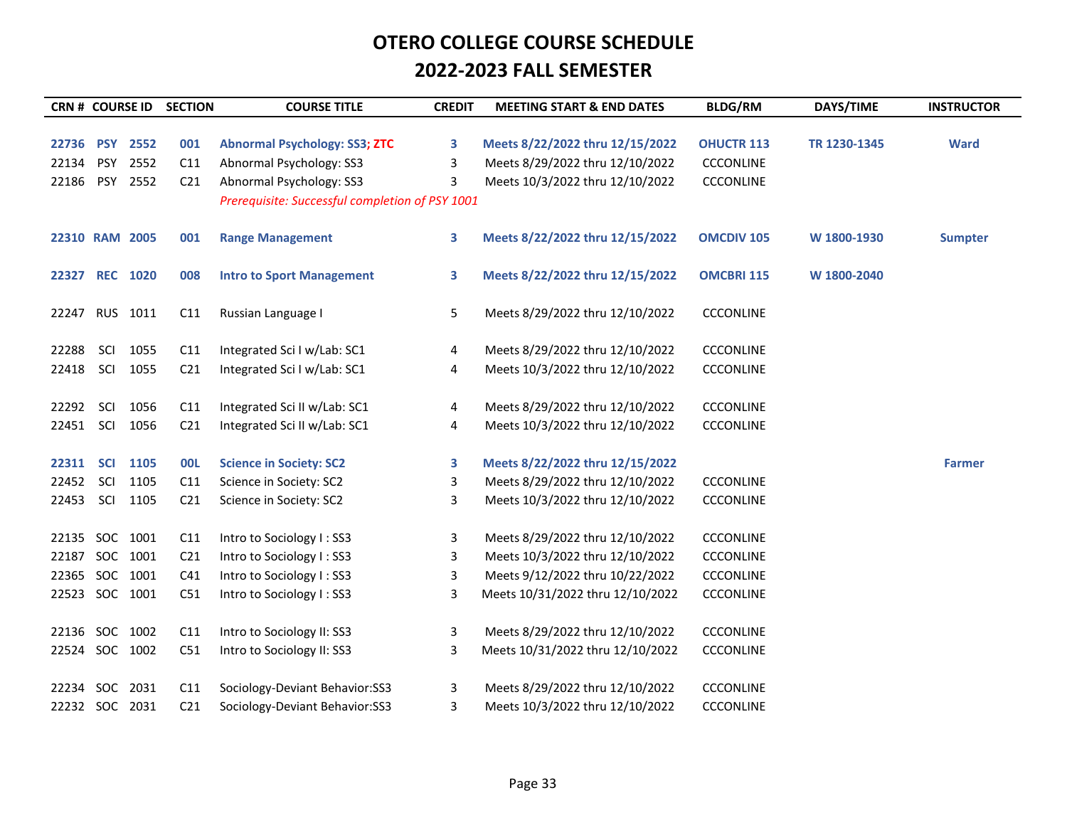# OTERO COLLEGE COURSE SCHEDULE

# 2022-2023 FALL SEMESTER

| CRN # | COURSE ID | | SECTION | COURSE TITLE | CREDIT | MEETING START & END DATES | BLDG/RM | DAYS/TIME | INSTRUCTOR |
|---|---|---|---|---|---|---|---|---|---|
| **22736** | **PSY** | **2552** | **001** | **Abnormal Psychology: SS3; ZTC** | **3** | **Meets 8/22/2022 thru 12/15/2022** | **OHUCTR 113** | **TR 1230-1345** | **Ward** |
| 22134 | PSY | 2552 | C11 | Abnormal Psychology: SS3 | 3 | Meets 8/29/2022 thru 12/10/2022 | CCCONLINE | | |
| 22186 | PSY | 2552 | C21 | Abnormal Psychology: SS3 | 3 | Meets 10/3/2022 thru 12/10/2022 | CCCONLINE | | |
| | | | | *Prerequisite: Successful completion of PSY 1001* | | | | | |
| **22310** | **RAM** | **2005** | **001** | **Range Management** | **3** | **Meets 8/22/2022 thru 12/15/2022** | **OMCDIV 105** | **W 1800-1930** | **Sumpter** |
| **22327** | **REC** | **1020** | **008** | **Intro to Sport Management** | **3** | **Meets 8/22/2022 thru 12/15/2022** | **OMCBRI 115** | **W 1800-2040** | |
| 22247 | RUS | 1011 | C11 | Russian Language I | 5 | Meets 8/29/2022 thru 12/10/2022 | CCCONLINE | | |
| 22288 | SCI | 1055 | C11 | Integrated Sci I w/Lab: SC1 | 4 | Meets 8/29/2022 thru 12/10/2022 | CCCONLINE | | |
| 22418 | SCI | 1055 | C21 | Integrated Sci I w/Lab: SC1 | 4 | Meets 10/3/2022 thru 12/10/2022 | CCCONLINE | | |
| 22292 | SCI | 1056 | C11 | Integrated Sci II w/Lab: SC1 | 4 | Meets 8/29/2022 thru 12/10/2022 | CCCONLINE | | |
| 22451 | SCI | 1056 | C21 | Integrated Sci II w/Lab: SC1 | 4 | Meets 10/3/2022 thru 12/10/2022 | CCCONLINE | | |
| **22311** | **SCI** | **1105** | **00L** | **Science in Society: SC2** | **3** | **Meets 8/22/2022 thru 12/15/2022** | | | **Farmer** |
| 22452 | SCI | 1105 | C11 | Science in Society: SC2 | 3 | Meets 8/29/2022 thru 12/10/2022 | CCCONLINE | | |
| 22453 | SCI | 1105 | C21 | Science in Society: SC2 | 3 | Meets 10/3/2022 thru 12/10/2022 | CCCONLINE | | |
| 22135 | SOC | 1001 | C11 | Intro to Sociology I : SS3 | 3 | Meets 8/29/2022 thru 12/10/2022 | CCCONLINE | | |
| 22187 | SOC | 1001 | C21 | Intro to Sociology I : SS3 | 3 | Meets 10/3/2022 thru 12/10/2022 | CCCONLINE | | |
| 22365 | SOC | 1001 | C41 | Intro to Sociology I : SS3 | 3 | Meets 9/12/2022 thru 10/22/2022 | CCCONLINE | | |
| 22523 | SOC | 1001 | C51 | Intro to Sociology I : SS3 | 3 | Meets 10/31/2022 thru 12/10/2022 | CCCONLINE | | |
| 22136 | SOC | 1002 | C11 | Intro to Sociology II: SS3 | 3 | Meets 8/29/2022 thru 12/10/2022 | CCCONLINE | | |
| 22524 | SOC | 1002 | C51 | Intro to Sociology II: SS3 | 3 | Meets 10/31/2022 thru 12/10/2022 | CCCONLINE | | |
| 22234 | SOC | 2031 | C11 | Sociology-Deviant Behavior:SS3 | 3 | Meets 8/29/2022 thru 12/10/2022 | CCCONLINE | | |
| 22232 | SOC | 2031 | C21 | Sociology-Deviant Behavior:SS3 | 3 | Meets 10/3/2022 thru 12/10/2022 | CCCONLINE | | |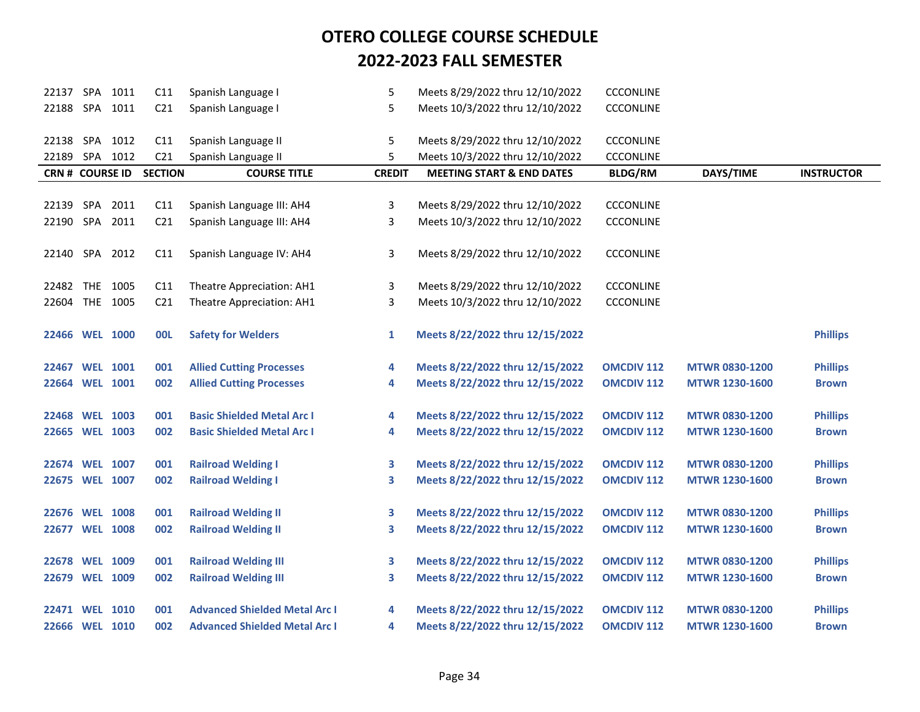# OTERO COLLEGE COURSE SCHEDULE
# 2022-2023 FALL SEMESTER

| CRN # | COURSE ID | | SECTION | COURSE TITLE | CREDIT | MEETING START & END DATES | BLDG/RM | DAYS/TIME | INSTRUCTOR |
|---|---|---|---|---|---|---|---|---|---|
| 22137 | SPA | 1011 | C11 | Spanish Language I | 5 | Meets 8/29/2022 thru 12/10/2022 | CCCONLINE | | |
| 22188 | SPA | 1011 | C21 | Spanish Language I | 5 | Meets 10/3/2022 thru 12/10/2022 | CCCONLINE | | |
| 22138 | SPA | 1012 | C11 | Spanish Language II | 5 | Meets 8/29/2022 thru 12/10/2022 | CCCONLINE | | |
| 22189 | SPA | 1012 | C21 | Spanish Language II | 5 | Meets 10/3/2022 thru 12/10/2022 | CCCONLINE | | |
| 22139 | SPA | 2011 | C11 | Spanish Language III: AH4 | 3 | Meets 8/29/2022 thru 12/10/2022 | CCCONLINE | | |
| 22190 | SPA | 2011 | C21 | Spanish Language III: AH4 | 3 | Meets 10/3/2022 thru 12/10/2022 | CCCONLINE | | |
| 22140 | SPA | 2012 | C11 | Spanish Language IV: AH4 | 3 | Meets 8/29/2022 thru 12/10/2022 | CCCONLINE | | |
| 22482 | THE | 1005 | C11 | Theatre Appreciation: AH1 | 3 | Meets 8/29/2022 thru 12/10/2022 | CCCONLINE | | |
| 22604 | THE | 1005 | C21 | Theatre Appreciation: AH1 | 3 | Meets 10/3/2022 thru 12/10/2022 | CCCONLINE | | |
| **22466** | **WEL** | **1000** | **00L** | **Safety for Welders** | **1** | **Meets 8/22/2022 thru 12/15/2022** | | | **Phillips** |
| **22467** | **WEL** | **1001** | **001** | **Allied Cutting Processes** | **4** | **Meets 8/22/2022 thru 12/15/2022** | **OMCDIV 112** | **MTWR 0830-1200** | **Phillips** |
| **22664** | **WEL** | **1001** | **002** | **Allied Cutting Processes** | **4** | **Meets 8/22/2022 thru 12/15/2022** | **OMCDIV 112** | **MTWR 1230-1600** | **Brown** |
| **22468** | **WEL** | **1003** | **001** | **Basic Shielded Metal Arc I** | **4** | **Meets 8/22/2022 thru 12/15/2022** | **OMCDIV 112** | **MTWR 0830-1200** | **Phillips** |
| **22665** | **WEL** | **1003** | **002** | **Basic Shielded Metal Arc I** | **4** | **Meets 8/22/2022 thru 12/15/2022** | **OMCDIV 112** | **MTWR 1230-1600** | **Brown** |
| **22674** | **WEL** | **1007** | **001** | **Railroad Welding I** | **3** | **Meets 8/22/2022 thru 12/15/2022** | **OMCDIV 112** | **MTWR 0830-1200** | **Phillips** |
| **22675** | **WEL** | **1007** | **002** | **Railroad Welding I** | **3** | **Meets 8/22/2022 thru 12/15/2022** | **OMCDIV 112** | **MTWR 1230-1600** | **Brown** |
| **22676** | **WEL** | **1008** | **001** | **Railroad Welding II** | **3** | **Meets 8/22/2022 thru 12/15/2022** | **OMCDIV 112** | **MTWR 0830-1200** | **Phillips** |
| **22677** | **WEL** | **1008** | **002** | **Railroad Welding II** | **3** | **Meets 8/22/2022 thru 12/15/2022** | **OMCDIV 112** | **MTWR 1230-1600** | **Brown** |
| **22678** | **WEL** | **1009** | **001** | **Railroad Welding III** | **3** | **Meets 8/22/2022 thru 12/15/2022** | **OMCDIV 112** | **MTWR 0830-1200** | **Phillips** |
| **22679** | **WEL** | **1009** | **002** | **Railroad Welding III** | **3** | **Meets 8/22/2022 thru 12/15/2022** | **OMCDIV 112** | **MTWR 1230-1600** | **Brown** |
| **22471** | **WEL** | **1010** | **001** | **Advanced Shielded Metal Arc I** | **4** | **Meets 8/22/2022 thru 12/15/2022** | **OMCDIV 112** | **MTWR 0830-1200** | **Phillips** |
| **22666** | **WEL** | **1010** | **002** | **Advanced Shielded Metal Arc I** | **4** | **Meets 8/22/2022 thru 12/15/2022** | **OMCDIV 112** | **MTWR 1230-1600** | **Brown** |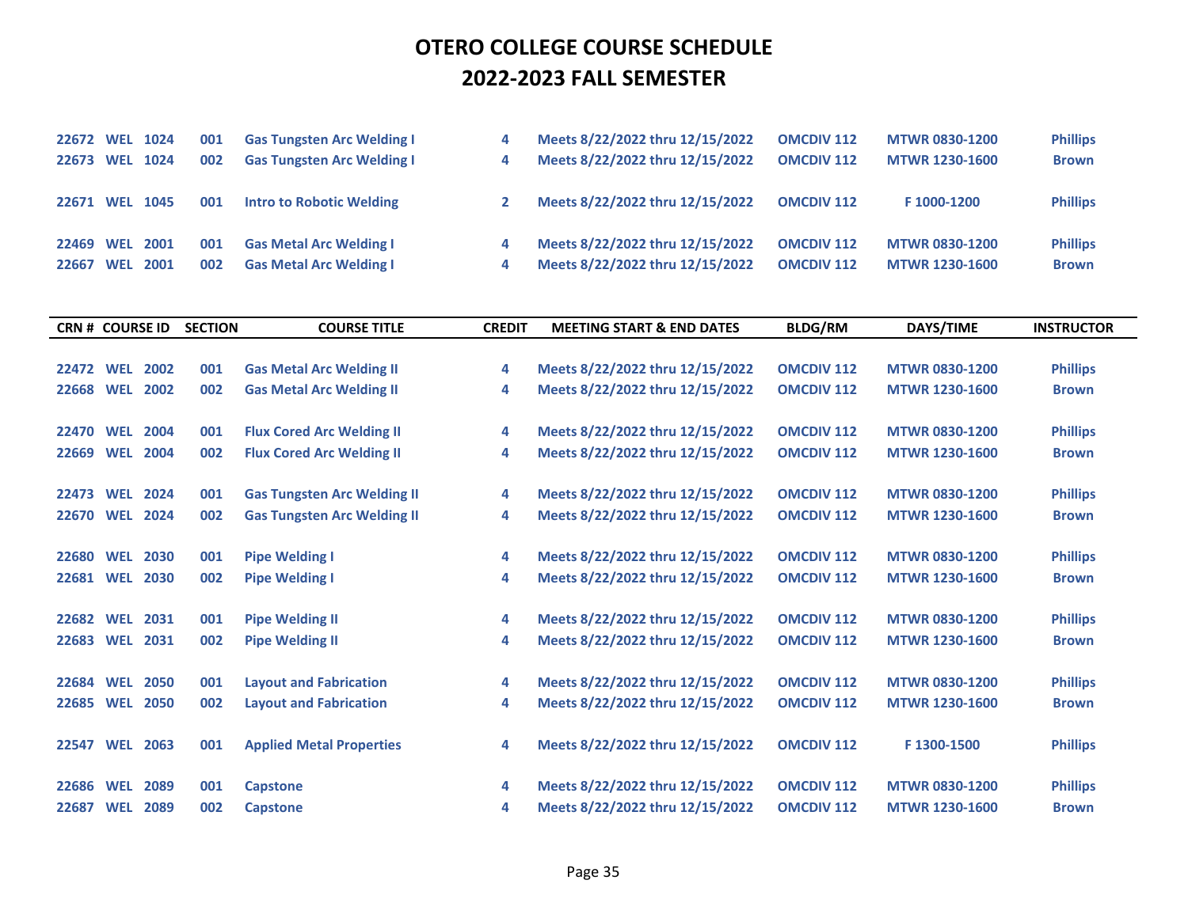# OTERO COLLEGE COURSE SCHEDULE
# 2022-2023 FALL SEMESTER

| CRN # | COURSE ID | SECTION | COURSE TITLE | CREDIT | MEETING START & END DATES | BLDG/RM | DAYS/TIME | INSTRUCTOR |
|---|---|---|---|---|---|---|---|---|
| 22672 | WEL 1024 | 001 | Gas Tungsten Arc Welding I | 4 | Meets 8/22/2022 thru 12/15/2022 | OMCDIV 112 | MTWR 0830-1200 | Phillips |
| 22673 | WEL 1024 | 002 | Gas Tungsten Arc Welding I | 4 | Meets 8/22/2022 thru 12/15/2022 | OMCDIV 112 | MTWR 1230-1600 | Brown |
| 22671 | WEL 1045 | 001 | Intro to Robotic Welding | 2 | Meets 8/22/2022 thru 12/15/2022 | OMCDIV 112 | F 1000-1200 | Phillips |
| 22469 | WEL 2001 | 001 | Gas Metal Arc Welding I | 4 | Meets 8/22/2022 thru 12/15/2022 | OMCDIV 112 | MTWR 0830-1200 | Phillips |
| 22667 | WEL 2001 | 002 | Gas Metal Arc Welding I | 4 | Meets 8/22/2022 thru 12/15/2022 | OMCDIV 112 | MTWR 1230-1600 | Brown |
| 22472 | WEL 2002 | 001 | Gas Metal Arc Welding II | 4 | Meets 8/22/2022 thru 12/15/2022 | OMCDIV 112 | MTWR 0830-1200 | Phillips |
| 22668 | WEL 2002 | 002 | Gas Metal Arc Welding II | 4 | Meets 8/22/2022 thru 12/15/2022 | OMCDIV 112 | MTWR 1230-1600 | Brown |
| 22470 | WEL 2004 | 001 | Flux Cored Arc Welding II | 4 | Meets 8/22/2022 thru 12/15/2022 | OMCDIV 112 | MTWR 0830-1200 | Phillips |
| 22669 | WEL 2004 | 002 | Flux Cored Arc Welding II | 4 | Meets 8/22/2022 thru 12/15/2022 | OMCDIV 112 | MTWR 1230-1600 | Brown |
| 22473 | WEL 2024 | 001 | Gas Tungsten Arc Welding II | 4 | Meets 8/22/2022 thru 12/15/2022 | OMCDIV 112 | MTWR 0830-1200 | Phillips |
| 22670 | WEL 2024 | 002 | Gas Tungsten Arc Welding II | 4 | Meets 8/22/2022 thru 12/15/2022 | OMCDIV 112 | MTWR 1230-1600 | Brown |
| 22680 | WEL 2030 | 001 | Pipe Welding I | 4 | Meets 8/22/2022 thru 12/15/2022 | OMCDIV 112 | MTWR 0830-1200 | Phillips |
| 22681 | WEL 2030 | 002 | Pipe Welding I | 4 | Meets 8/22/2022 thru 12/15/2022 | OMCDIV 112 | MTWR 1230-1600 | Brown |
| 22682 | WEL 2031 | 001 | Pipe Welding II | 4 | Meets 8/22/2022 thru 12/15/2022 | OMCDIV 112 | MTWR 0830-1200 | Phillips |
| 22683 | WEL 2031 | 002 | Pipe Welding II | 4 | Meets 8/22/2022 thru 12/15/2022 | OMCDIV 112 | MTWR 1230-1600 | Brown |
| 22684 | WEL 2050 | 001 | Layout and Fabrication | 4 | Meets 8/22/2022 thru 12/15/2022 | OMCDIV 112 | MTWR 0830-1200 | Phillips |
| 22685 | WEL 2050 | 002 | Layout and Fabrication | 4 | Meets 8/22/2022 thru 12/15/2022 | OMCDIV 112 | MTWR 1230-1600 | Brown |
| 22547 | WEL 2063 | 001 | Applied Metal Properties | 4 | Meets 8/22/2022 thru 12/15/2022 | OMCDIV 112 | F 1300-1500 | Phillips |
| 22686 | WEL 2089 | 001 | Capstone | 4 | Meets 8/22/2022 thru 12/15/2022 | OMCDIV 112 | MTWR 0830-1200 | Phillips |
| 22687 | WEL 2089 | 002 | Capstone | 4 | Meets 8/22/2022 thru 12/15/2022 | OMCDIV 112 | MTWR 1230-1600 | Brown |